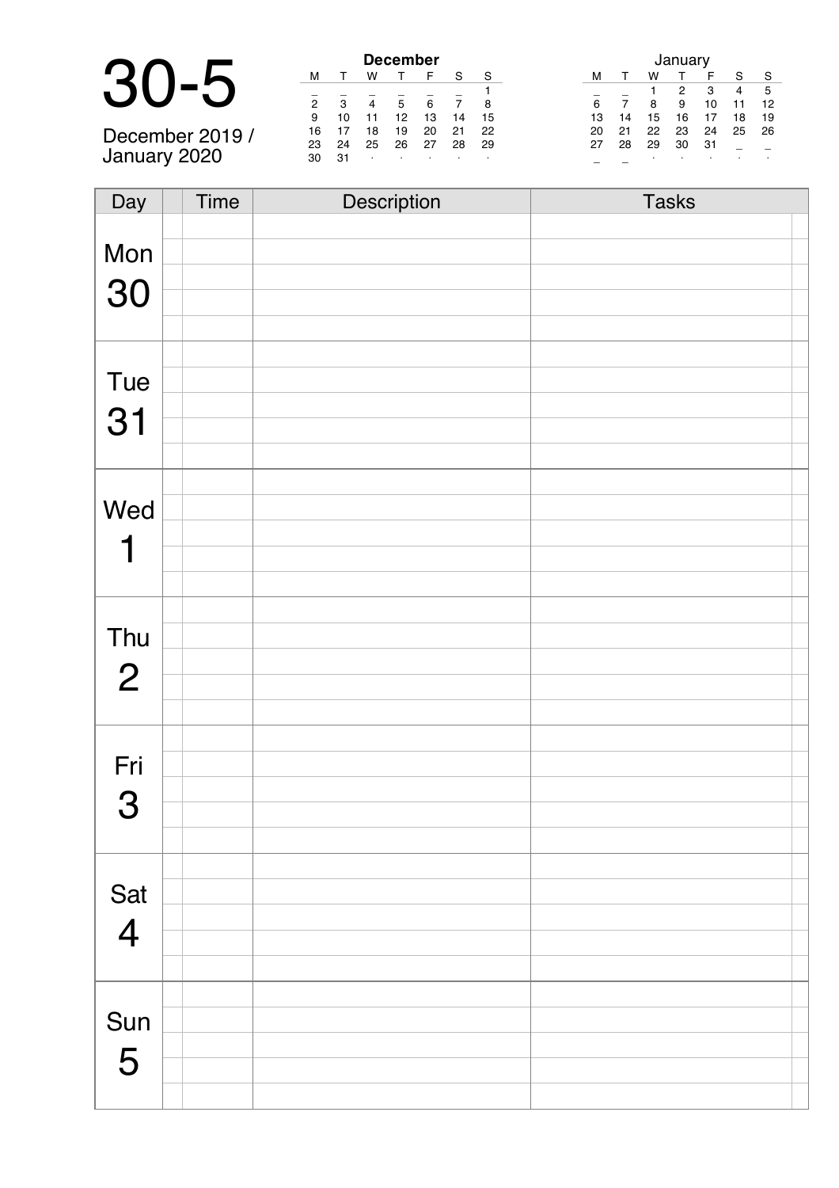# 30-5

December 2019 /
January 2020

**December**

| M | T | W | T | F | S | S |
|---|---|---|---|---|---|---|
| _ | _ | _ | _ | _ | _ | 1 |
| 2 | 3 | 4 | 5 | 6 | 7 | 8 |
| 9 | 10 | 11 | 12 | 13 | 14 | 15 |
| 16 | 17 | 18 | 19 | 20 | 21 | 22 |
| 23 | 24 | 25 | 26 | 27 | 28 | 29 |
| 30 | 31 | · | · | · | · | · |

January

| M | T | W | T | F | S | S |
|---|---|---|---|---|---|---|
| _ | _ | 1 | 2 | 3 | 4 | 5 |
| 6 | 7 | 8 | 9 | 10 | 11 | 12 |
| 13 | 14 | 15 | 16 | 17 | 18 | 19 |
| 20 | 21 | 22 | 23 | 24 | 25 | 26 |
| 27 | 28 | 29 | 30 | 31 | _ | _ |
| _ | _ | · | · | · | · | · |

| Day | | Time | Description | Tasks | |
|---|---|---|---|---|---|
| Mon 30 | | | | | |
| | | | | | |
| | | | | | |
| | | | | | |
| | | | | | |
| Tue 31 | | | | | |
| | | | | | |
| | | | | | |
| | | | | | |
| | | | | | |
| Wed 1 | | | | | |
| | | | | | |
| | | | | | |
| | | | | | |
| | | | | | |
| Thu 2 | | | | | |
| | | | | | |
| | | | | | |
| | | | | | |
| | | | | | |
| Fri 3 | | | | | |
| | | | | | |
| | | | | | |
| | | | | | |
| | | | | | |
| Sat 4 | | | | | |
| | | | | | |
| | | | | | |
| | | | | | |
| | | | | | |
| Sun 5 | | | | | |
| | | | | | |
| | | | | | |
| | | | | | |
| | | | | | |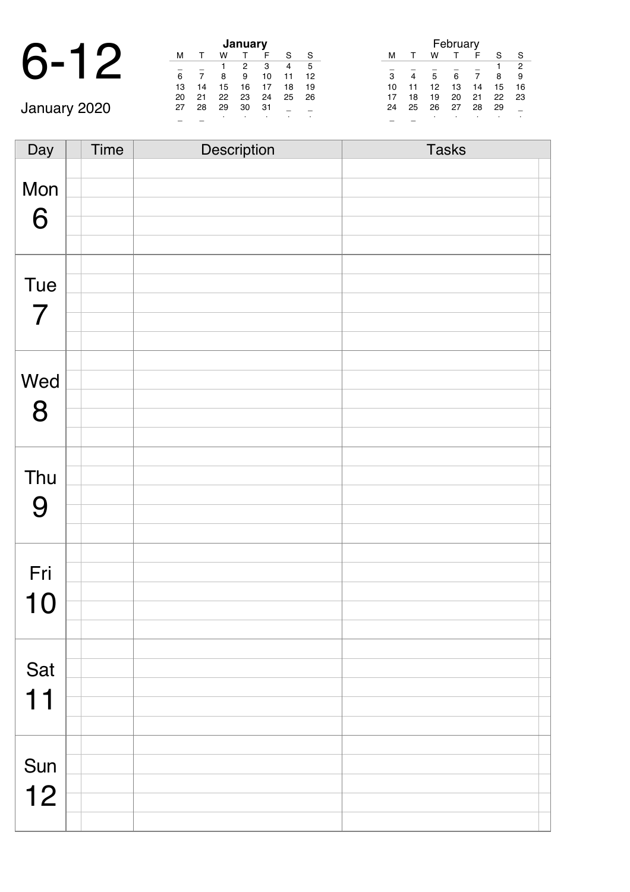# 6-12

January 2020

**January**

| M | T | W | T | F | S | S |
|---|---|---|---|---|---|---|
| _ | _ | 1 | 2 | 3 | 4 | 5 |
| 6 | 7 | 8 | 9 | 10 | 11 | 12 |
| 13 | 14 | 15 | 16 | 17 | 18 | 19 |
| 20 | 21 | 22 | 23 | 24 | 25 | 26 |
| 27 | 28 | 29 | 30 | 31 | _ | _ |

February

| M | T | W | T | F | S | S |
|---|---|---|---|---|---|---|
| _ | _ | _ | _ | _ | 1 | 2 |
| 3 | 4 | 5 | 6 | 7 | 8 | 9 |
| 10 | 11 | 12 | 13 | 14 | 15 | 16 |
| 17 | 18 | 19 | 20 | 21 | 22 | 23 |
| 24 | 25 | 26 | 27 | 28 | 29 | _ |

| Day | | Time | Description | Tasks | |
|---|---|---|---|---|---|
| Mon 6 | | | | | |
| Tue 7 | | | | | |
| Wed 8 | | | | | |
| Thu 9 | | | | | |
| Fri 10 | | | | | |
| Sat 11 | | | | | |
| Sun 12 | | | | | |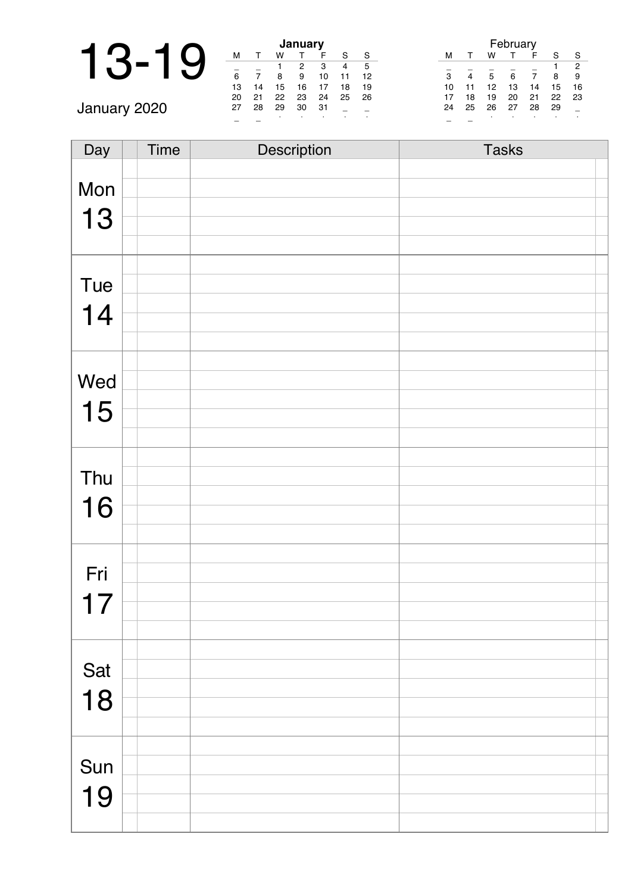# 13-19

January 2020

**January**

| M | T | W | T | F | S | S |
|---|---|---|---|---|---|---|
| _ | _ | 1 | 2 | 3 | 4 | 5 |
| 6 | 7 | 8 | 9 | 10 | 11 | 12 |
| 13 | 14 | 15 | 16 | 17 | 18 | 19 |
| 20 | 21 | 22 | 23 | 24 | 25 | 26 |
| 27 | 28 | 29 | 30 | 31 | _ | _ |

February

| M | T | W | T | F | S | S |
|---|---|---|---|---|---|---|
| _ | _ | _ | _ | _ | 1 | 2 |
| 3 | 4 | 5 | 6 | 7 | 8 | 9 |
| 10 | 11 | 12 | 13 | 14 | 15 | 16 |
| 17 | 18 | 19 | 20 | 21 | 22 | 23 |
| 24 | 25 | 26 | 27 | 28 | 29 | _ |

| Day | Time | Description | Tasks |
|---|---|---|---|
| Mon 13 | | | |
| Tue 14 | | | |
| Wed 15 | | | |
| Thu 16 | | | |
| Fri 17 | | | |
| Sat 18 | | | |
| Sun 19 | | | |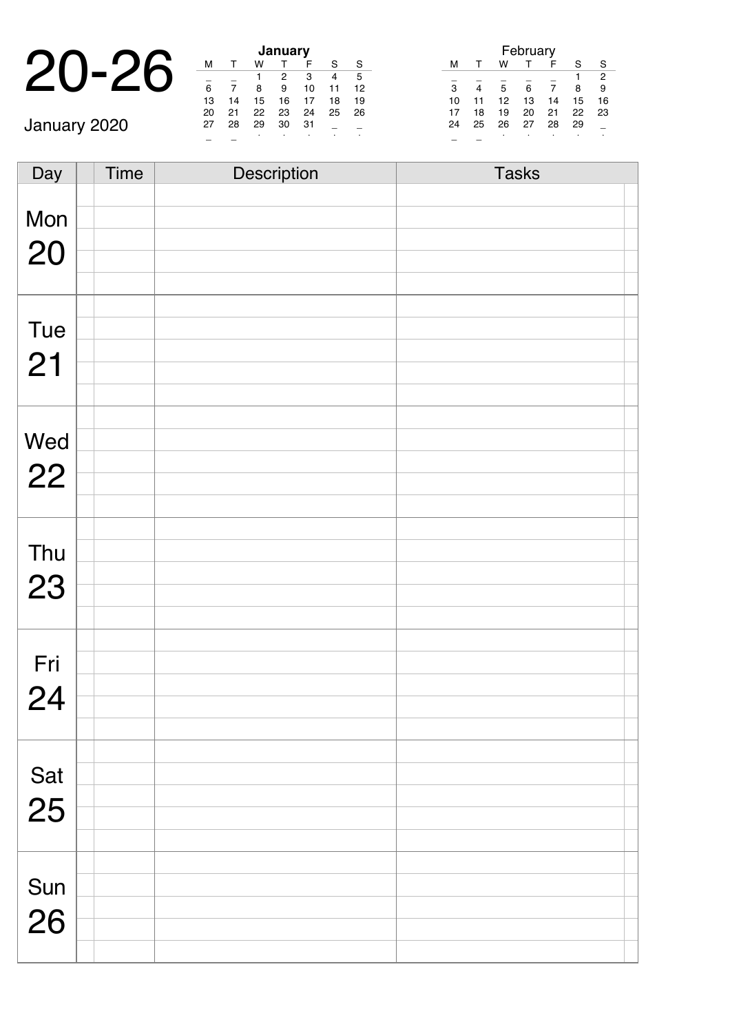# 20-26

January 2020

**January**

| M | T | W | T | F | S | S |
|---|---|---|---|---|---|---|
| _ | _ | 1 | 2 | 3 | 4 | 5 |
| 6 | 7 | 8 | 9 | 10 | 11 | 12 |
| 13 | 14 | 15 | 16 | 17 | 18 | 19 |
| 20 | 21 | 22 | 23 | 24 | 25 | 26 |
| 27 | 28 | 29 | 30 | 31 | _ | _ |

**February**

| M | T | W | T | F | S | S |
|---|---|---|---|---|---|---|
| _ | _ | _ | _ | _ | 1 | 2 |
| 3 | 4 | 5 | 6 | 7 | 8 | 9 |
| 10 | 11 | 12 | 13 | 14 | 15 | 16 |
| 17 | 18 | 19 | 20 | 21 | 22 | 23 |
| 24 | 25 | 26 | 27 | 28 | 29 | _ |

| Day | | Time | Description | Tasks | |
|---|---|---|---|---|---|
| Mon 20 | | | | | |
| | | | | | |
| | | | | | |
| | | | | | |
| | | | | | |
| Tue 21 | | | | | |
| | | | | | |
| | | | | | |
| | | | | | |
| | | | | | |
| Wed 22 | | | | | |
| | | | | | |
| | | | | | |
| | | | | | |
| | | | | | |
| Thu 23 | | | | | |
| | | | | | |
| | | | | | |
| | | | | | |
| | | | | | |
| Fri 24 | | | | | |
| | | | | | |
| | | | | | |
| | | | | | |
| | | | | | |
| Sat 25 | | | | | |
| | | | | | |
| | | | | | |
| | | | | | |
| | | | | | |
| Sun 26 | | | | | |
| | | | | | |
| | | | | | |
| | | | | | |
| | | | | | |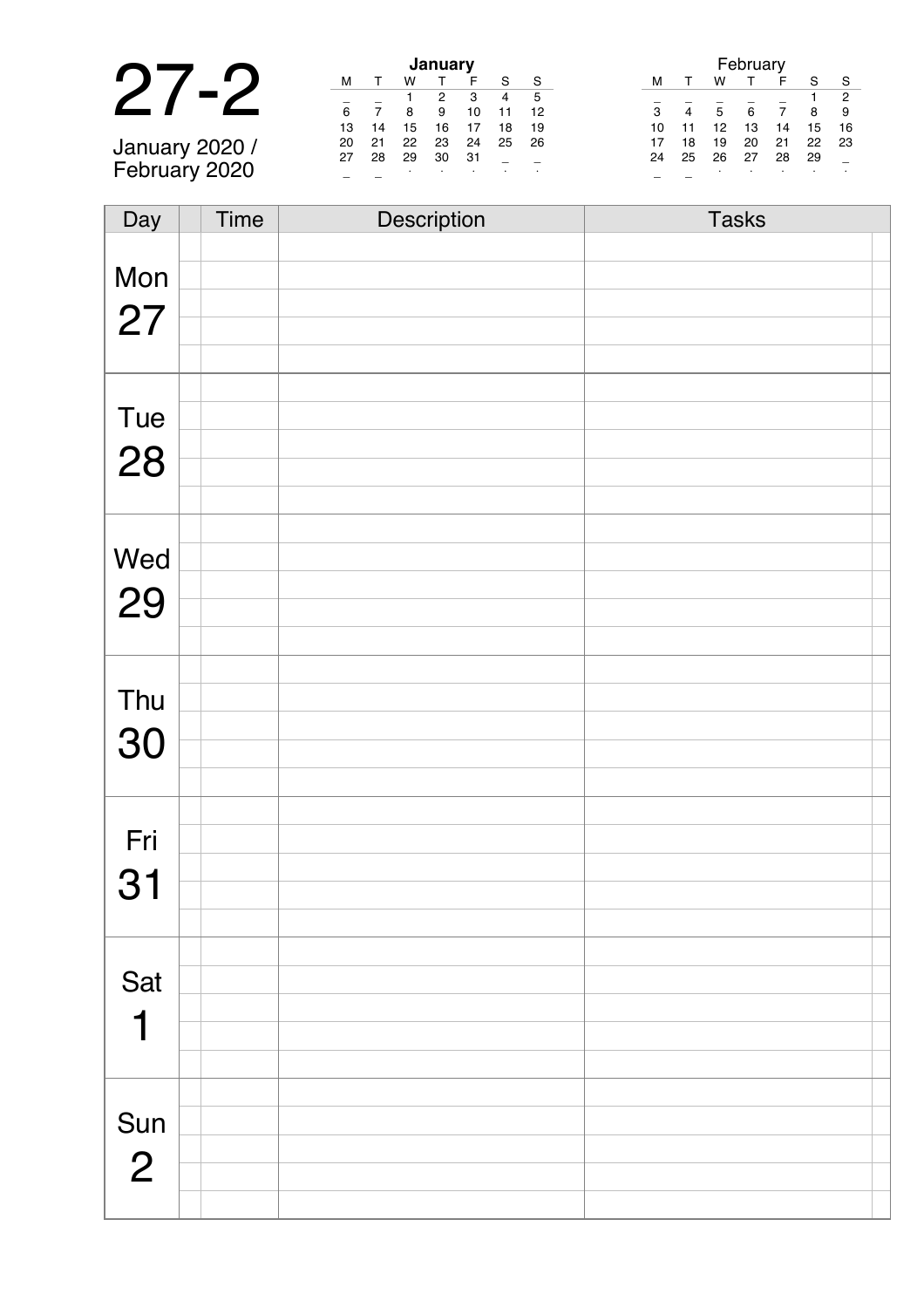# 27-2

January 2020 / February 2020

**January**

| M | T | W | T | F | S | S |
|---|---|---|---|---|---|---|
| _ | _ | 1 | 2 | 3 | 4 | 5 |
| 6 | 7 | 8 | 9 | 10 | 11 | 12 |
| 13 | 14 | 15 | 16 | 17 | 18 | 19 |
| 20 | 21 | 22 | 23 | 24 | 25 | 26 |
| 27 | 28 | 29 | 30 | 31 | _ | _ |
| _ | _ | . | . | . | . | . |

February

| M | T | W | T | F | S | S |
|---|---|---|---|---|---|---|
| _ | _ | _ | _ | _ | 1 | 2 |
| 3 | 4 | 5 | 6 | 7 | 8 | 9 |
| 10 | 11 | 12 | 13 | 14 | 15 | 16 |
| 17 | 18 | 19 | 20 | 21 | 22 | 23 |
| 24 | 25 | 26 | 27 | 28 | 29 | _ |
| _ | _ | . | . | . | . | . |

| Day | | Time | Description | Tasks | |
|---|---|---|---|---|---|
| Mon 27 | | | | | |
| | | | | | |
| | | | | | |
| | | | | | |
| | | | | | |
| Tue 28 | | | | | |
| | | | | | |
| | | | | | |
| | | | | | |
| | | | | | |
| Wed 29 | | | | | |
| | | | | | |
| | | | | | |
| | | | | | |
| | | | | | |
| Thu 30 | | | | | |
| | | | | | |
| | | | | | |
| | | | | | |
| | | | | | |
| Fri 31 | | | | | |
| | | | | | |
| | | | | | |
| | | | | | |
| | | | | | |
| Sat 1 | | | | | |
| | | | | | |
| | | | | | |
| | | | | | |
| | | | | | |
| Sun 2 | | | | | |
| | | | | | |
| | | | | | |
| | | | | | |
| | | | | | |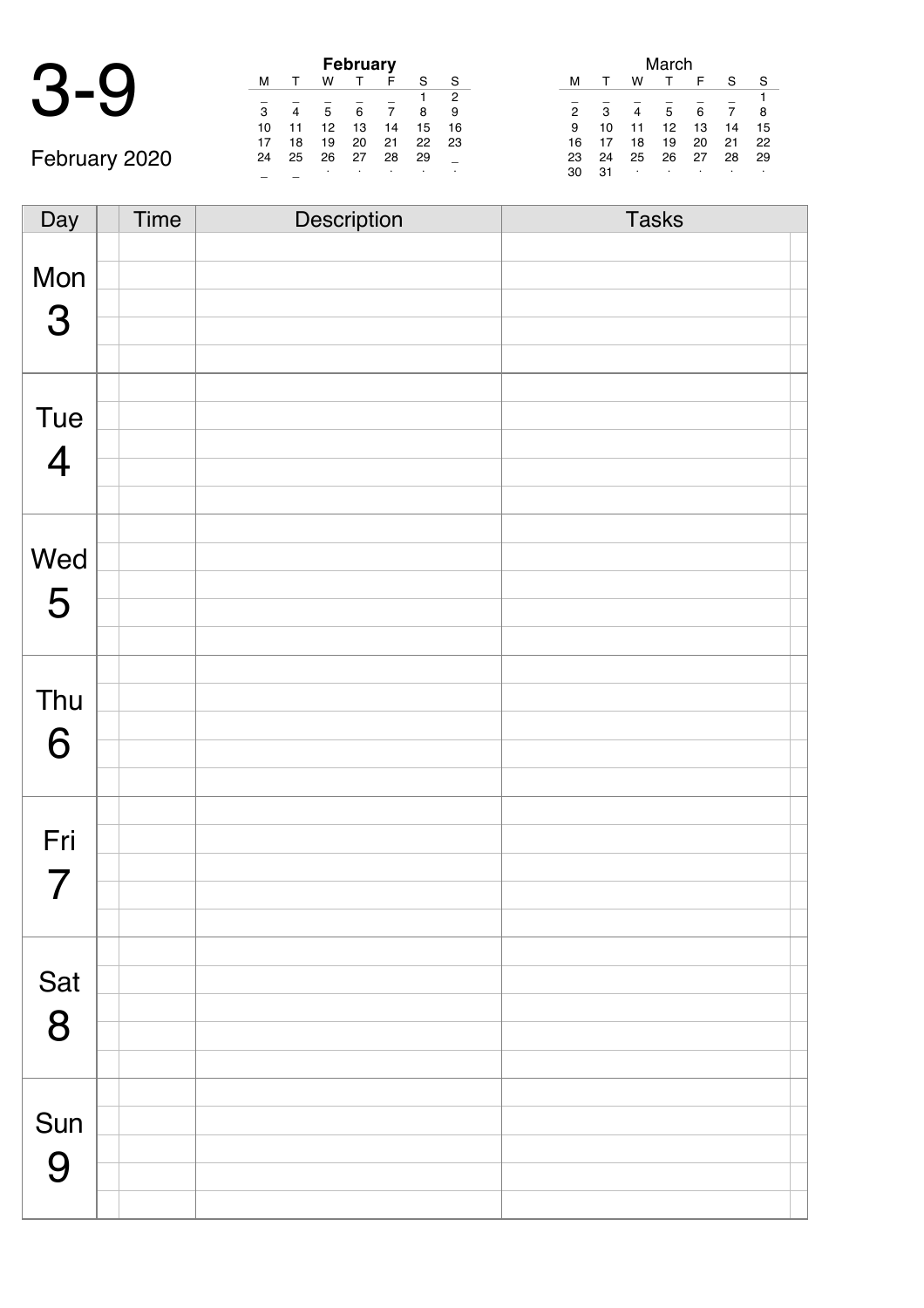# 3-9

February 2020

**February**

| M | T | W | T | F | S | S |
|---|---|---|---|---|---|---|
| _ | _ | _ | _ | _ | 1 | 2 |
| 3 | 4 | 5 | 6 | 7 | 8 | 9 |
| 10 | 11 | 12 | 13 | 14 | 15 | 16 |
| 17 | 18 | 19 | 20 | 21 | 22 | 23 |
| 24 | 25 | 26 | 27 | 28 | 29 | _ |
| _ | _ | . | . | . | . | . |

March

| M | T | W | T | F | S | S |
|---|---|---|---|---|---|---|
| _ | _ | _ | _ | _ | _ | 1 |
| 2 | 3 | 4 | 5 | 6 | 7 | 8 |
| 9 | 10 | 11 | 12 | 13 | 14 | 15 |
| 16 | 17 | 18 | 19 | 20 | 21 | 22 |
| 23 | 24 | 25 | 26 | 27 | 28 | 29 |
| 30 | 31 | . | . | . | . | . |

| Day | | Time | Description | Tasks | |
|---|---|---|---|---|---|
| Mon 3 | | | | | |
| | | | | | |
| | | | | | |
| | | | | | |
| | | | | | |
| Tue 4 | | | | | |
| | | | | | |
| | | | | | |
| | | | | | |
| | | | | | |
| Wed 5 | | | | | |
| | | | | | |
| | | | | | |
| | | | | | |
| | | | | | |
| Thu 6 | | | | | |
| | | | | | |
| | | | | | |
| | | | | | |
| | | | | | |
| Fri 7 | | | | | |
| | | | | | |
| | | | | | |
| | | | | | |
| | | | | | |
| Sat 8 | | | | | |
| | | | | | |
| | | | | | |
| | | | | | |
| | | | | | |
| Sun 9 | | | | | |
| | | | | | |
| | | | | | |
| | | | | | |
| | | | | | |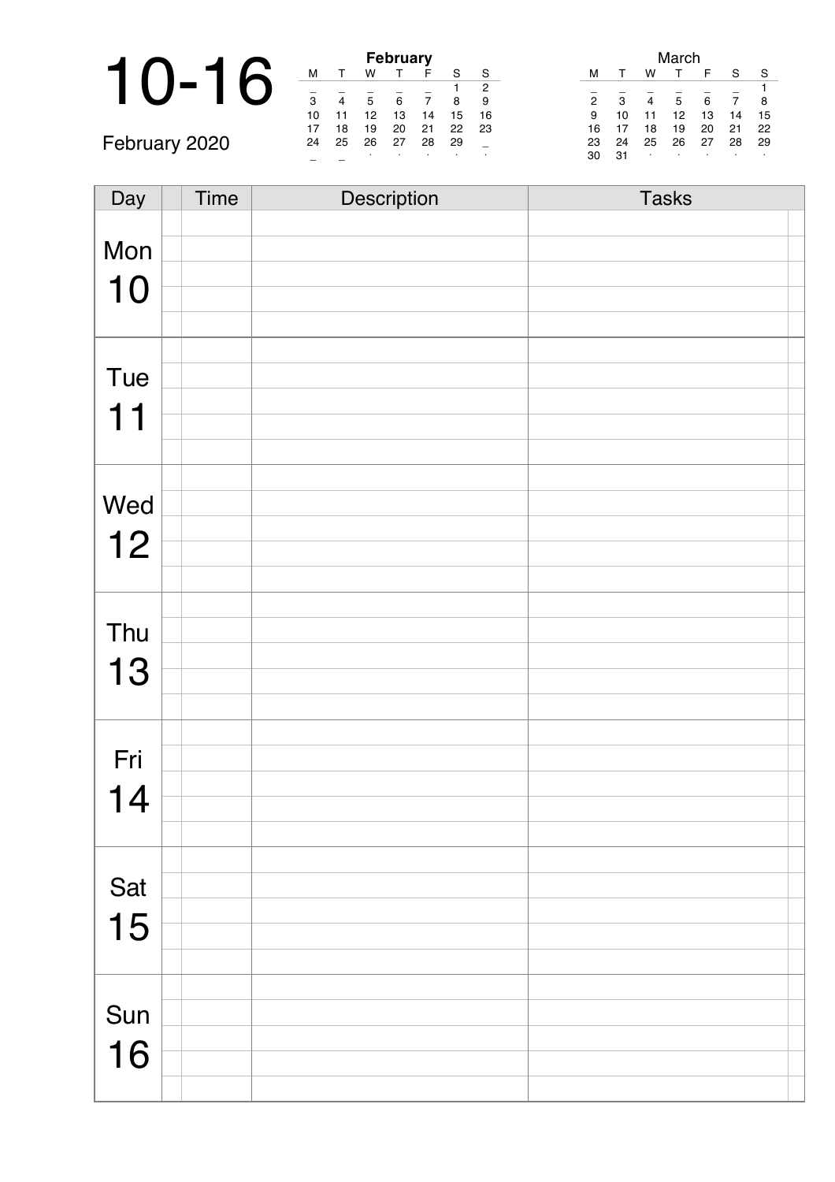# 10-16

February 2020

**February**

| M | T | W | T | F | S | S |
|---|---|---|---|---|---|---|
| _ | _ | _ | _ | _ | 1 | 2 |
| 3 | 4 | 5 | 6 | 7 | 8 | 9 |
| 10 | 11 | 12 | 13 | 14 | 15 | 16 |
| 17 | 18 | 19 | 20 | 21 | 22 | 23 |
| 24 | 25 | 26 | 27 | 28 | 29 | _ |
| _ | _ | . | . | . | . | . |

March

| M | T | W | T | F | S | S |
|---|---|---|---|---|---|---|
| _ | _ | _ | _ | _ | _ | 1 |
| 2 | 3 | 4 | 5 | 6 | 7 | 8 |
| 9 | 10 | 11 | 12 | 13 | 14 | 15 |
| 16 | 17 | 18 | 19 | 20 | 21 | 22 |
| 23 | 24 | 25 | 26 | 27 | 28 | 29 |
| 30 | 31 | . | . | . | . | . |

| Day | | Time | Description | Tasks |
|---|---|---|---|---|
| Mon 10 | | | | |
| Tue 11 | | | | |
| Wed 12 | | | | |
| Thu 13 | | | | |
| Fri 14 | | | | |
| Sat 15 | | | | |
| Sun 16 | | | | |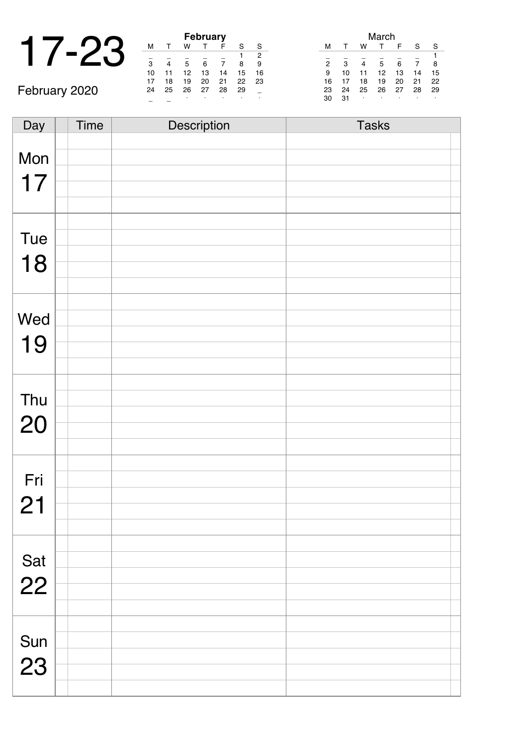# 17-23

February 2020

**February**

| M | T | W | T | F | S | S |
|---|---|---|---|---|---|---|
| _ | _ | _ | _ | _ | 1 | 2 |
| 3 | 4 | 5 | 6 | 7 | 8 | 9 |
| 10 | 11 | 12 | 13 | 14 | 15 | 16 |
| 17 | 18 | 19 | 20 | 21 | 22 | 23 |
| 24 | 25 | 26 | 27 | 28 | 29 | _ |
| _ | _ | . | . | . | . | . |

March

| M | T | W | T | F | S | S |
|---|---|---|---|---|---|---|
| _ | _ | _ | _ | _ | _ | 1 |
| 2 | 3 | 4 | 5 | 6 | 7 | 8 |
| 9 | 10 | 11 | 12 | 13 | 14 | 15 |
| 16 | 17 | 18 | 19 | 20 | 21 | 22 |
| 23 | 24 | 25 | 26 | 27 | 28 | 29 |
| 30 | 31 | . | . | . | . | . |

| Day | | Time | Description | Tasks |
|---|---|---|---|---|
| Mon 17 | | | | |
| Tue 18 | | | | |
| Wed 19 | | | | |
| Thu 20 | | | | |
| Fri 21 | | | | |
| Sat 22 | | | | |
| Sun 23 | | | | |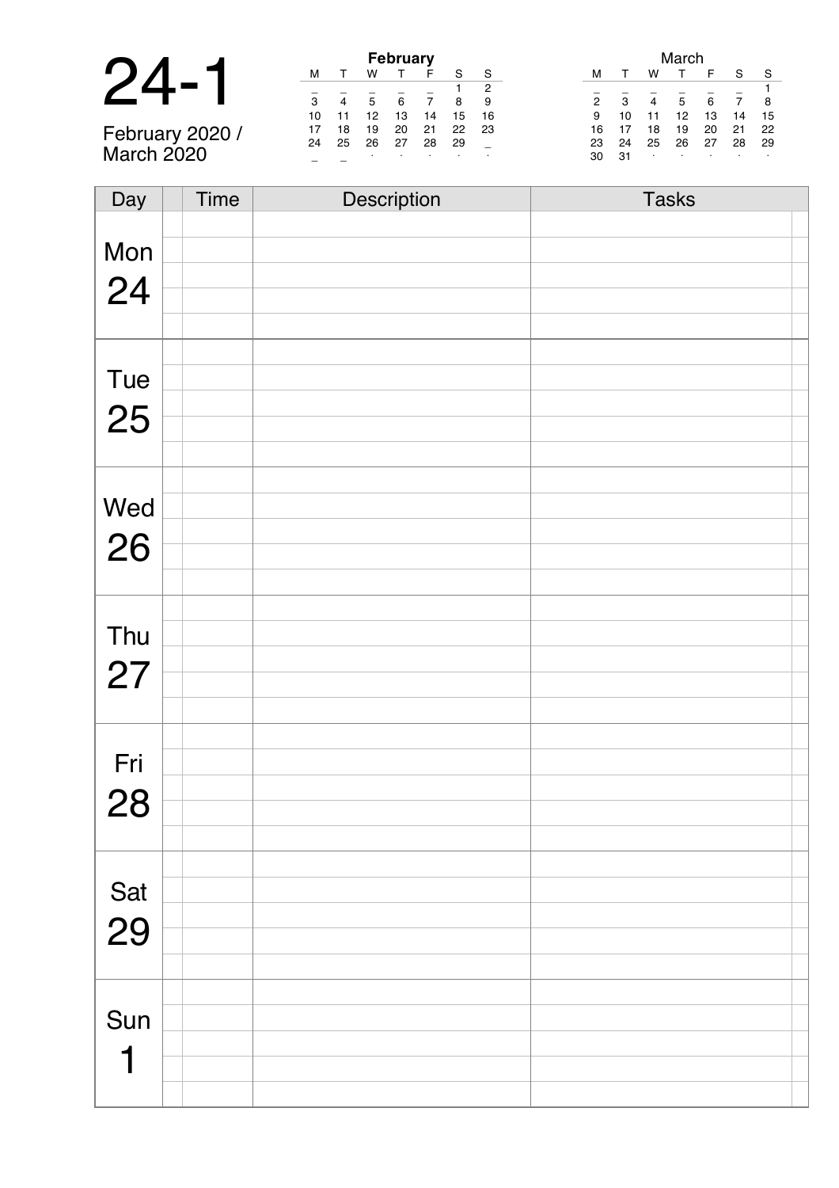# 24-1

February 2020 / March 2020

**February**

| M | T | W | T | F | S | S |
|---|---|---|---|---|---|---|
| _ | _ | _ | _ | _ | 1 | 2 |
| 3 | 4 | 5 | 6 | 7 | 8 | 9 |
| 10 | 11 | 12 | 13 | 14 | 15 | 16 |
| 17 | 18 | 19 | 20 | 21 | 22 | 23 |
| 24 | 25 | 26 | 27 | 28 | 29 | _ |
| _ | _ | . | . | . | . | . |

March

| M | T | W | T | F | S | S |
|---|---|---|---|---|---|---|
| _ | _ | _ | _ | _ | _ | 1 |
| 2 | 3 | 4 | 5 | 6 | 7 | 8 |
| 9 | 10 | 11 | 12 | 13 | 14 | 15 |
| 16 | 17 | 18 | 19 | 20 | 21 | 22 |
| 23 | 24 | 25 | 26 | 27 | 28 | 29 |
| 30 | 31 | . | . | . | . | . |

| Day | Time | Description | Tasks |
|---|---|---|---|
| Mon 24 | | | |
| Tue 25 | | | |
| Wed 26 | | | |
| Thu 27 | | | |
| Fri 28 | | | |
| Sat 29 | | | |
| Sun 1 | | | |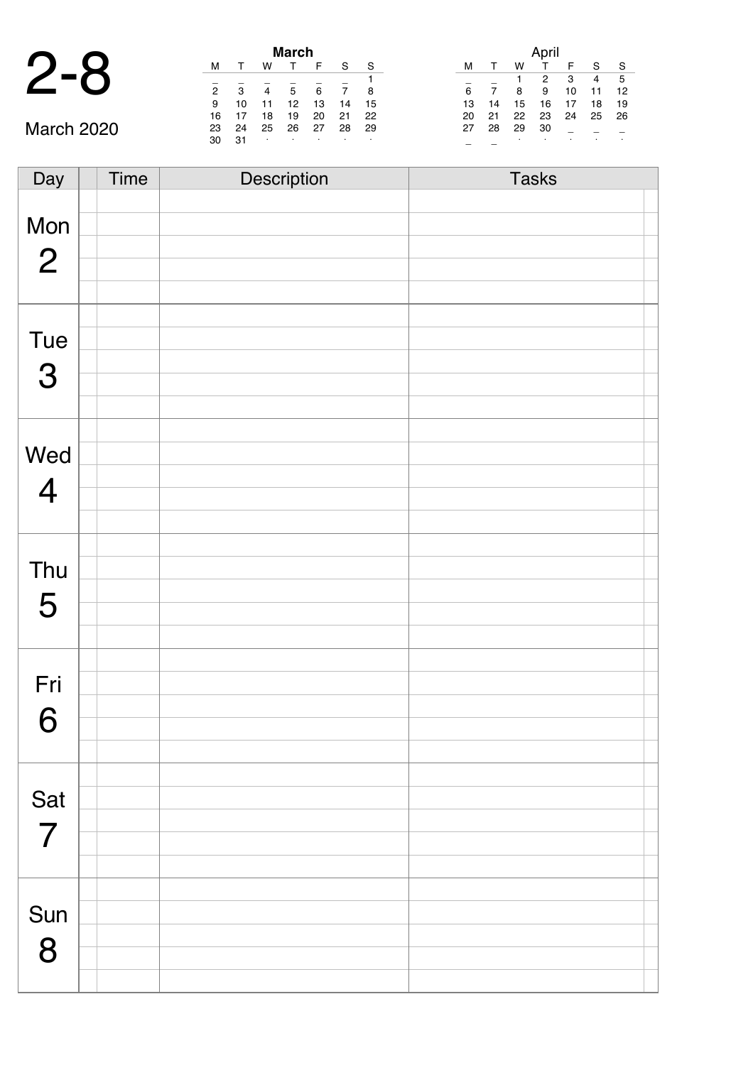# 2-8

March 2020

**March**

| M | T | W | T | F | S | S |
|---|---|---|---|---|---|---|
| _ | _ | _ | _ | _ | _ | 1 |
| 2 | 3 | 4 | 5 | 6 | 7 | 8 |
| 9 | 10 | 11 | 12 | 13 | 14 | 15 |
| 16 | 17 | 18 | 19 | 20 | 21 | 22 |
| 23 | 24 | 25 | 26 | 27 | 28 | 29 |
| 30 | 31 | . | . | . | . | . |

April

| M | T | W | T | F | S | S |
|---|---|---|---|---|---|---|
| _ | _ | 1 | 2 | 3 | 4 | 5 |
| 6 | 7 | 8 | 9 | 10 | 11 | 12 |
| 13 | 14 | 15 | 16 | 17 | 18 | 19 |
| 20 | 21 | 22 | 23 | 24 | 25 | 26 |
| 27 | 28 | 29 | 30 | _ | _ | _ |
| _ | _ | . | . | . | . | . |

| Day | | Time | Description | Tasks | |
|---|---|---|---|---|---|
| Mon 2 | | | | | |
| Tue 3 | | | | | |
| Wed 4 | | | | | |
| Thu 5 | | | | | |
| Fri 6 | | | | | |
| Sat 7 | | | | | |
| Sun 8 | | | | | |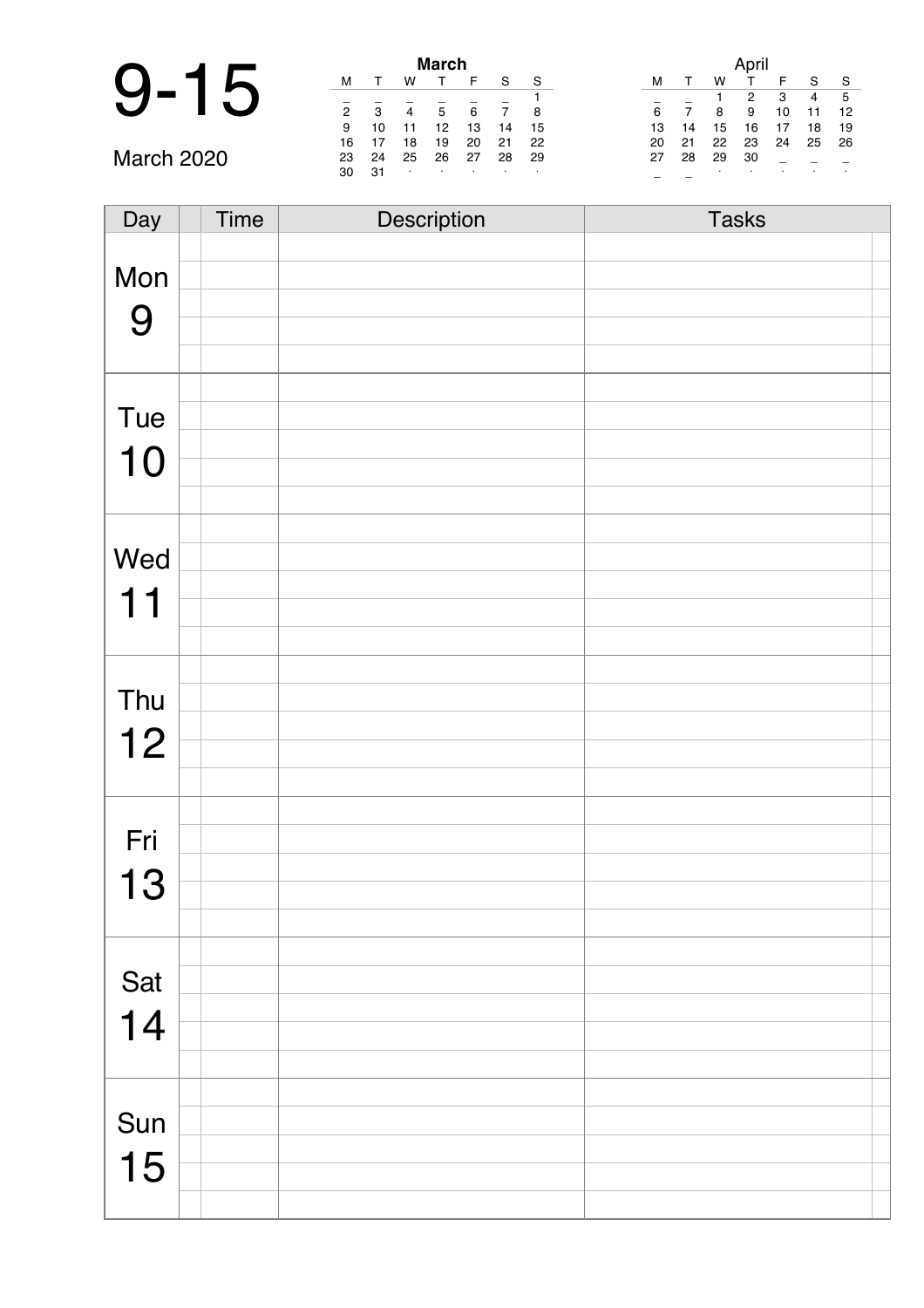# 9-15

March 2020

**March**

| M | T | W | T | F | S | S |
|---|---|---|---|---|---|---|
| _ | _ | _ | _ | _ | _ | 1 |
| 2 | 3 | 4 | 5 | 6 | 7 | 8 |
| 9 | 10 | 11 | 12 | 13 | 14 | 15 |
| 16 | 17 | 18 | 19 | 20 | 21 | 22 |
| 23 | 24 | 25 | 26 | 27 | 28 | 29 |
| 30 | 31 | · | · | · | · | · |

April

| M | T | W | T | F | S | S |
|---|---|---|---|---|---|---|
| _ | _ | 1 | 2 | 3 | 4 | 5 |
| 6 | 7 | 8 | 9 | 10 | 11 | 12 |
| 13 | 14 | 15 | 16 | 17 | 18 | 19 |
| 20 | 21 | 22 | 23 | 24 | 25 | 26 |
| 27 | 28 | 29 | 30 | _ | _ | _ |
| _ | _ | · | · | · | · | · |

| Day | Time | Description | Tasks |
|---|---|---|---|
| Mon 9 | | | |
| | | | |
| | | | |
| | | | |
| | | | |
| Tue 10 | | | |
| | | | |
| | | | |
| | | | |
| | | | |
| Wed 11 | | | |
| | | | |
| | | | |
| | | | |
| | | | |
| Thu 12 | | | |
| | | | |
| | | | |
| | | | |
| | | | |
| Fri 13 | | | |
| | | | |
| | | | |
| | | | |
| | | | |
| Sat 14 | | | |
| | | | |
| | | | |
| | | | |
| | | | |
| Sun 15 | | | |
| | | | |
| | | | |
| | | | |
| | | | |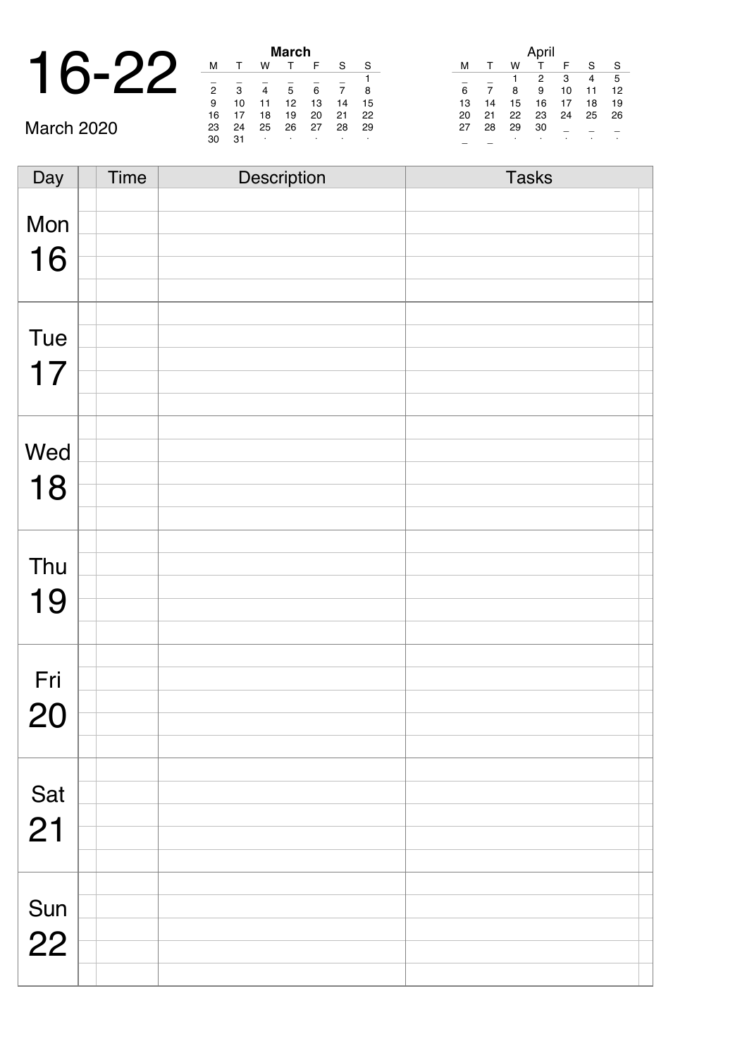# 16-22

March 2020

**March**

| M | T | W | T | F | S | S |
|---|---|---|---|---|---|---|
| _ | _ | _ | _ | _ | _ | 1 |
| 2 | 3 | 4 | 5 | 6 | 7 | 8 |
| 9 | 10 | 11 | 12 | 13 | 14 | 15 |
| 16 | 17 | 18 | 19 | 20 | 21 | 22 |
| 23 | 24 | 25 | 26 | 27 | 28 | 29 |
| 30 | 31 | . | . | . | . | . |

April

| M | T | W | T | F | S | S |
|---|---|---|---|---|---|---|
| _ | _ | 1 | 2 | 3 | 4 | 5 |
| 6 | 7 | 8 | 9 | 10 | 11 | 12 |
| 13 | 14 | 15 | 16 | 17 | 18 | 19 |
| 20 | 21 | 22 | 23 | 24 | 25 | 26 |
| 27 | 28 | 29 | 30 | _ | _ | _ |
| _ | _ | . | . | . | . | . |

| Day | Time | Description | Tasks |
|---|---|---|---|
| Mon 16 | | | |
| Tue 17 | | | |
| Wed 18 | | | |
| Thu 19 | | | |
| Fri 20 | | | |
| Sat 21 | | | |
| Sun 22 | | | |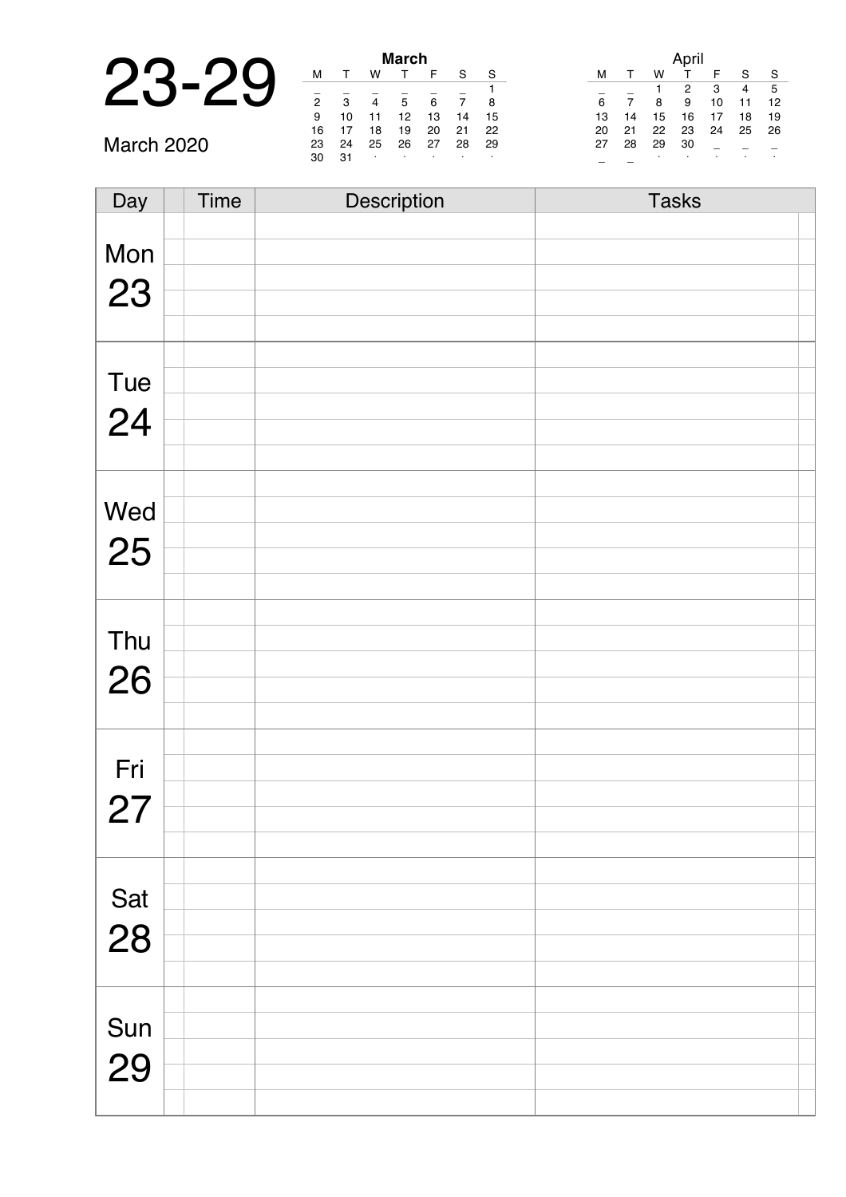# 23-29

March 2020

**March**

| M | T | W | T | F | S | S |
|---|---|---|---|---|---|---|
| _ | _ | _ | _ | _ | _ | 1 |
| 2 | 3 | 4 | 5 | 6 | 7 | 8 |
| 9 | 10 | 11 | 12 | 13 | 14 | 15 |
| 16 | 17 | 18 | 19 | 20 | 21 | 22 |
| 23 | 24 | 25 | 26 | 27 | 28 | 29 |
| 30 | 31 | . | . | . | . | . |

April

| M | T | W | T | F | S | S |
|---|---|---|---|---|---|---|
| _ | _ | 1 | 2 | 3 | 4 | 5 |
| 6 | 7 | 8 | 9 | 10 | 11 | 12 |
| 13 | 14 | 15 | 16 | 17 | 18 | 19 |
| 20 | 21 | 22 | 23 | 24 | 25 | 26 |
| 27 | 28 | 29 | 30 | _ | _ | _ |
| _ | _ | . | . | . | . | . |

| Day | Time | Description | Tasks |
|---|---|---|---|
| Mon 23 | | | |
| Tue 24 | | | |
| Wed 25 | | | |
| Thu 26 | | | |
| Fri 27 | | | |
| Sat 28 | | | |
| Sun 29 | | | |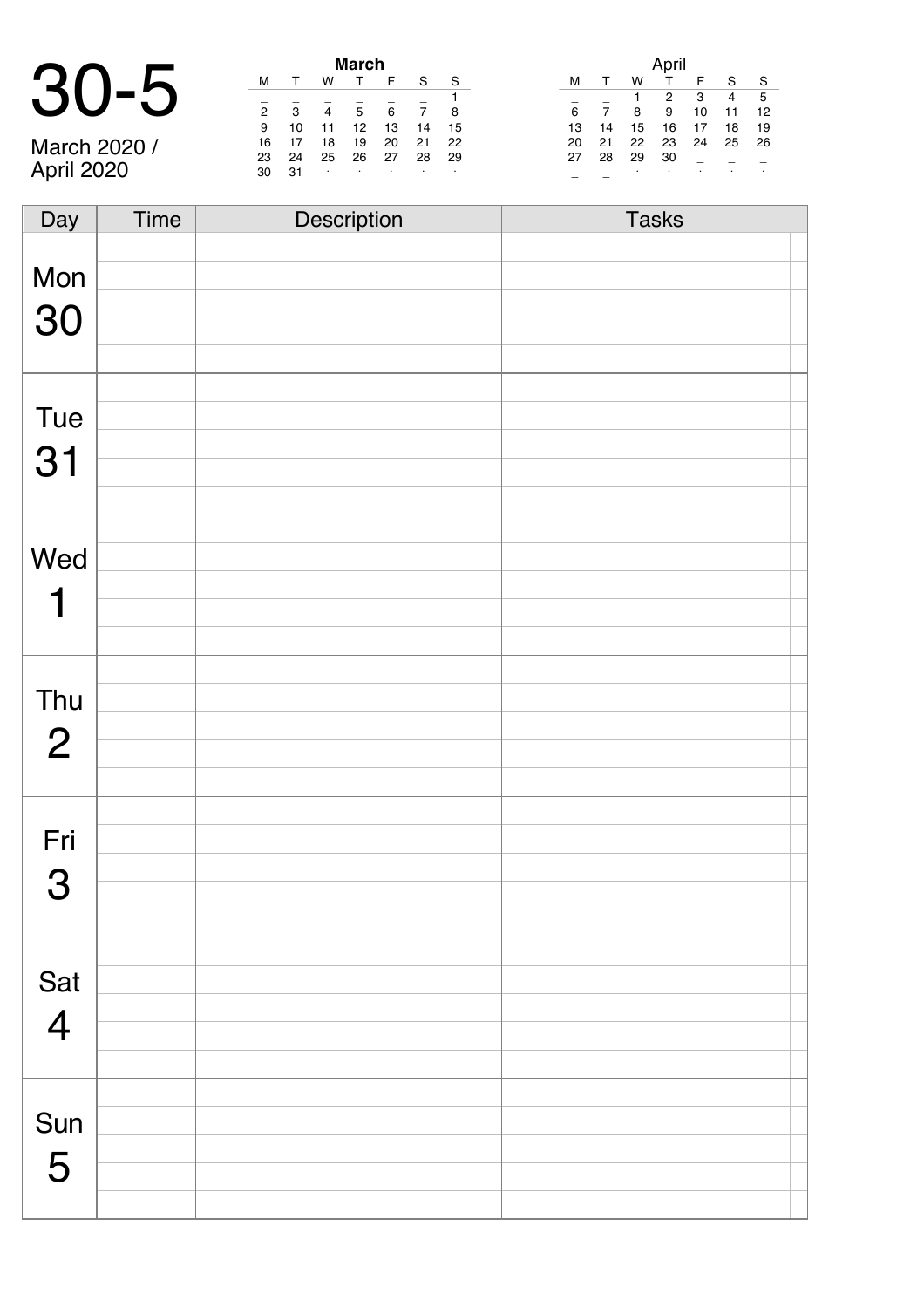# 30-5

March 2020 /
April 2020

**March**

| M | T | W | T | F | S | S |
|---|---|---|---|---|---|---|
| _ | _ | _ | _ | _ | _ | 1 |
| 2 | 3 | 4 | 5 | 6 | 7 | 8 |
| 9 | 10 | 11 | 12 | 13 | 14 | 15 |
| 16 | 17 | 18 | 19 | 20 | 21 | 22 |
| 23 | 24 | 25 | 26 | 27 | 28 | 29 |
| 30 | 31 | · | · | · | · | · |

**April**

| M | T | W | T | F | S | S |
|---|---|---|---|---|---|---|
| _ | _ | 1 | 2 | 3 | 4 | 5 |
| 6 | 7 | 8 | 9 | 10 | 11 | 12 |
| 13 | 14 | 15 | 16 | 17 | 18 | 19 |
| 20 | 21 | 22 | 23 | 24 | 25 | 26 |
| 27 | 28 | 29 | 30 | _ | _ | _ |
| _ | _ | · | · | · | · | · |

| Day | | Time | Description | Tasks | |
|---|---|---|---|---|---|
| Mon 30 | | | | | |
| Tue 31 | | | | | |
| Wed 1 | | | | | |
| Thu 2 | | | | | |
| Fri 3 | | | | | |
| Sat 4 | | | | | |
| Sun 5 | | | | | |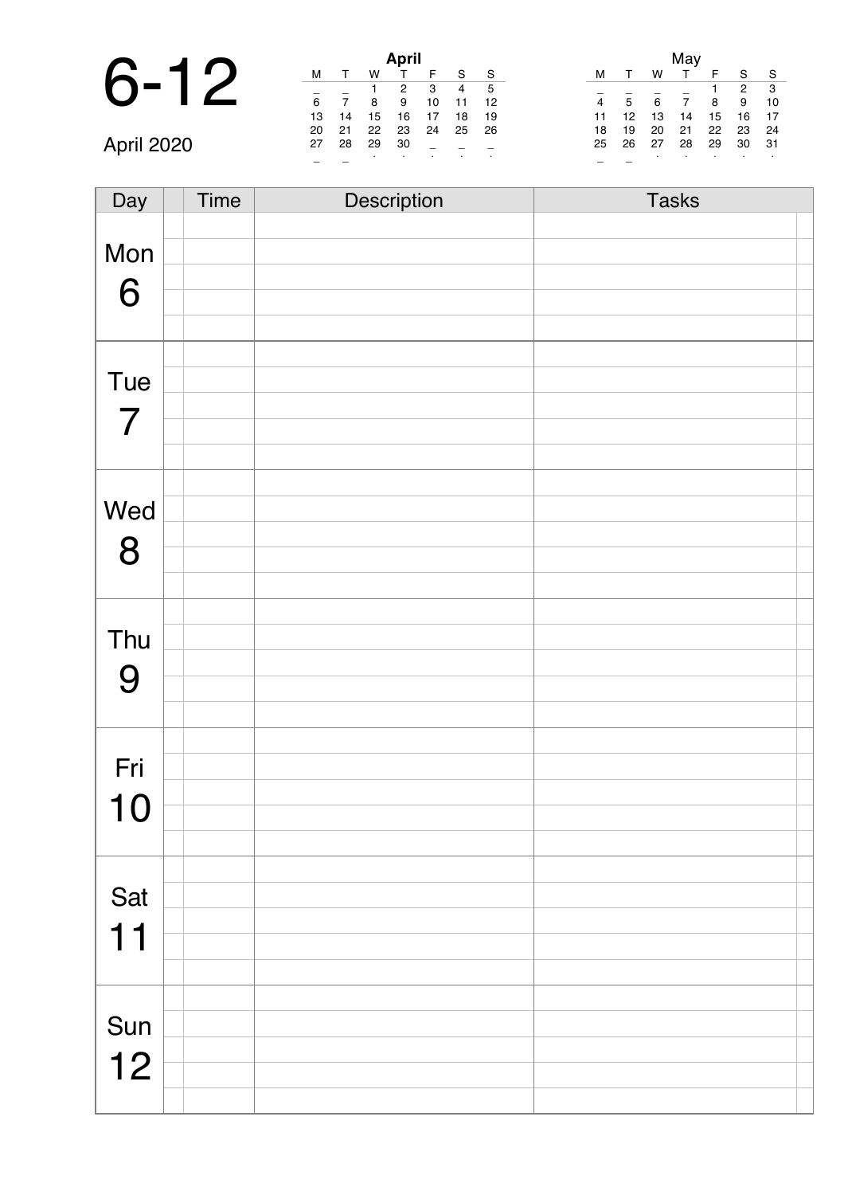# 6-12

April 2020

**April**

| M | T | W | T | F | S | S |
|---|---|---|---|---|---|---|
| _ | _ | 1 | 2 | 3 | 4 | 5 |
| 6 | 7 | 8 | 9 | 10 | 11 | 12 |
| 13 | 14 | 15 | 16 | 17 | 18 | 19 |
| 20 | 21 | 22 | 23 | 24 | 25 | 26 |
| 27 | 28 | 29 | 30 | _ | _ | _ |

**May**

| M | T | W | T | F | S | S |
|---|---|---|---|---|---|---|
| _ | _ | _ | _ | 1 | 2 | 3 |
| 4 | 5 | 6 | 7 | 8 | 9 | 10 |
| 11 | 12 | 13 | 14 | 15 | 16 | 17 |
| 18 | 19 | 20 | 21 | 22 | 23 | 24 |
| 25 | 26 | 27 | 28 | 29 | 30 | 31 |

| Day | Time | Description | Tasks |
|---|---|---|---|
| Mon 6 | | | |
| Tue 7 | | | |
| Wed 8 | | | |
| Thu 9 | | | |
| Fri 10 | | | |
| Sat 11 | | | |
| Sun 12 | | | |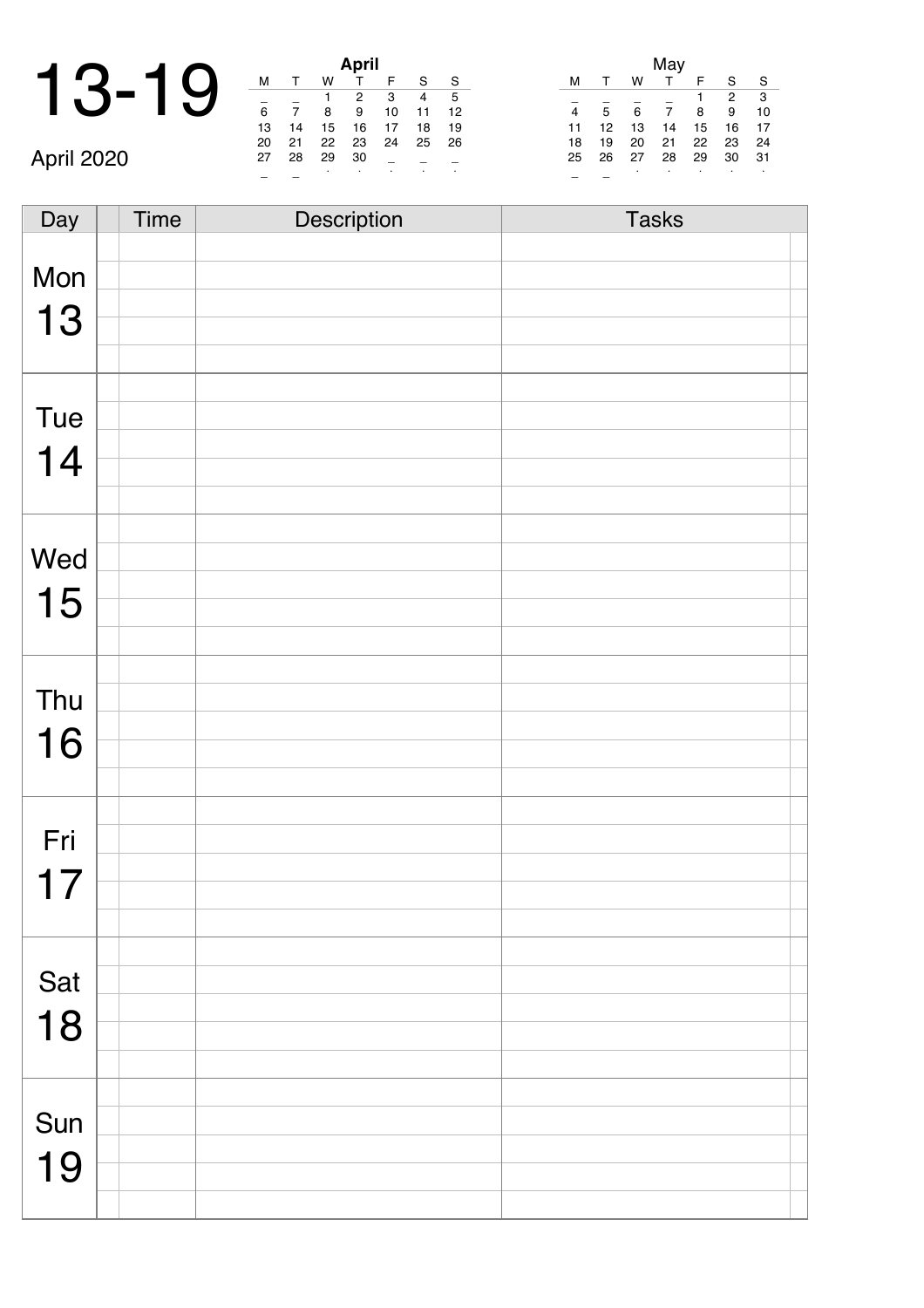# 13-19

April 2020

| April | | | | | | |
|---|---|---|---|---|---|---|
| M | T | W | T | F | S | S |
| _ | _ | 1 | 2 | 3 | 4 | 5 |
| 6 | 7 | 8 | 9 | 10 | 11 | 12 |
| 13 | 14 | 15 | 16 | 17 | 18 | 19 |
| 20 | 21 | 22 | 23 | 24 | 25 | 26 |
| 27 | 28 | 29 | 30 | _ | _ | _ |

| May | | | | | | |
|---|---|---|---|---|---|---|
| M | T | W | T | F | S | S |
| _ | _ | _ | _ | 1 | 2 | 3 |
| 4 | 5 | 6 | 7 | 8 | 9 | 10 |
| 11 | 12 | 13 | 14 | 15 | 16 | 17 |
| 18 | 19 | 20 | 21 | 22 | 23 | 24 |
| 25 | 26 | 27 | 28 | 29 | 30 | 31 |

| Day | | Time | Description | Tasks |
|---|---|---|---|---|
| Mon 13 | | | | |
| Tue 14 | | | | |
| Wed 15 | | | | |
| Thu 16 | | | | |
| Fri 17 | | | | |
| Sat 18 | | | | |
| Sun 19 | | | | |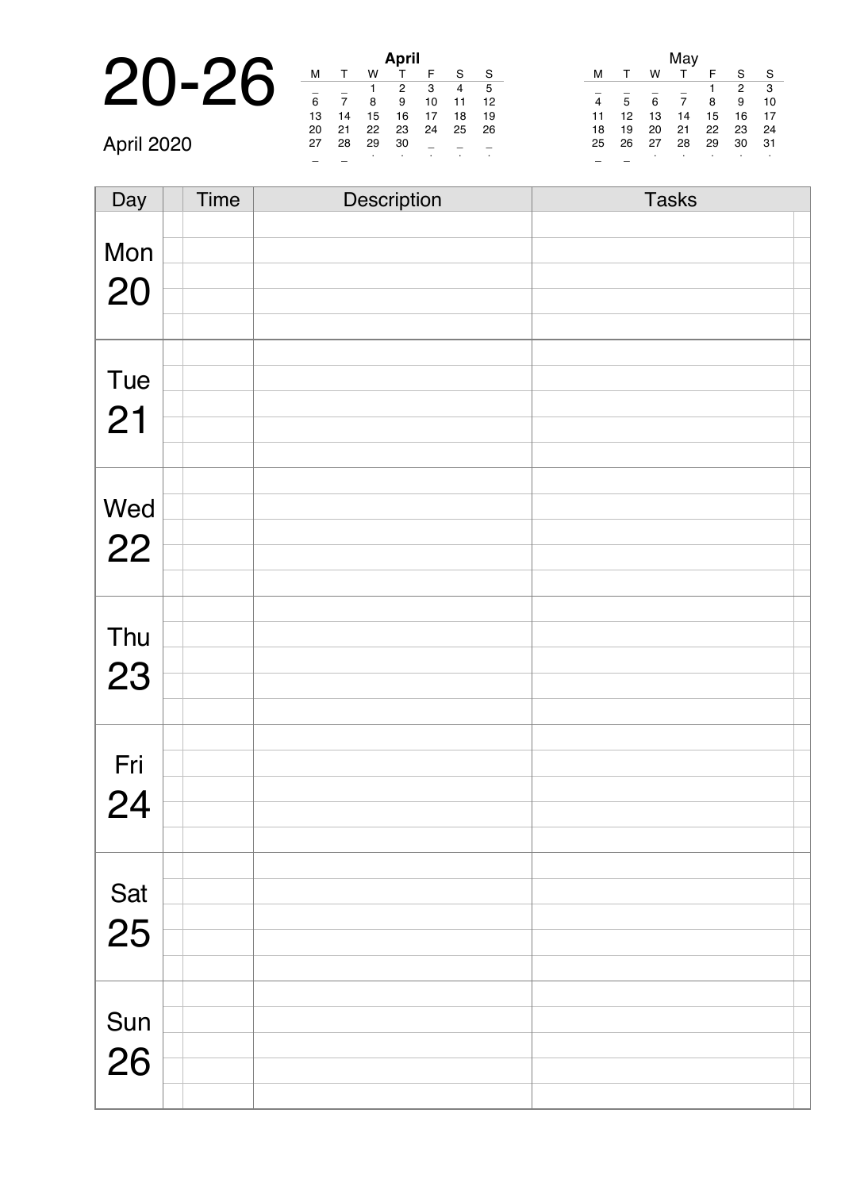# 20-26

April 2020

| April | | | | | | |
|---|---|---|---|---|---|---|
| M | T | W | T | F | S | S |
| _ | _ | 1 | 2 | 3 | 4 | 5 |
| 6 | 7 | 8 | 9 | 10 | 11 | 12 |
| 13 | 14 | 15 | 16 | 17 | 18 | 19 |
| 20 | 21 | 22 | 23 | 24 | 25 | 26 |
| 27 | 28 | 29 | 30 | _ | _ | _ |

| May | | | | | | |
|---|---|---|---|---|---|---|
| M | T | W | T | F | S | S |
| _ | _ | _ | _ | 1 | 2 | 3 |
| 4 | 5 | 6 | 7 | 8 | 9 | 10 |
| 11 | 12 | 13 | 14 | 15 | 16 | 17 |
| 18 | 19 | 20 | 21 | 22 | 23 | 24 |
| 25 | 26 | 27 | 28 | 29 | 30 | 31 |

| Day | Time | Description | Tasks |
|---|---|---|---|
| Mon 20 | | | |
| Tue 21 | | | |
| Wed 22 | | | |
| Thu 23 | | | |
| Fri 24 | | | |
| Sat 25 | | | |
| Sun 26 | | | |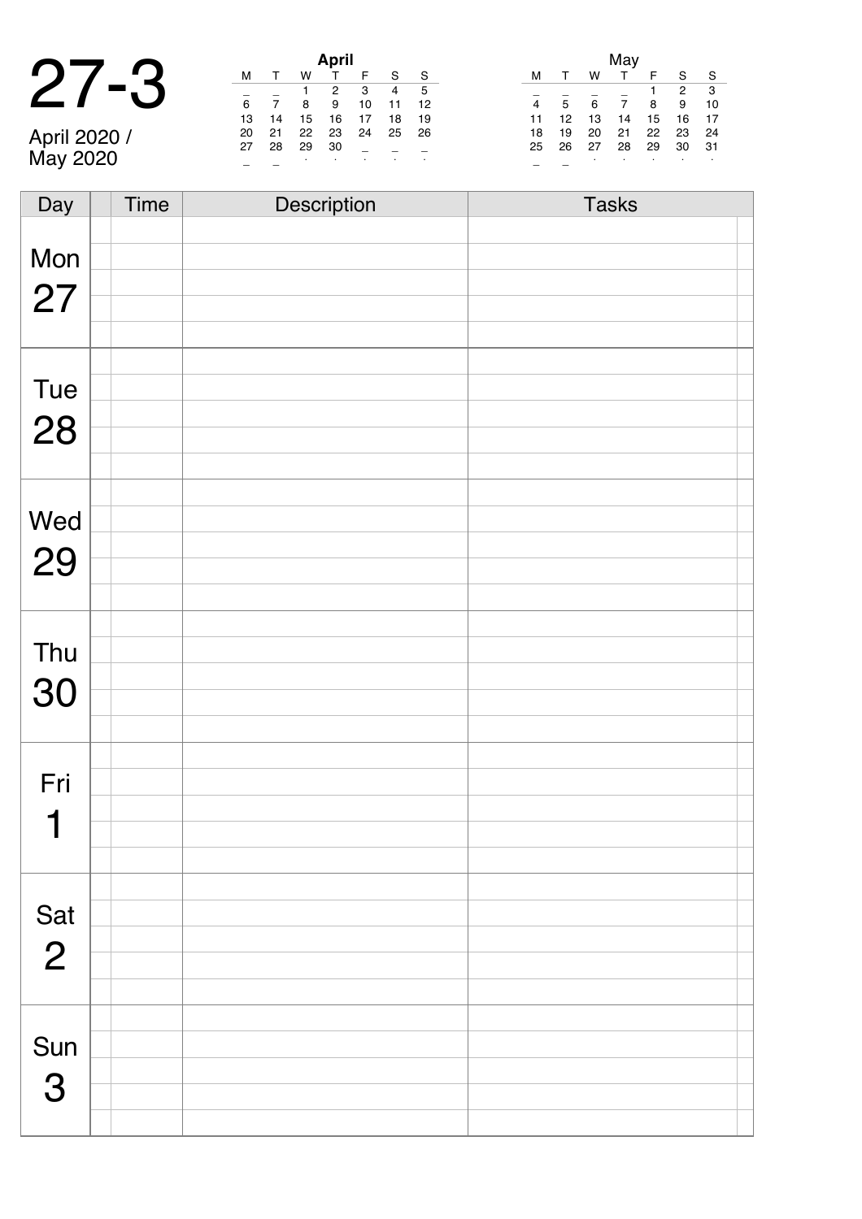# 27-3

April 2020 /
May 2020

**April**

| M | T | W | T | F | S | S |
|---|---|---|---|---|---|---|
| _ | _ | 1 | 2 | 3 | 4 | 5 |
| 6 | 7 | 8 | 9 | 10 | 11 | 12 |
| 13 | 14 | 15 | 16 | 17 | 18 | 19 |
| 20 | 21 | 22 | 23 | 24 | 25 | 26 |
| 27 | 28 | 29 | 30 | _ | _ | _ |
| _ | _ | . | . | . | . | . |

**May**

| M | T | W | T | F | S | S |
|---|---|---|---|---|---|---|
| _ | _ | _ | _ | 1 | 2 | 3 |
| 4 | 5 | 6 | 7 | 8 | 9 | 10 |
| 11 | 12 | 13 | 14 | 15 | 16 | 17 |
| 18 | 19 | 20 | 21 | 22 | 23 | 24 |
| 25 | 26 | 27 | 28 | 29 | 30 | 31 |
| _ | _ | . | . | . | . | . |

| Day | | Time | Description | Tasks |
|---|---|---|---|---|
| Mon 27 | | | | |
| Tue 28 | | | | |
| Wed 29 | | | | |
| Thu 30 | | | | |
| Fri 1 | | | | |
| Sat 2 | | | | |
| Sun 3 | | | | |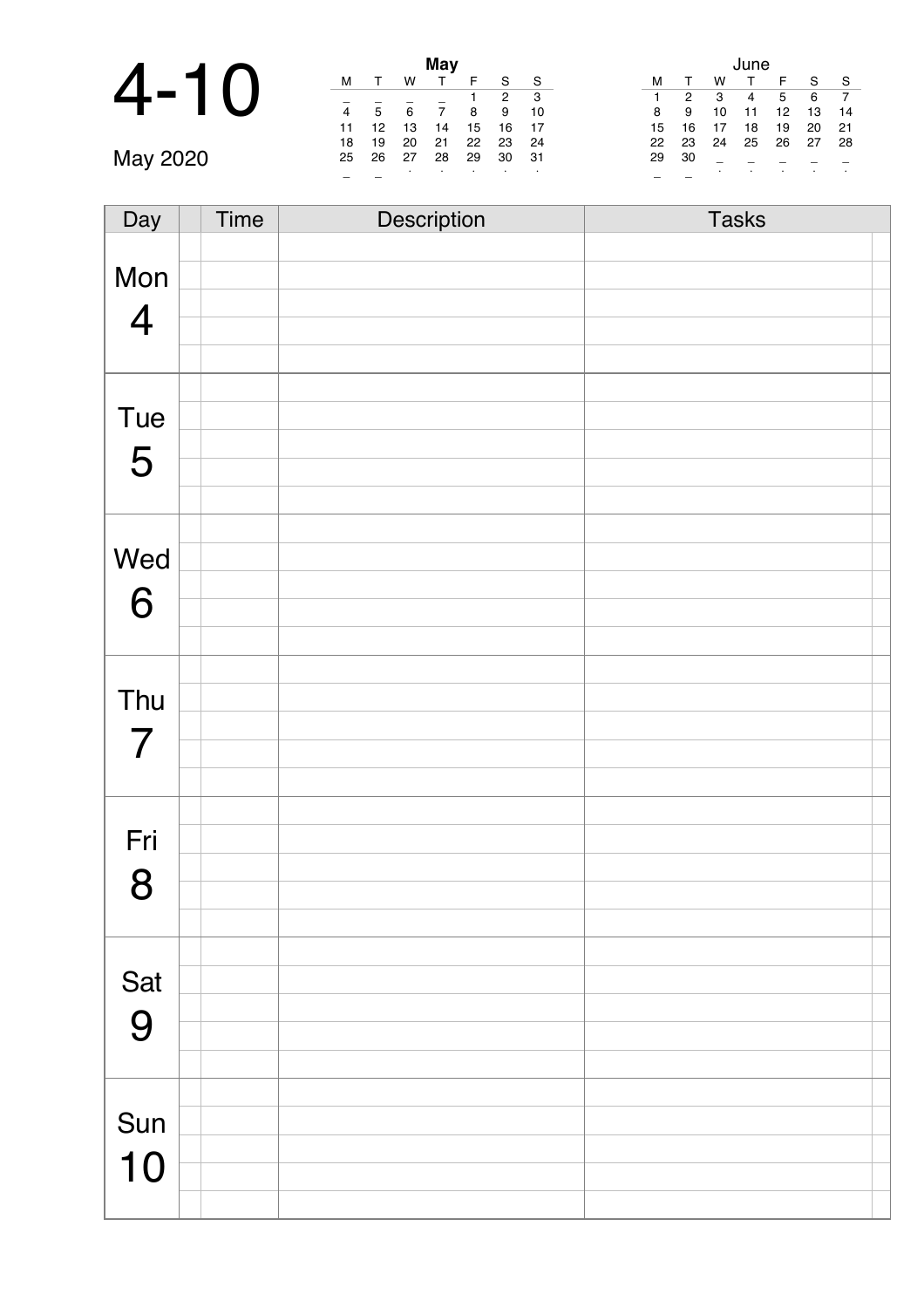# 4-10

May 2020

**May**

| M | T | W | T | F | S | S |
|---|---|---|---|---|---|---|
| _ | _ | _ | _ | 1 | 2 | 3 |
| 4 | 5 | 6 | 7 | 8 | 9 | 10 |
| 11 | 12 | 13 | 14 | 15 | 16 | 17 |
| 18 | 19 | 20 | 21 | 22 | 23 | 24 |
| 25 | 26 | 27 | 28 | 29 | 30 | 31 |

June

| M | T | W | T | F | S | S |
|---|---|---|---|---|---|---|
| 1 | 2 | 3 | 4 | 5 | 6 | 7 |
| 8 | 9 | 10 | 11 | 12 | 13 | 14 |
| 15 | 16 | 17 | 18 | 19 | 20 | 21 |
| 22 | 23 | 24 | 25 | 26 | 27 | 28 |
| 29 | 30 | _ | _ | _ | _ | _ |

| Day | Time | Description | Tasks |
|---|---|---|---|
| Mon 4 | | | |
| Tue 5 | | | |
| Wed 6 | | | |
| Thu 7 | | | |
| Fri 8 | | | |
| Sat 9 | | | |
| Sun 10 | | | |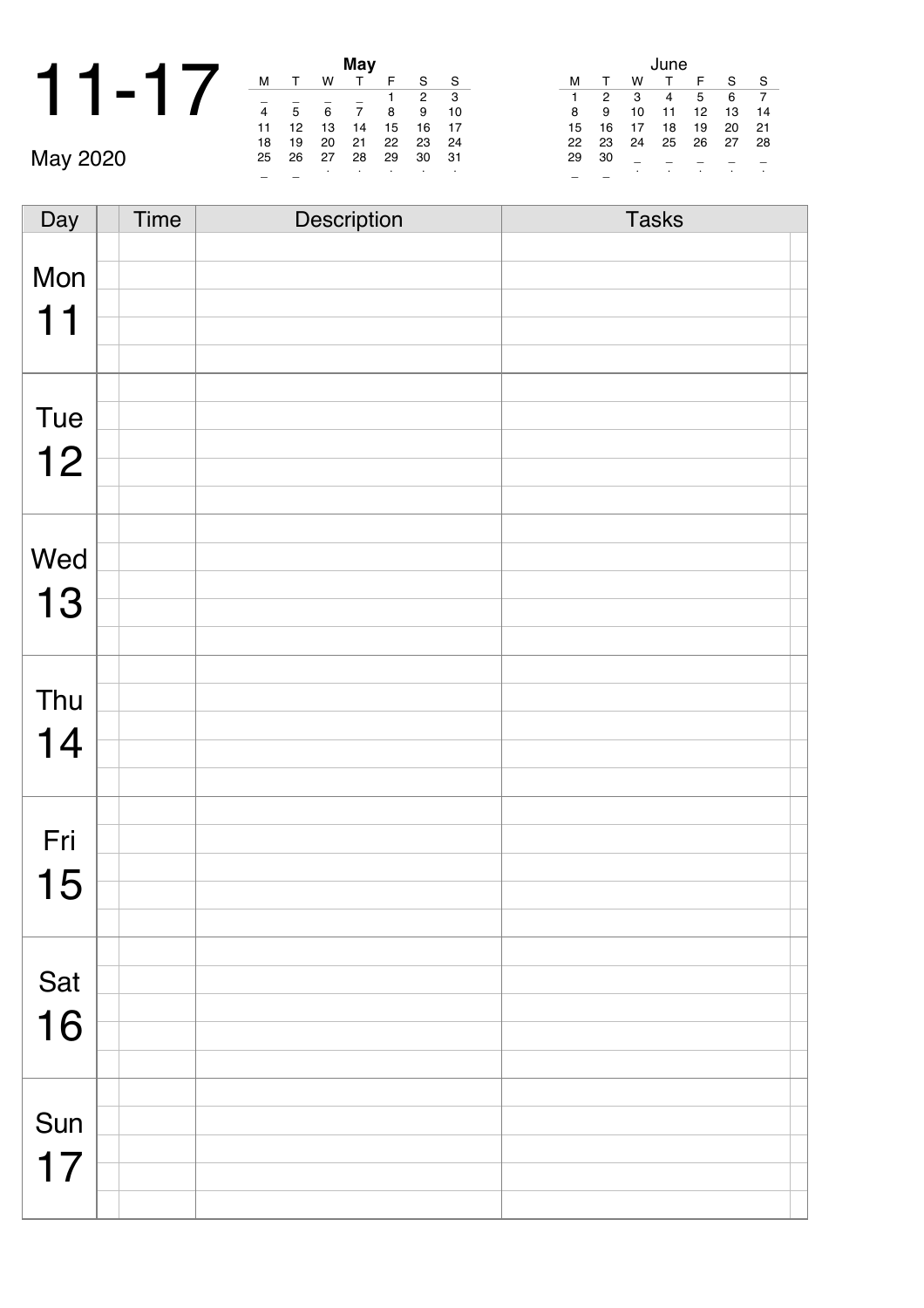# 11-17

May 2020

**May**

| M | T | W | T | F | S | S |
|---|---|---|---|---|---|---|
| _ | _ | _ | _ | 1 | 2 | 3 |
| 4 | 5 | 6 | 7 | 8 | 9 | 10 |
| 11 | 12 | 13 | 14 | 15 | 16 | 17 |
| 18 | 19 | 20 | 21 | 22 | 23 | 24 |
| 25 | 26 | 27 | 28 | 29 | 30 | 31 |

June

| M | T | W | T | F | S | S |
|---|---|---|---|---|---|---|
| 1 | 2 | 3 | 4 | 5 | 6 | 7 |
| 8 | 9 | 10 | 11 | 12 | 13 | 14 |
| 15 | 16 | 17 | 18 | 19 | 20 | 21 |
| 22 | 23 | 24 | 25 | 26 | 27 | 28 |
| 29 | 30 | _ | _ | _ | _ | _ |

| Day | | Time | Description | Tasks | |
|---|---|---|---|---|---|
| Mon 11 | | | | | |
| | | | | | |
| | | | | | |
| | | | | | |
| | | | | | |
| Tue 12 | | | | | |
| | | | | | |
| | | | | | |
| | | | | | |
| | | | | | |
| Wed 13 | | | | | |
| | | | | | |
| | | | | | |
| | | | | | |
| | | | | | |
| Thu 14 | | | | | |
| | | | | | |
| | | | | | |
| | | | | | |
| | | | | | |
| Fri 15 | | | | | |
| | | | | | |
| | | | | | |
| | | | | | |
| | | | | | |
| Sat 16 | | | | | |
| | | | | | |
| | | | | | |
| | | | | | |
| | | | | | |
| Sun 17 | | | | | |
| | | | | | |
| | | | | | |
| | | | | | |
| | | | | | |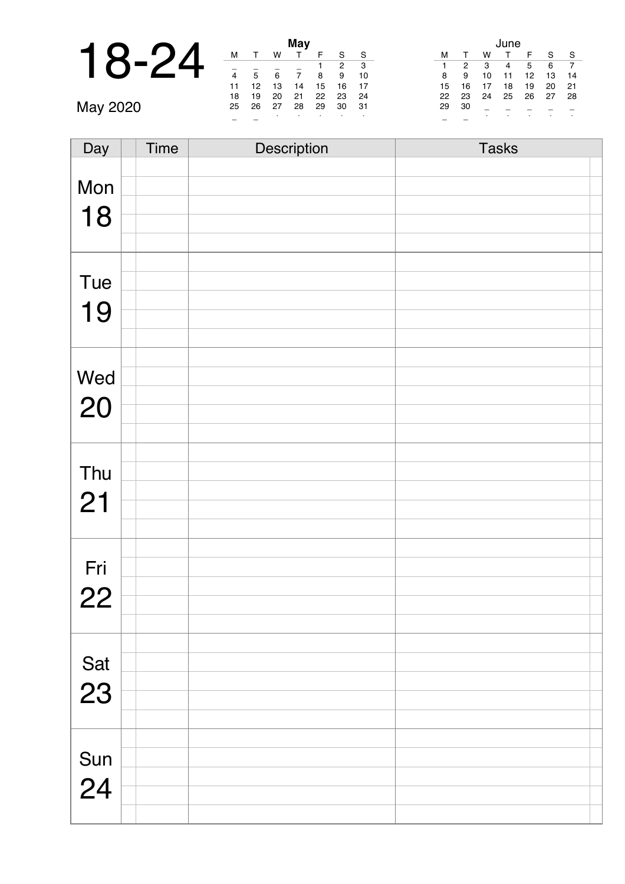# 18-24

May 2020

**May**

| M | T | W | T | F | S | S |
|---|---|---|---|---|---|---|
| _ | _ | _ | _ | 1 | 2 | 3 |
| 4 | 5 | 6 | 7 | 8 | 9 | 10 |
| 11 | 12 | 13 | 14 | 15 | 16 | 17 |
| 18 | 19 | 20 | 21 | 22 | 23 | 24 |
| 25 | 26 | 27 | 28 | 29 | 30 | 31 |

**June**

| M | T | W | T | F | S | S |
|---|---|---|---|---|---|---|
| 1 | 2 | 3 | 4 | 5 | 6 | 7 |
| 8 | 9 | 10 | 11 | 12 | 13 | 14 |
| 15 | 16 | 17 | 18 | 19 | 20 | 21 |
| 22 | 23 | 24 | 25 | 26 | 27 | 28 |
| 29 | 30 | _ | _ | _ | _ | _ |

| Day | Time | Description | Tasks |
|---|---|---|---|
| Mon 18 | | | |
| Tue 19 | | | |
| Wed 20 | | | |
| Thu 21 | | | |
| Fri 22 | | | |
| Sat 23 | | | |
| Sun 24 | | | |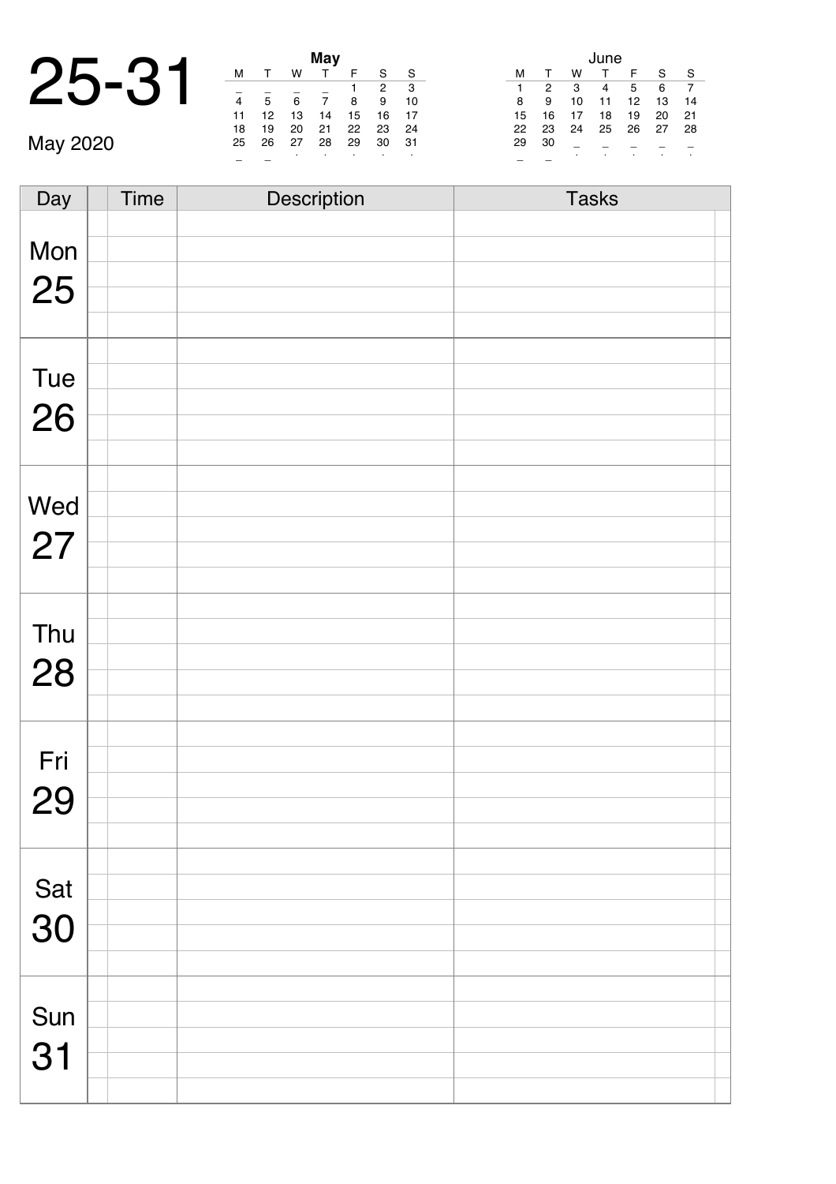# 25-31

May 2020

**May**

| M | T | W | T | F | S | S |
|---|---|---|---|---|---|---|
| | | | | 1 | 2 | 3 |
| 4 | 5 | 6 | 7 | 8 | 9 | 10 |
| 11 | 12 | 13 | 14 | 15 | 16 | 17 |
| 18 | 19 | 20 | 21 | 22 | 23 | 24 |
| 25 | 26 | 27 | 28 | 29 | 30 | 31 |

**June**

| M | T | W | T | F | S | S |
|---|---|---|---|---|---|---|
| 1 | 2 | 3 | 4 | 5 | 6 | 7 |
| 8 | 9 | 10 | 11 | 12 | 13 | 14 |
| 15 | 16 | 17 | 18 | 19 | 20 | 21 |
| 22 | 23 | 24 | 25 | 26 | 27 | 28 |
| 29 | 30 | | | | | |

| Day | | Time | Description | Tasks | |
|---|---|---|---|---|---|
| Mon 25 | | | | | |
| | | | | | |
| | | | | | |
| | | | | | |
| | | | | | |
| Tue 26 | | | | | |
| | | | | | |
| | | | | | |
| | | | | | |
| | | | | | |
| Wed 27 | | | | | |
| | | | | | |
| | | | | | |
| | | | | | |
| | | | | | |
| Thu 28 | | | | | |
| | | | | | |
| | | | | | |
| | | | | | |
| | | | | | |
| Fri 29 | | | | | |
| | | | | | |
| | | | | | |
| | | | | | |
| | | | | | |
| Sat 30 | | | | | |
| | | | | | |
| | | | | | |
| | | | | | |
| | | | | | |
| Sun 31 | | | | | |
| | | | | | |
| | | | | | |
| | | | | | |
| | | | | | |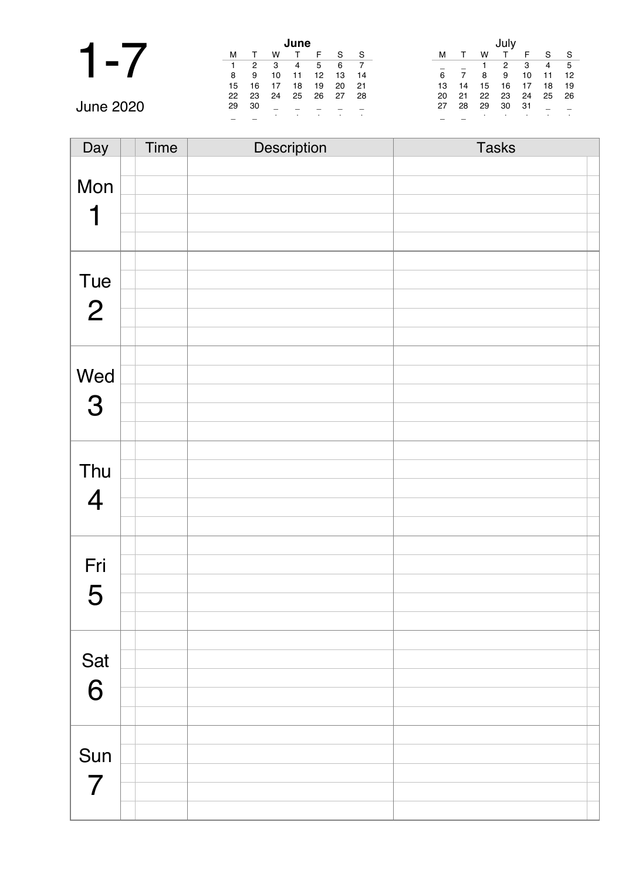# 1-7

June 2020

**June**

| M | T | W | T | F | S | S |
|---|---|---|---|---|---|---|
| 1 | 2 | 3 | 4 | 5 | 6 | 7 |
| 8 | 9 | 10 | 11 | 12 | 13 | 14 |
| 15 | 16 | 17 | 18 | 19 | 20 | 21 |
| 22 | 23 | 24 | 25 | 26 | 27 | 28 |
| 29 | 30 | | | | | |

**July**

| M | T | W | T | F | S | S |
|---|---|---|---|---|---|---|
| | | 1 | 2 | 3 | 4 | 5 |
| 6 | 7 | 8 | 9 | 10 | 11 | 12 |
| 13 | 14 | 15 | 16 | 17 | 18 | 19 |
| 20 | 21 | 22 | 23 | 24 | 25 | 26 |
| 27 | 28 | 29 | 30 | 31 | | |

| Day | | Time | Description | Tasks | |
|---|---|---|---|---|---|
| Mon 1 | | | | | |
| | | | | | |
| | | | | | |
| | | | | | |
| | | | | | |
| Tue 2 | | | | | |
| | | | | | |
| | | | | | |
| | | | | | |
| | | | | | |
| Wed 3 | | | | | |
| | | | | | |
| | | | | | |
| | | | | | |
| | | | | | |
| Thu 4 | | | | | |
| | | | | | |
| | | | | | |
| | | | | | |
| | | | | | |
| Fri 5 | | | | | |
| | | | | | |
| | | | | | |
| | | | | | |
| | | | | | |
| Sat 6 | | | | | |
| | | | | | |
| | | | | | |
| | | | | | |
| | | | | | |
| Sun 7 | | | | | |
| | | | | | |
| | | | | | |
| | | | | | |
| | | | | | |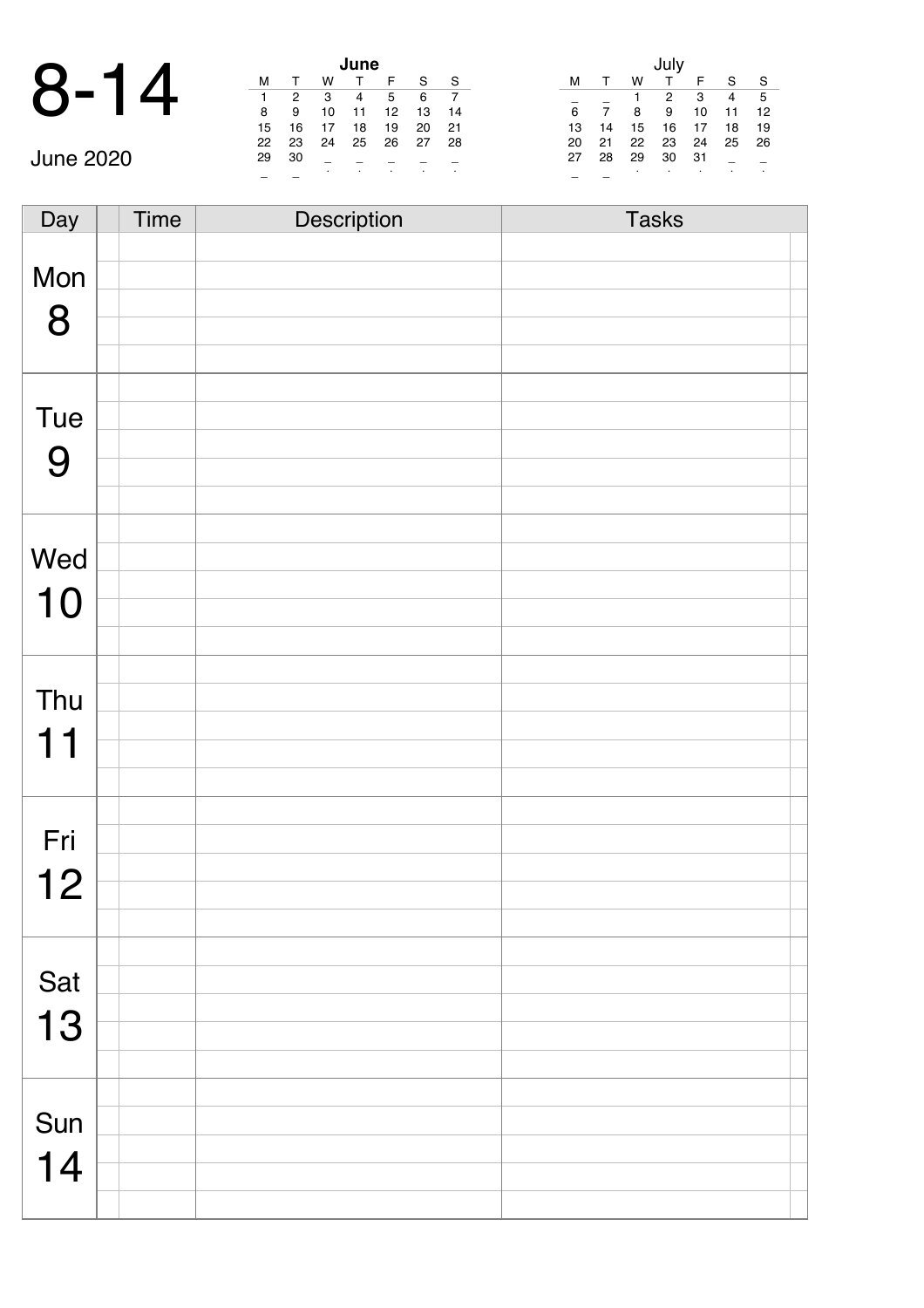# 8-14

June 2020

**June**

| M | T | W | T | F | S | S |
|---|---|---|---|---|---|---|
| 1 | 2 | 3 | 4 | 5 | 6 | 7 |
| 8 | 9 | 10 | 11 | 12 | 13 | 14 |
| 15 | 16 | 17 | 18 | 19 | 20 | 21 |
| 22 | 23 | 24 | 25 | 26 | 27 | 28 |
| 29 | 30 | | | | | |

**July**

| M | T | W | T | F | S | S |
|---|---|---|---|---|---|---|
| | | 1 | 2 | 3 | 4 | 5 |
| 6 | 7 | 8 | 9 | 10 | 11 | 12 |
| 13 | 14 | 15 | 16 | 17 | 18 | 19 |
| 20 | 21 | 22 | 23 | 24 | 25 | 26 |
| 27 | 28 | 29 | 30 | 31 | | |

| Day | Time | Description | Tasks |
|---|---|---|---|
| Mon 8 | | | |
| Tue 9 | | | |
| Wed 10 | | | |
| Thu 11 | | | |
| Fri 12 | | | |
| Sat 13 | | | |
| Sun 14 | | | |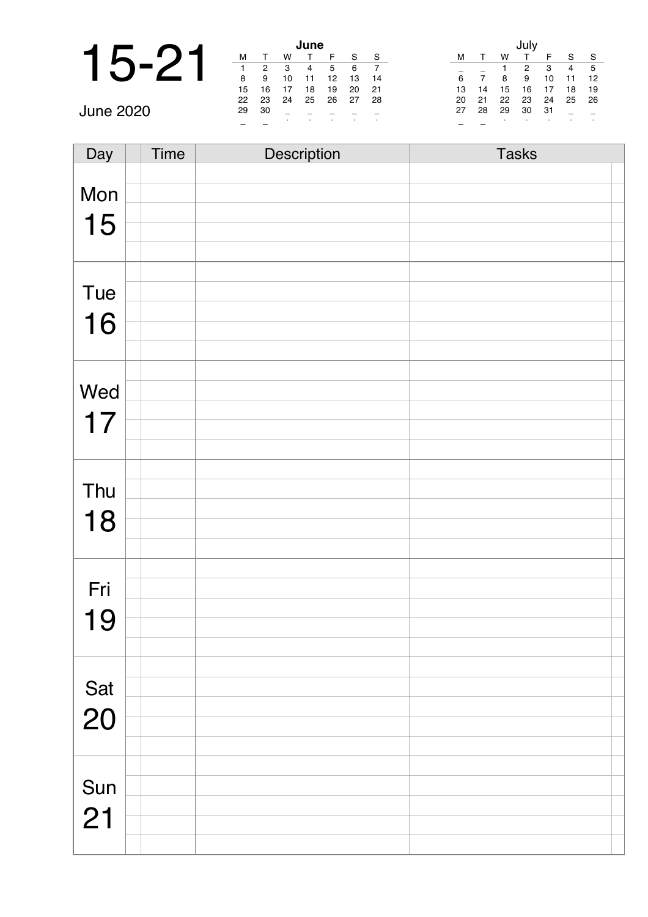# 15-21

June 2020

| June | | | | | | |
|---|---|---|---|---|---|---|
| M | T | W | T | F | S | S |
| 1 | 2 | 3 | 4 | 5 | 6 | 7 |
| 8 | 9 | 10 | 11 | 12 | 13 | 14 |
| 15 | 16 | 17 | 18 | 19 | 20 | 21 |
| 22 | 23 | 24 | 25 | 26 | 27 | 28 |
| 29 | 30 | | | | | |

| July | | | | | | |
|---|---|---|---|---|---|---|
| M | T | W | T | F | S | S |
| | | 1 | 2 | 3 | 4 | 5 |
| 6 | 7 | 8 | 9 | 10 | 11 | 12 |
| 13 | 14 | 15 | 16 | 17 | 18 | 19 |
| 20 | 21 | 22 | 23 | 24 | 25 | 26 |
| 27 | 28 | 29 | 30 | 31 | | |

| Day | | Time | Description | Tasks |
|---|---|---|---|---|
| Mon 15 | | | | |
| Tue 16 | | | | |
| Wed 17 | | | | |
| Thu 18 | | | | |
| Fri 19 | | | | |
| Sat 20 | | | | |
| Sun 21 | | | | |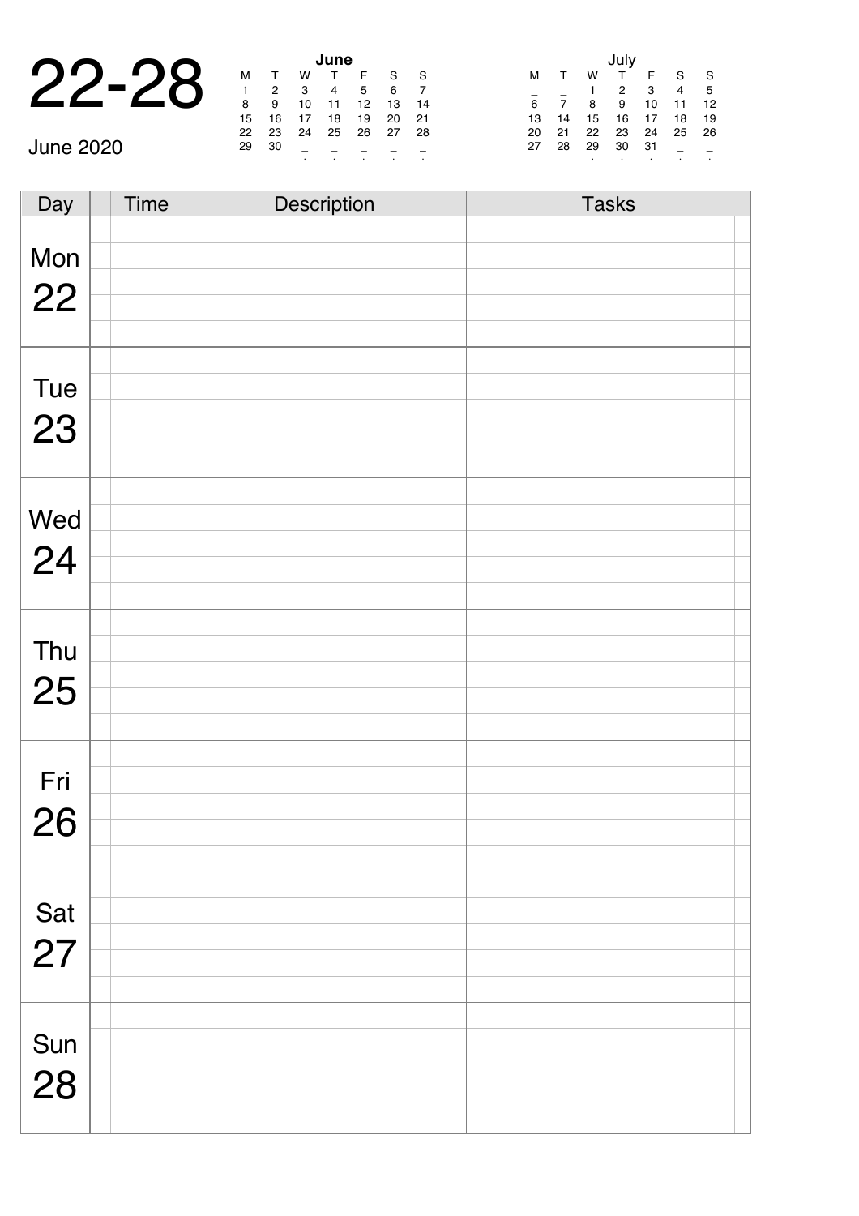# 22-28

June 2020

**June**

| M | T | W | T | F | S | S |
|---|---|---|---|---|---|---|
| 1 | 2 | 3 | 4 | 5 | 6 | 7 |
| 8 | 9 | 10 | 11 | 12 | 13 | 14 |
| 15 | 16 | 17 | 18 | 19 | 20 | 21 |
| 22 | 23 | 24 | 25 | 26 | 27 | 28 |
| 29 | 30 | | | | | |

July

| M | T | W | T | F | S | S |
|---|---|---|---|---|---|---|
| | | 1 | 2 | 3 | 4 | 5 |
| 6 | 7 | 8 | 9 | 10 | 11 | 12 |
| 13 | 14 | 15 | 16 | 17 | 18 | 19 |
| 20 | 21 | 22 | 23 | 24 | 25 | 26 |
| 27 | 28 | 29 | 30 | 31 | | |

| Day | Time | Description | Tasks |
|---|---|---|---|
| Mon 22 | | | |
| Tue 23 | | | |
| Wed 24 | | | |
| Thu 25 | | | |
| Fri 26 | | | |
| Sat 27 | | | |
| Sun 28 | | | |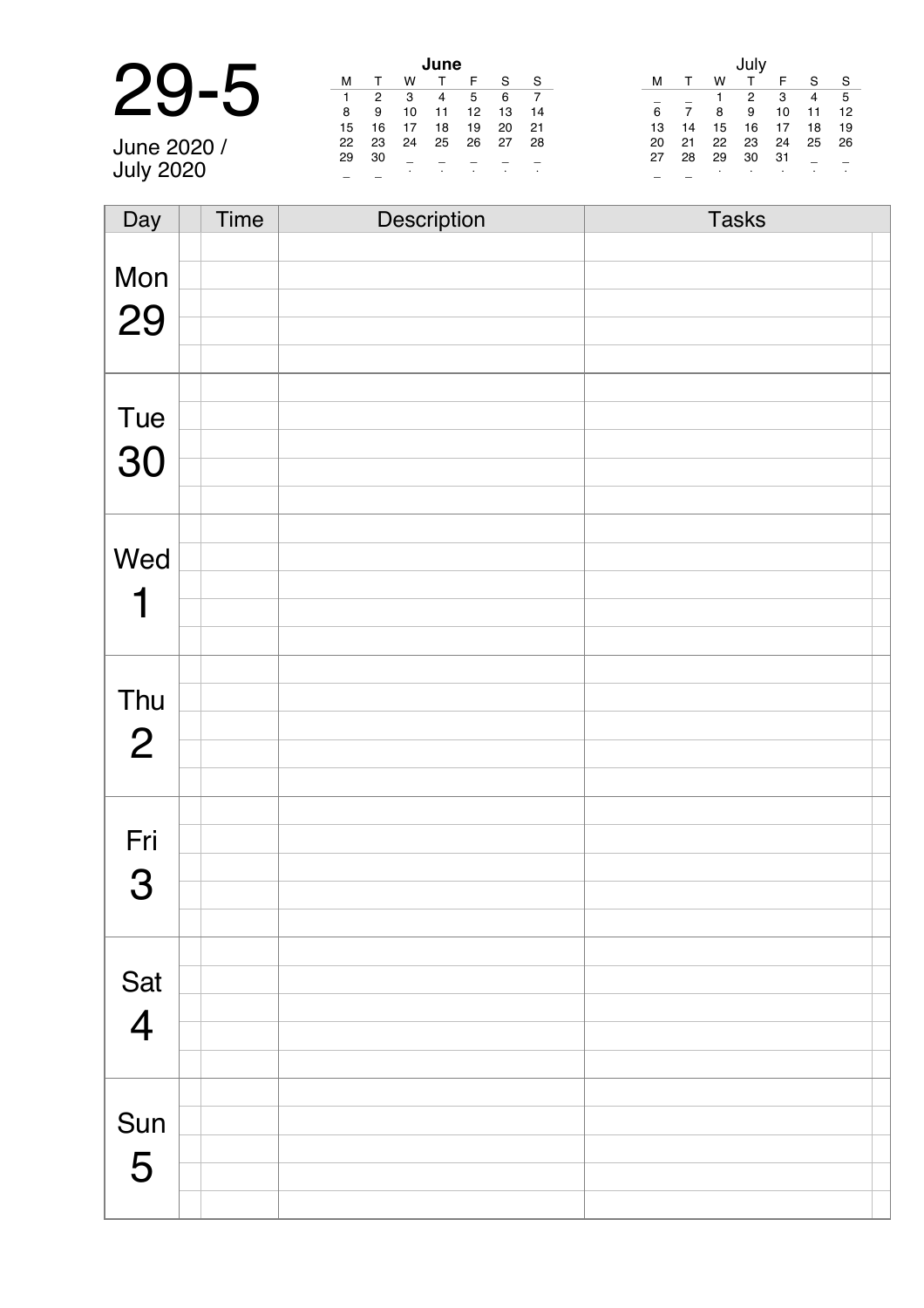# 29-5

June 2020 /
July 2020

**June**

| M | T | W | T | F | S | S |
|---|---|---|---|---|---|---|
| 1 | 2 | 3 | 4 | 5 | 6 | 7 |
| 8 | 9 | 10 | 11 | 12 | 13 | 14 |
| 15 | 16 | 17 | 18 | 19 | 20 | 21 |
| 22 | 23 | 24 | 25 | 26 | 27 | 28 |
| 29 | 30 | _ | _ | _ | _ | _ |
| _ | _ | . | . | . | . | . |

July

| M | T | W | T | F | S | S |
|---|---|---|---|---|---|---|
| _ | _ | 1 | 2 | 3 | 4 | 5 |
| 6 | 7 | 8 | 9 | 10 | 11 | 12 |
| 13 | 14 | 15 | 16 | 17 | 18 | 19 |
| 20 | 21 | 22 | 23 | 24 | 25 | 26 |
| 27 | 28 | 29 | 30 | 31 | _ | _ |
| _ | _ | . | . | . | . | . |

| Day | | Time | Description | Tasks | |
|---|---|---|---|---|---|
| Mon 29 | | | | | |
| | | | | | |
| | | | | | |
| | | | | | |
| | | | | | |
| Tue 30 | | | | | |
| | | | | | |
| | | | | | |
| | | | | | |
| | | | | | |
| Wed 1 | | | | | |
| | | | | | |
| | | | | | |
| | | | | | |
| | | | | | |
| Thu 2 | | | | | |
| | | | | | |
| | | | | | |
| | | | | | |
| | | | | | |
| Fri 3 | | | | | |
| | | | | | |
| | | | | | |
| | | | | | |
| | | | | | |
| Sat 4 | | | | | |
| | | | | | |
| | | | | | |
| | | | | | |
| | | | | | |
| Sun 5 | | | | | |
| | | | | | |
| | | | | | |
| | | | | | |
| | | | | | |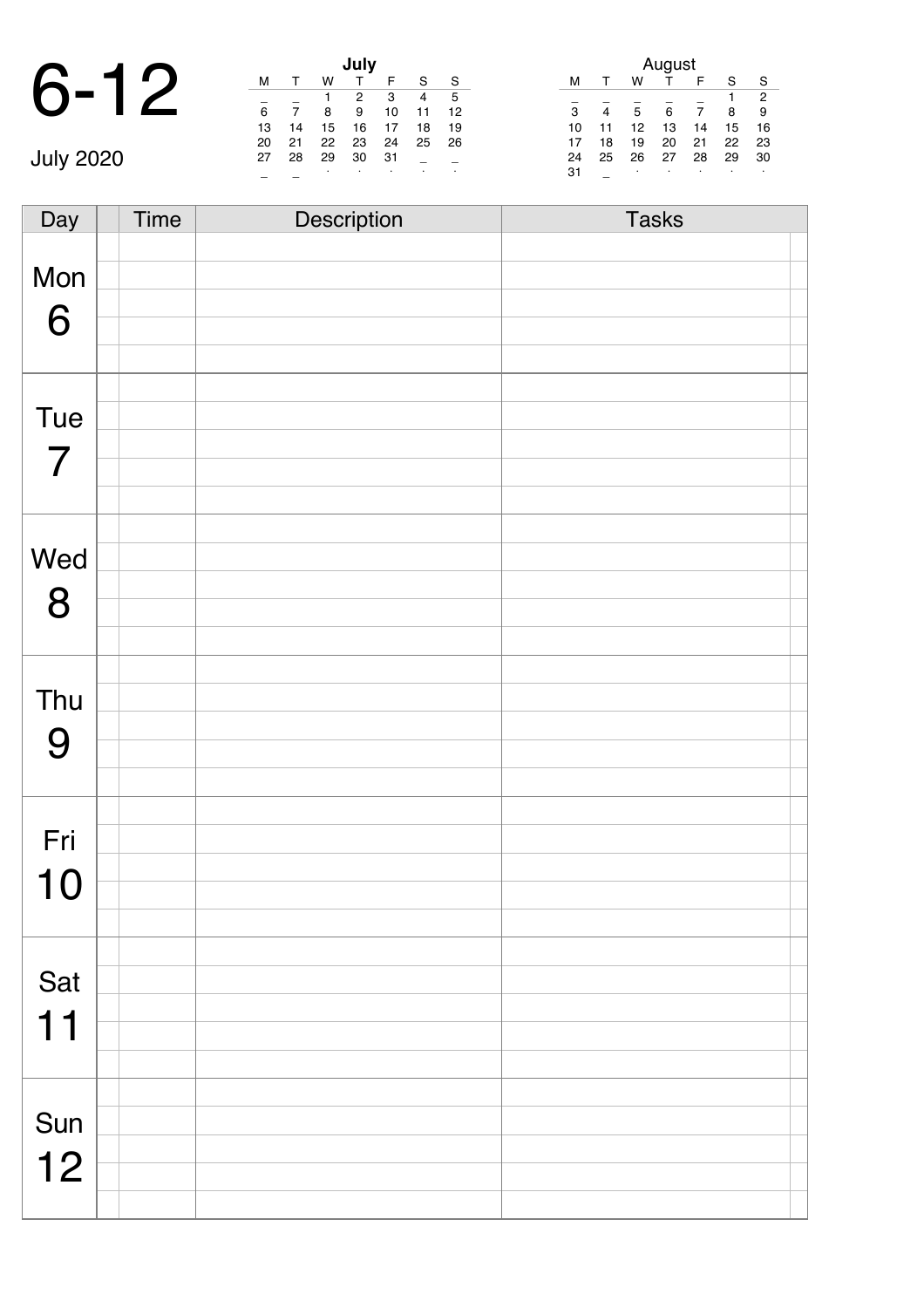# 6-12

July 2020

**July**

| M | T | W | T | F | S | S |
|---|---|---|---|---|---|---|
| _ | _ | 1 | 2 | 3 | 4 | 5 |
| 6 | 7 | 8 | 9 | 10 | 11 | 12 |
| 13 | 14 | 15 | 16 | 17 | 18 | 19 |
| 20 | 21 | 22 | 23 | 24 | 25 | 26 |
| 27 | 28 | 29 | 30 | 31 | _ | _ |

**August**

| M | T | W | T | F | S | S |
|---|---|---|---|---|---|---|
| _ | _ | _ | _ | _ | 1 | 2 |
| 3 | 4 | 5 | 6 | 7 | 8 | 9 |
| 10 | 11 | 12 | 13 | 14 | 15 | 16 |
| 17 | 18 | 19 | 20 | 21 | 22 | 23 |
| 24 | 25 | 26 | 27 | 28 | 29 | 30 |
| 31 | _ | | | | | |

| Day | Time | Description | Tasks |
|---|---|---|---|
| Mon 6 | | | |
| Tue 7 | | | |
| Wed 8 | | | |
| Thu 9 | | | |
| Fri 10 | | | |
| Sat 11 | | | |
| Sun 12 | | | |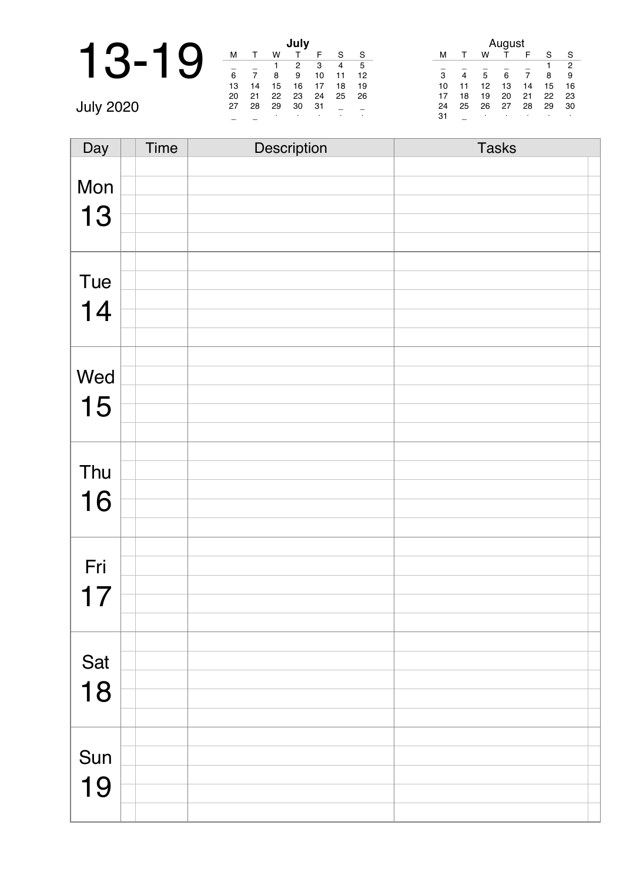# 13-19

July 2020

| | | | July | | | |
|---|---|---|---|---|---|---|
| M | T | W | T | F | S | S |
| _ | _ | 1 | 2 | 3 | 4 | 5 |
| 6 | 7 | 8 | 9 | 10 | 11 | 12 |
| 13 | 14 | 15 | 16 | 17 | 18 | 19 |
| 20 | 21 | 22 | 23 | 24 | 25 | 26 |
| 27 | 28 | 29 | 30 | 31 | _ | _ |
| _ | _ | . | . | . | . | . |

| | | | August | | | |
|---|---|---|---|---|---|---|
| M | T | W | T | F | S | S |
| _ | _ | _ | _ | _ | 1 | 2 |
| 3 | 4 | 5 | 6 | 7 | 8 | 9 |
| 10 | 11 | 12 | 13 | 14 | 15 | 16 |
| 17 | 18 | 19 | 20 | 21 | 22 | 23 |
| 24 | 25 | 26 | 27 | 28 | 29 | 30 |
| 31 | _ | . | . | . | . | . |

| Day | | Time | Description | Tasks | |
|---|---|---|---|---|---|
| Mon 13 | | | | | |
| Tue 14 | | | | | |
| Wed 15 | | | | | |
| Thu 16 | | | | | |
| Fri 17 | | | | | |
| Sat 18 | | | | | |
| Sun 19 | | | | | |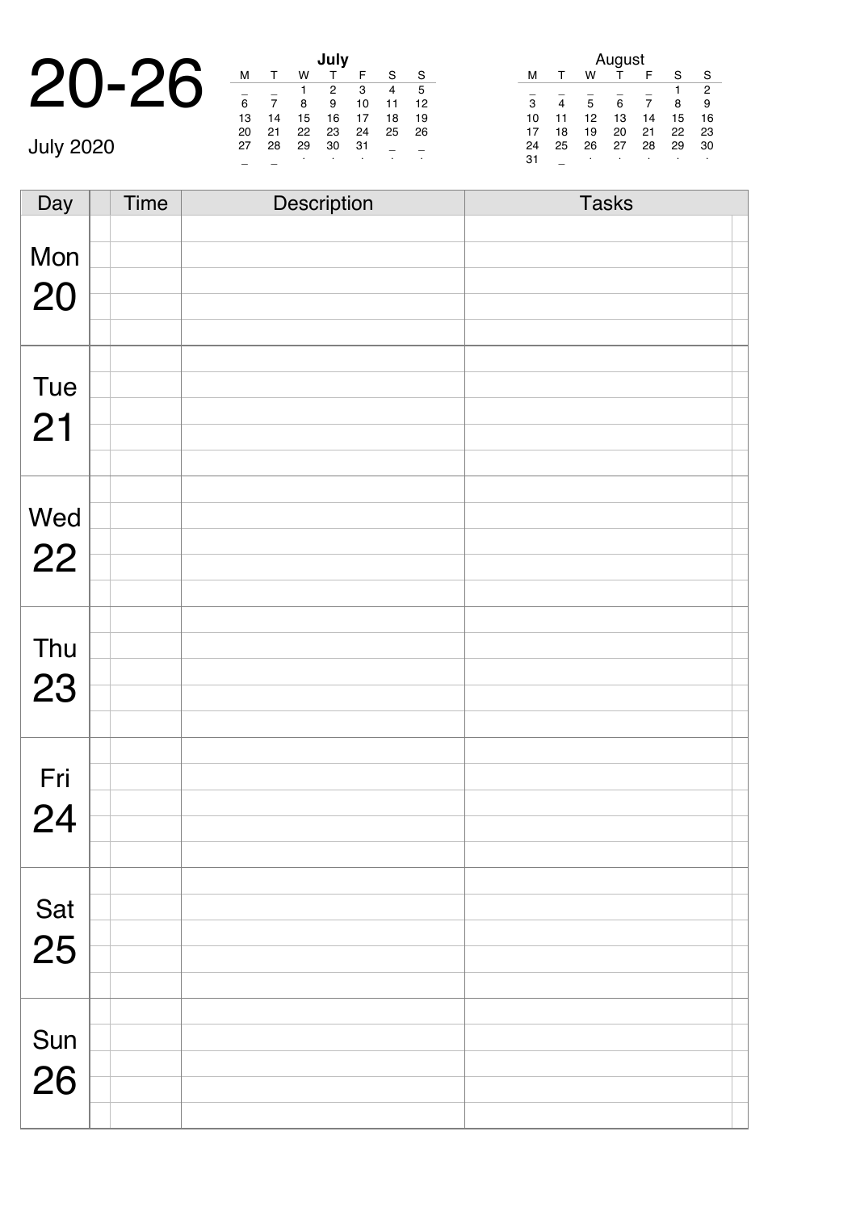# 20-26

July 2020

| | | | July | | | |
|---|---|---|---|---|---|---|
| M | T | W | T | F | S | S |
| _ | _ | 1 | 2 | 3 | 4 | 5 |
| 6 | 7 | 8 | 9 | 10 | 11 | 12 |
| 13 | 14 | 15 | 16 | 17 | 18 | 19 |
| 20 | 21 | 22 | 23 | 24 | 25 | 26 |
| 27 | 28 | 29 | 30 | 31 | _ | _ |

| | | | August | | | |
|---|---|---|---|---|---|---|
| M | T | W | T | F | S | S |
| _ | _ | _ | _ | _ | 1 | 2 |
| 3 | 4 | 5 | 6 | 7 | 8 | 9 |
| 10 | 11 | 12 | 13 | 14 | 15 | 16 |
| 17 | 18 | 19 | 20 | 21 | 22 | 23 |
| 24 | 25 | 26 | 27 | 28 | 29 | 30 |
| 31 | _ | | | | | |

| Day | | Time | Description | Tasks | |
|---|---|---|---|---|---|
| Mon 20 | | | | | |
| Tue 21 | | | | | |
| Wed 22 | | | | | |
| Thu 23 | | | | | |
| Fri 24 | | | | | |
| Sat 25 | | | | | |
| Sun 26 | | | | | |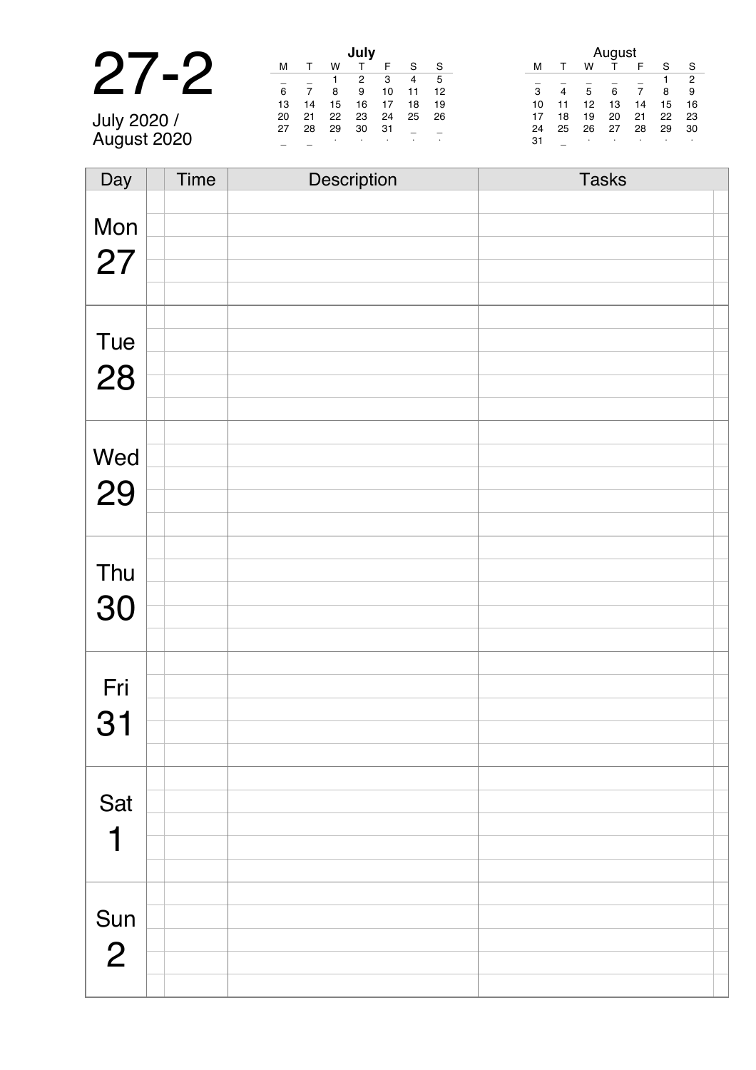# 27-2

July 2020 /
August 2020

**July**

| M | T | W | T | F | S | S |
|---|---|---|---|---|---|---|
| _ | _ | 1 | 2 | 3 | 4 | 5 |
| 6 | 7 | 8 | 9 | 10 | 11 | 12 |
| 13 | 14 | 15 | 16 | 17 | 18 | 19 |
| 20 | 21 | 22 | 23 | 24 | 25 | 26 |
| 27 | 28 | 29 | 30 | 31 | _ | _ |
| _ | _ | . | . | . | . | . |

**August**

| M | T | W | T | F | S | S |
|---|---|---|---|---|---|---|
| _ | _ | _ | _ | _ | 1 | 2 |
| 3 | 4 | 5 | 6 | 7 | 8 | 9 |
| 10 | 11 | 12 | 13 | 14 | 15 | 16 |
| 17 | 18 | 19 | 20 | 21 | 22 | 23 |
| 24 | 25 | 26 | 27 | 28 | 29 | 30 |
| 31 | _ | . | . | . | . | . |

| Day | Time | Description | Tasks |
|---|---|---|---|
| Mon 27 | | | |
| Tue 28 | | | |
| Wed 29 | | | |
| Thu 30 | | | |
| Fri 31 | | | |
| Sat 1 | | | |
| Sun 2 | | | |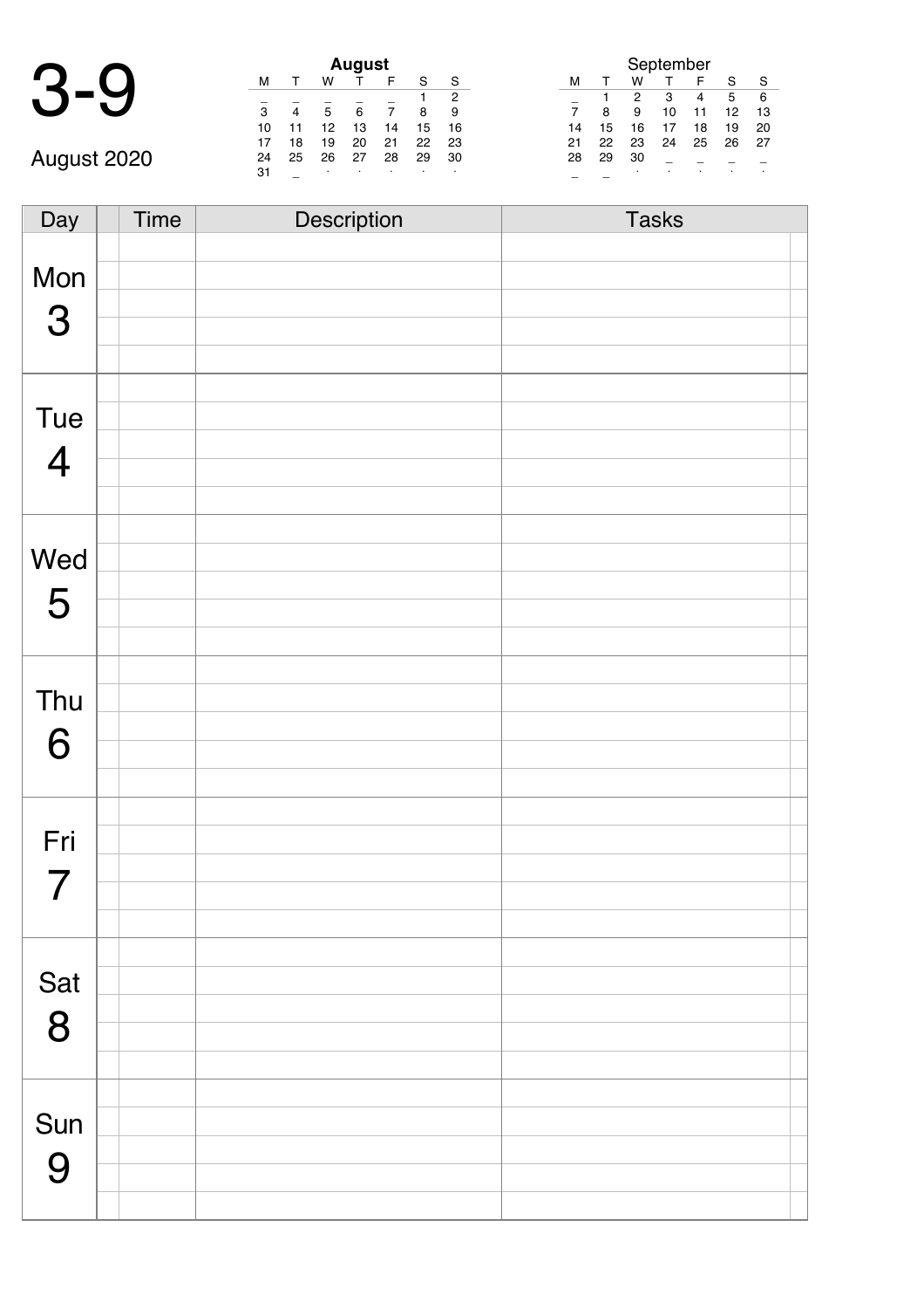# 3-9

August 2020

**August**

| M | T | W | T | F | S | S |
|---|---|---|---|---|---|---|
| _ | _ | _ | _ | _ | 1 | 2 |
| 3 | 4 | 5 | 6 | 7 | 8 | 9 |
| 10 | 11 | 12 | 13 | 14 | 15 | 16 |
| 17 | 18 | 19 | 20 | 21 | 22 | 23 |
| 24 | 25 | 26 | 27 | 28 | 29 | 30 |
| 31 | _ | . | . | . | . | . |

September

| M | T | W | T | F | S | S |
|---|---|---|---|---|---|---|
| _ | 1 | 2 | 3 | 4 | 5 | 6 |
| 7 | 8 | 9 | 10 | 11 | 12 | 13 |
| 14 | 15 | 16 | 17 | 18 | 19 | 20 |
| 21 | 22 | 23 | 24 | 25 | 26 | 27 |
| 28 | 29 | 30 | _ | _ | _ | _ |
| _ | _ | . | . | . | . | . |

| Day | | Time | Description | Tasks | |
|---|---|---|---|---|---|
| Mon 3 | | | | | |
| | | | | | |
| | | | | | |
| | | | | | |
| | | | | | |
| Tue 4 | | | | | |
| | | | | | |
| | | | | | |
| | | | | | |
| | | | | | |
| Wed 5 | | | | | |
| | | | | | |
| | | | | | |
| | | | | | |
| | | | | | |
| Thu 6 | | | | | |
| | | | | | |
| | | | | | |
| | | | | | |
| | | | | | |
| Fri 7 | | | | | |
| | | | | | |
| | | | | | |
| | | | | | |
| | | | | | |
| Sat 8 | | | | | |
| | | | | | |
| | | | | | |
| | | | | | |
| | | | | | |
| Sun 9 | | | | | |
| | | | | | |
| | | | | | |
| | | | | | |
| | | | | | |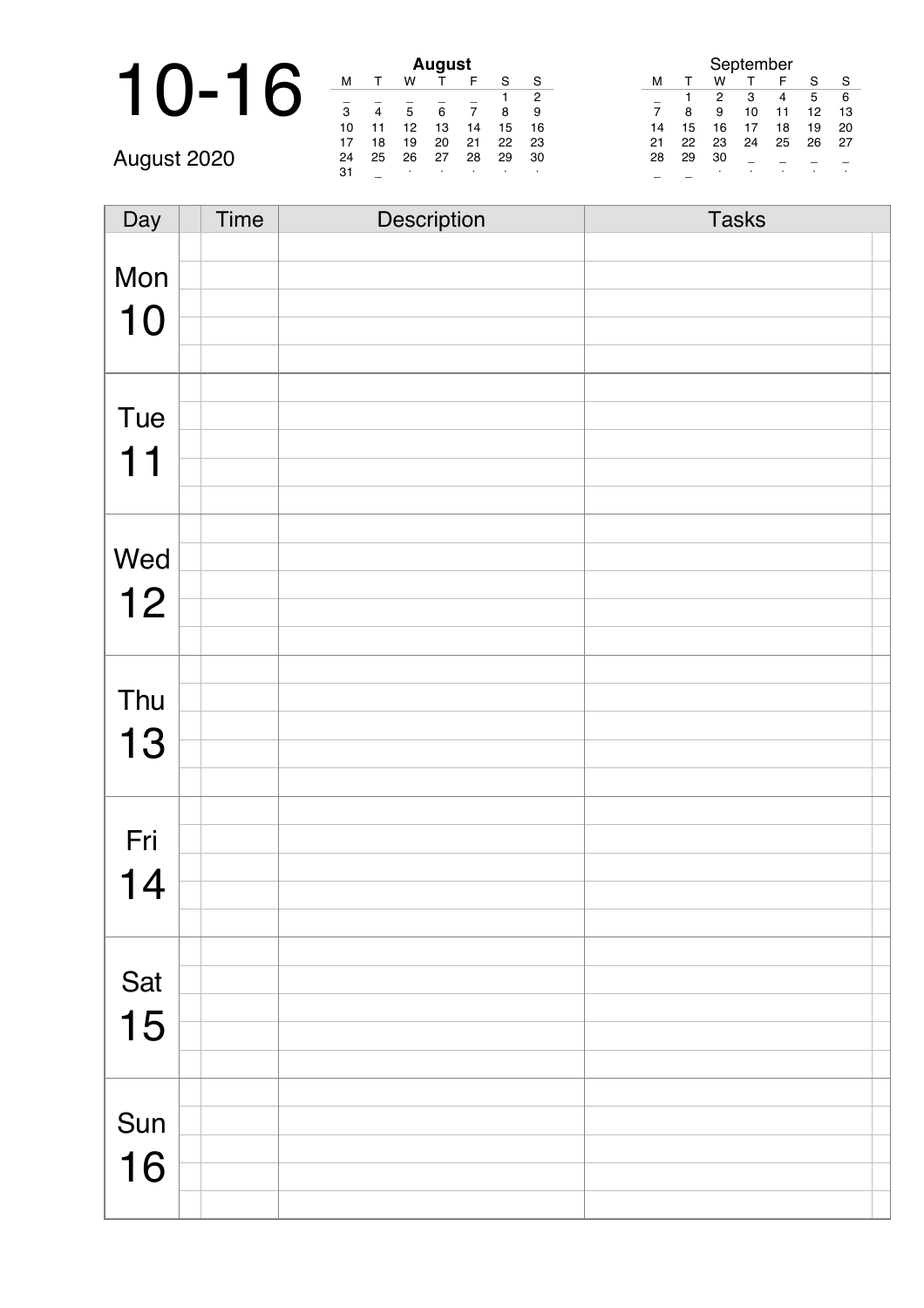# 10-16

August 2020

| August | | | | | | |
|---|---|---|---|---|---|---|
| M | T | W | T | F | S | S |
| _ | _ | _ | _ | _ | 1 | 2 |
| 3 | 4 | 5 | 6 | 7 | 8 | 9 |
| 10 | 11 | 12 | 13 | 14 | 15 | 16 |
| 17 | 18 | 19 | 20 | 21 | 22 | 23 |
| 24 | 25 | 26 | 27 | 28 | 29 | 30 |
| 31 | _ | . | . | . | . | . |

| September | | | | | | |
|---|---|---|---|---|---|---|
| M | T | W | T | F | S | S |
| _ | 1 | 2 | 3 | 4 | 5 | 6 |
| 7 | 8 | 9 | 10 | 11 | 12 | 13 |
| 14 | 15 | 16 | 17 | 18 | 19 | 20 |
| 21 | 22 | 23 | 24 | 25 | 26 | 27 |
| 28 | 29 | 30 | _ | _ | _ | _ |
| _ | _ | . | . | . | . | . |

| Day | Time | Description | Tasks |
|---|---|---|---|
| Mon 10 | | | |
| Tue 11 | | | |
| Wed 12 | | | |
| Thu 13 | | | |
| Fri 14 | | | |
| Sat 15 | | | |
| Sun 16 | | | |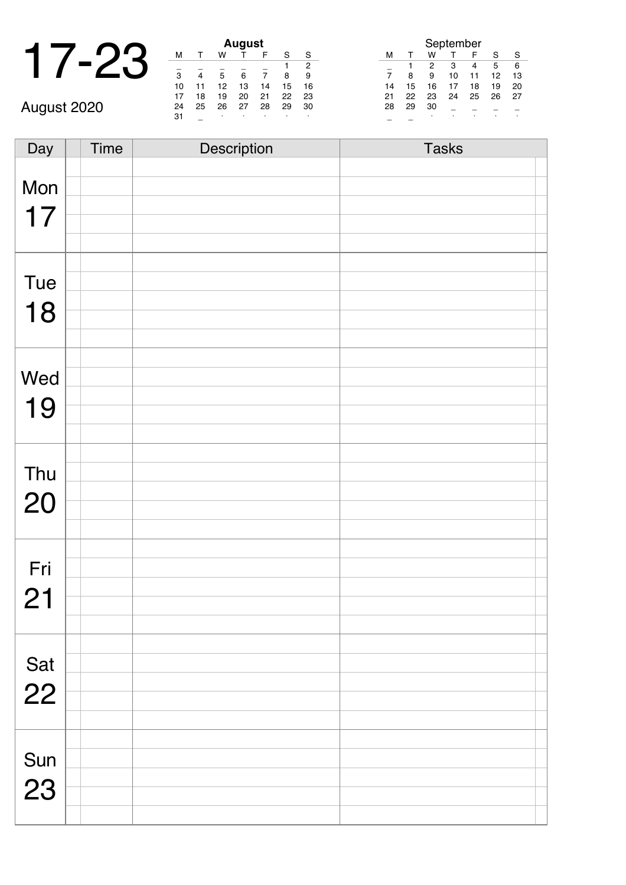# 17-23

August 2020

**August**

| M | T | W | T | F | S | S |
|---|---|---|---|---|---|---|
| _ | _ | _ | _ | _ | 1 | 2 |
| 3 | 4 | 5 | 6 | 7 | 8 | 9 |
| 10 | 11 | 12 | 13 | 14 | 15 | 16 |
| 17 | 18 | 19 | 20 | 21 | 22 | 23 |
| 24 | 25 | 26 | 27 | 28 | 29 | 30 |
| 31 | _ | . | . | . | . | . |

September

| M | T | W | T | F | S | S |
|---|---|---|---|---|---|---|
| _ | 1 | 2 | 3 | 4 | 5 | 6 |
| 7 | 8 | 9 | 10 | 11 | 12 | 13 |
| 14 | 15 | 16 | 17 | 18 | 19 | 20 |
| 21 | 22 | 23 | 24 | 25 | 26 | 27 |
| 28 | 29 | 30 | _ | _ | _ | _ |
| _ | _ | . | . | . | . | . |

| Day | | Time | Description | Tasks | |
|---|---|---|---|---|---|
| Mon 17 | | | | | |
| | | | | | |
| | | | | | |
| | | | | | |
| | | | | | |
| Tue 18 | | | | | |
| | | | | | |
| | | | | | |
| | | | | | |
| | | | | | |
| Wed 19 | | | | | |
| | | | | | |
| | | | | | |
| | | | | | |
| | | | | | |
| Thu 20 | | | | | |
| | | | | | |
| | | | | | |
| | | | | | |
| | | | | | |
| Fri 21 | | | | | |
| | | | | | |
| | | | | | |
| | | | | | |
| | | | | | |
| Sat 22 | | | | | |
| | | | | | |
| | | | | | |
| | | | | | |
| | | | | | |
| Sun 23 | | | | | |
| | | | | | |
| | | | | | |
| | | | | | |
| | | | | | |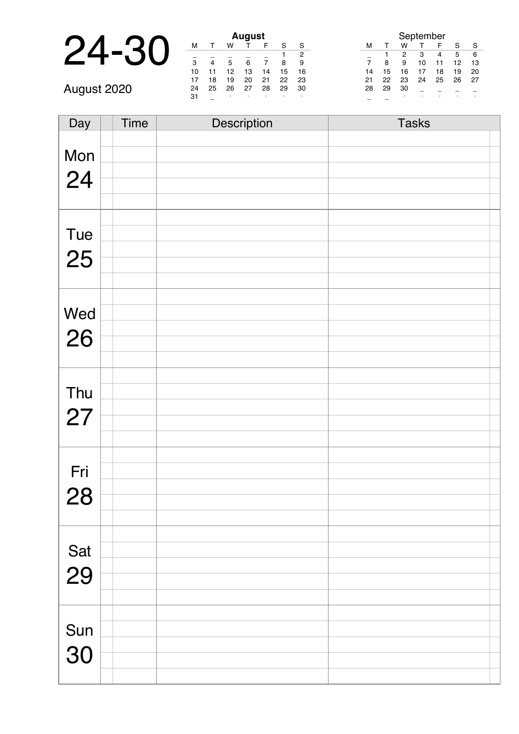# 24-30

August 2020

**August**

| M | T | W | T | F | S | S |
|---|---|---|---|---|---|---|
| _ | _ | _ | _ | _ | 1 | 2 |
| 3 | 4 | 5 | 6 | 7 | 8 | 9 |
| 10 | 11 | 12 | 13 | 14 | 15 | 16 |
| 17 | 18 | 19 | 20 | 21 | 22 | 23 |
| 24 | 25 | 26 | 27 | 28 | 29 | 30 |
| 31 | _ | . | . | . | . | . |

September

| M | T | W | T | F | S | S |
|---|---|---|---|---|---|---|
| _ | 1 | 2 | 3 | 4 | 5 | 6 |
| 7 | 8 | 9 | 10 | 11 | 12 | 13 |
| 14 | 15 | 16 | 17 | 18 | 19 | 20 |
| 21 | 22 | 23 | 24 | 25 | 26 | 27 |
| 28 | 29 | 30 | _ | _ | _ | _ |
| _ | _ | . | . | . | . | . |

| Day | | Time | Description | Tasks | |
|---|---|---|---|---|---|
| Mon 24 | | | | | |
| | | | | | |
| | | | | | |
| | | | | | |
| | | | | | |
| Tue 25 | | | | | |
| | | | | | |
| | | | | | |
| | | | | | |
| | | | | | |
| Wed 26 | | | | | |
| | | | | | |
| | | | | | |
| | | | | | |
| | | | | | |
| Thu 27 | | | | | |
| | | | | | |
| | | | | | |
| | | | | | |
| | | | | | |
| Fri 28 | | | | | |
| | | | | | |
| | | | | | |
| | | | | | |
| | | | | | |
| Sat 29 | | | | | |
| | | | | | |
| | | | | | |
| | | | | | |
| | | | | | |
| Sun 30 | | | | | |
| | | | | | |
| | | | | | |
| | | | | | |
| | | | | | |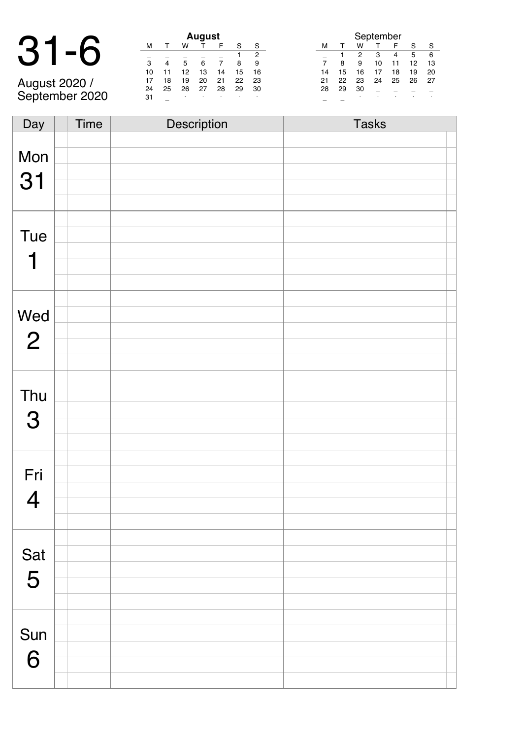# 31-6

August 2020 /
September 2020

**August**

| M | T | W | T | F | S | S |
|---|---|---|---|---|---|---|
| _ | _ | _ | _ | _ | 1 | 2 |
| 3 | 4 | 5 | 6 | 7 | 8 | 9 |
| 10 | 11 | 12 | 13 | 14 | 15 | 16 |
| 17 | 18 | 19 | 20 | 21 | 22 | 23 |
| 24 | 25 | 26 | 27 | 28 | 29 | 30 |
| 31 | _ | . | . | . | . | . |

September

| M | T | W | T | F | S | S |
|---|---|---|---|---|---|---|
| _ | 1 | 2 | 3 | 4 | 5 | 6 |
| 7 | 8 | 9 | 10 | 11 | 12 | 13 |
| 14 | 15 | 16 | 17 | 18 | 19 | 20 |
| 21 | 22 | 23 | 24 | 25 | 26 | 27 |
| 28 | 29 | 30 | _ | _ | _ | _ |
| _ | _ | . | . | . | . | . |

| Day | | Time | Description | Tasks | |
|---|---|---|---|---|---|
| Mon 31 | | | | | |
| | | | | | |
| | | | | | |
| | | | | | |
| | | | | | |
| Tue 1 | | | | | |
| | | | | | |
| | | | | | |
| | | | | | |
| | | | | | |
| Wed 2 | | | | | |
| | | | | | |
| | | | | | |
| | | | | | |
| | | | | | |
| Thu 3 | | | | | |
| | | | | | |
| | | | | | |
| | | | | | |
| | | | | | |
| Fri 4 | | | | | |
| | | | | | |
| | | | | | |
| | | | | | |
| | | | | | |
| Sat 5 | | | | | |
| | | | | | |
| | | | | | |
| | | | | | |
| | | | | | |
| Sun 6 | | | | | |
| | | | | | |
| | | | | | |
| | | | | | |
| | | | | | |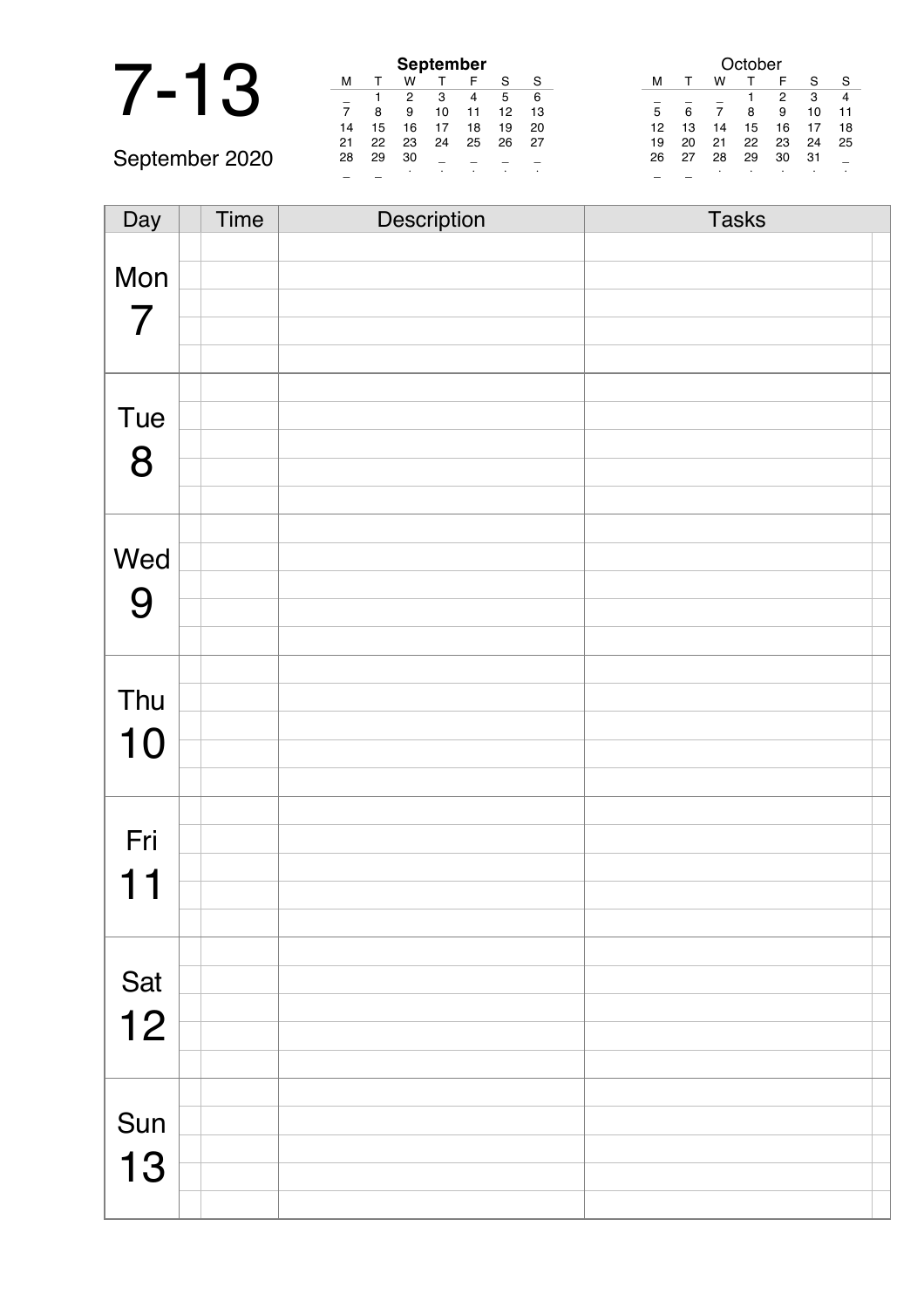# 7-13

September 2020

**September**

| M | T | W | T | F | S | S |
|---|---|---|---|---|---|---|
| _ | 1 | 2 | 3 | 4 | 5 | 6 |
| 7 | 8 | 9 | 10 | 11 | 12 | 13 |
| 14 | 15 | 16 | 17 | 18 | 19 | 20 |
| 21 | 22 | 23 | 24 | 25 | 26 | 27 |
| 28 | 29 | 30 | _ | _ | _ | _ |

October

| M | T | W | T | F | S | S |
|---|---|---|---|---|---|---|
| _ | _ | _ | 1 | 2 | 3 | 4 |
| 5 | 6 | 7 | 8 | 9 | 10 | 11 |
| 12 | 13 | 14 | 15 | 16 | 17 | 18 |
| 19 | 20 | 21 | 22 | 23 | 24 | 25 |
| 26 | 27 | 28 | 29 | 30 | 31 | _ |

| Day | | Time | Description | Tasks | |
|---|---|---|---|---|---|
| Mon 7 | | | | | |
| | | | | | |
| | | | | | |
| | | | | | |
| | | | | | |
| Tue 8 | | | | | |
| | | | | | |
| | | | | | |
| | | | | | |
| | | | | | |
| Wed 9 | | | | | |
| | | | | | |
| | | | | | |
| | | | | | |
| | | | | | |
| Thu 10 | | | | | |
| | | | | | |
| | | | | | |
| | | | | | |
| | | | | | |
| Fri 11 | | | | | |
| | | | | | |
| | | | | | |
| | | | | | |
| | | | | | |
| Sat 12 | | | | | |
| | | | | | |
| | | | | | |
| | | | | | |
| | | | | | |
| Sun 13 | | | | | |
| | | | | | |
| | | | | | |
| | | | | | |
| | | | | | |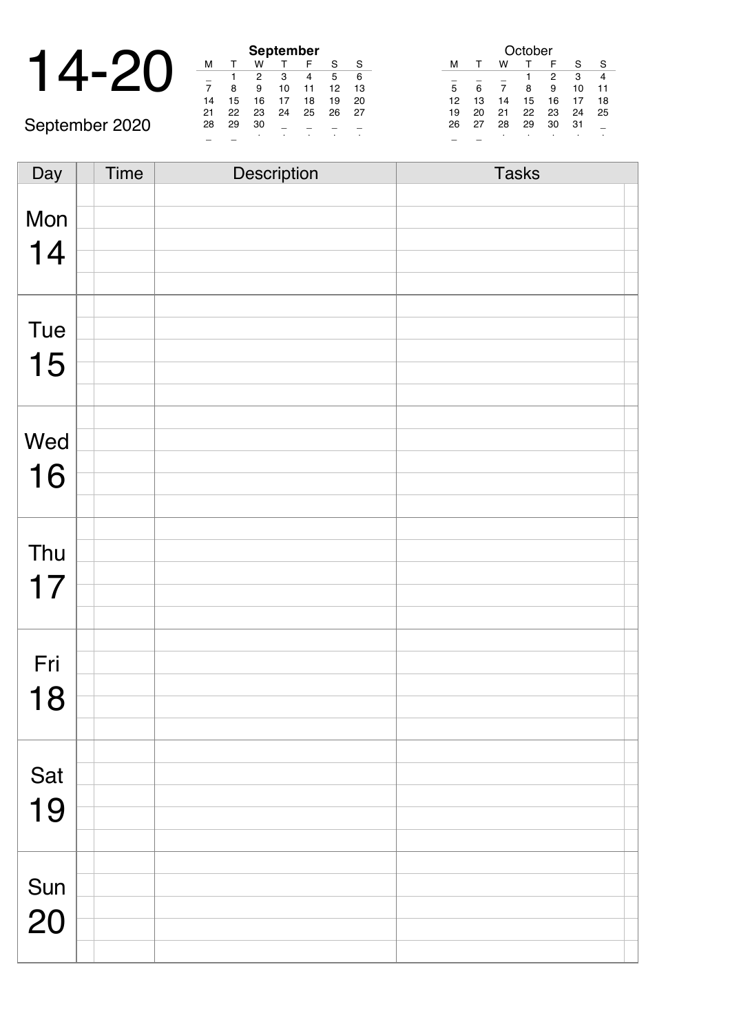# 14-20

September 2020

**September**

| M | T | W | T | F | S | S |
|---|---|---|---|---|---|---|
| _ | 1 | 2 | 3 | 4 | 5 | 6 |
| 7 | 8 | 9 | 10 | 11 | 12 | 13 |
| 14 | 15 | 16 | 17 | 18 | 19 | 20 |
| 21 | 22 | 23 | 24 | 25 | 26 | 27 |
| 28 | 29 | 30 | _ | _ | _ | _ |

October

| M | T | W | T | F | S | S |
|---|---|---|---|---|---|---|
| _ | _ | _ | 1 | 2 | 3 | 4 |
| 5 | 6 | 7 | 8 | 9 | 10 | 11 |
| 12 | 13 | 14 | 15 | 16 | 17 | 18 |
| 19 | 20 | 21 | 22 | 23 | 24 | 25 |
| 26 | 27 | 28 | 29 | 30 | 31 | _ |

| Day | | Time | Description | Tasks | |
|---|---|---|---|---|---|
| Mon 14 | | | | | |
| | | | | | |
| | | | | | |
| | | | | | |
| | | | | | |
| Tue 15 | | | | | |
| | | | | | |
| | | | | | |
| | | | | | |
| | | | | | |
| Wed 16 | | | | | |
| | | | | | |
| | | | | | |
| | | | | | |
| | | | | | |
| Thu 17 | | | | | |
| | | | | | |
| | | | | | |
| | | | | | |
| | | | | | |
| Fri 18 | | | | | |
| | | | | | |
| | | | | | |
| | | | | | |
| | | | | | |
| Sat 19 | | | | | |
| | | | | | |
| | | | | | |
| | | | | | |
| | | | | | |
| Sun 20 | | | | | |
| | | | | | |
| | | | | | |
| | | | | | |
| | | | | | |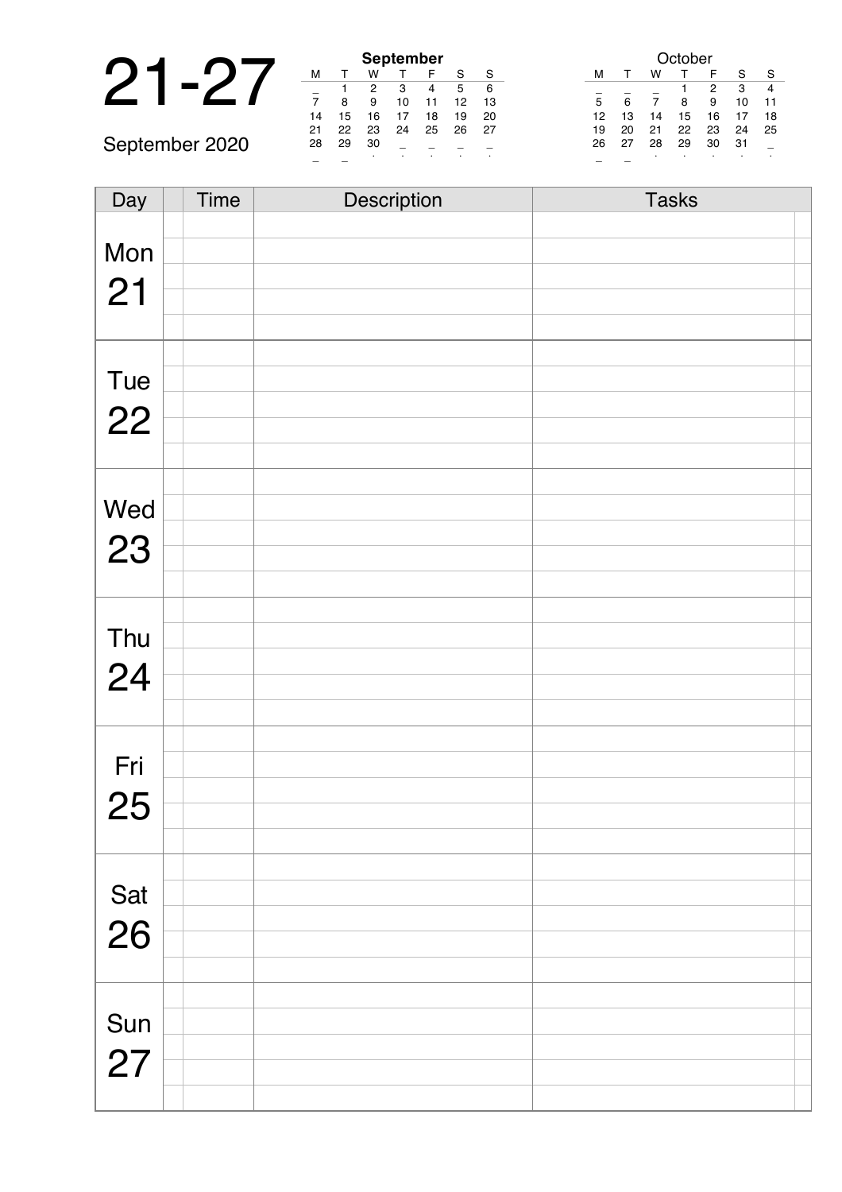# 21-27

September 2020

**September**

| M | T | W | T | F | S | S |
|---|---|---|---|---|---|---|
| _ | 1 | 2 | 3 | 4 | 5 | 6 |
| 7 | 8 | 9 | 10 | 11 | 12 | 13 |
| 14 | 15 | 16 | 17 | 18 | 19 | 20 |
| 21 | 22 | 23 | 24 | 25 | 26 | 27 |
| 28 | 29 | 30 | _ | _ | _ | _ |

October

| M | T | W | T | F | S | S |
|---|---|---|---|---|---|---|
| _ | _ | _ | 1 | 2 | 3 | 4 |
| 5 | 6 | 7 | 8 | 9 | 10 | 11 |
| 12 | 13 | 14 | 15 | 16 | 17 | 18 |
| 19 | 20 | 21 | 22 | 23 | 24 | 25 |
| 26 | 27 | 28 | 29 | 30 | 31 | _ |

| Day | Time | Description | Tasks |
|---|---|---|---|
| Mon 21 | | | |
| Tue 22 | | | |
| Wed 23 | | | |
| Thu 24 | | | |
| Fri 25 | | | |
| Sat 26 | | | |
| Sun 27 | | | |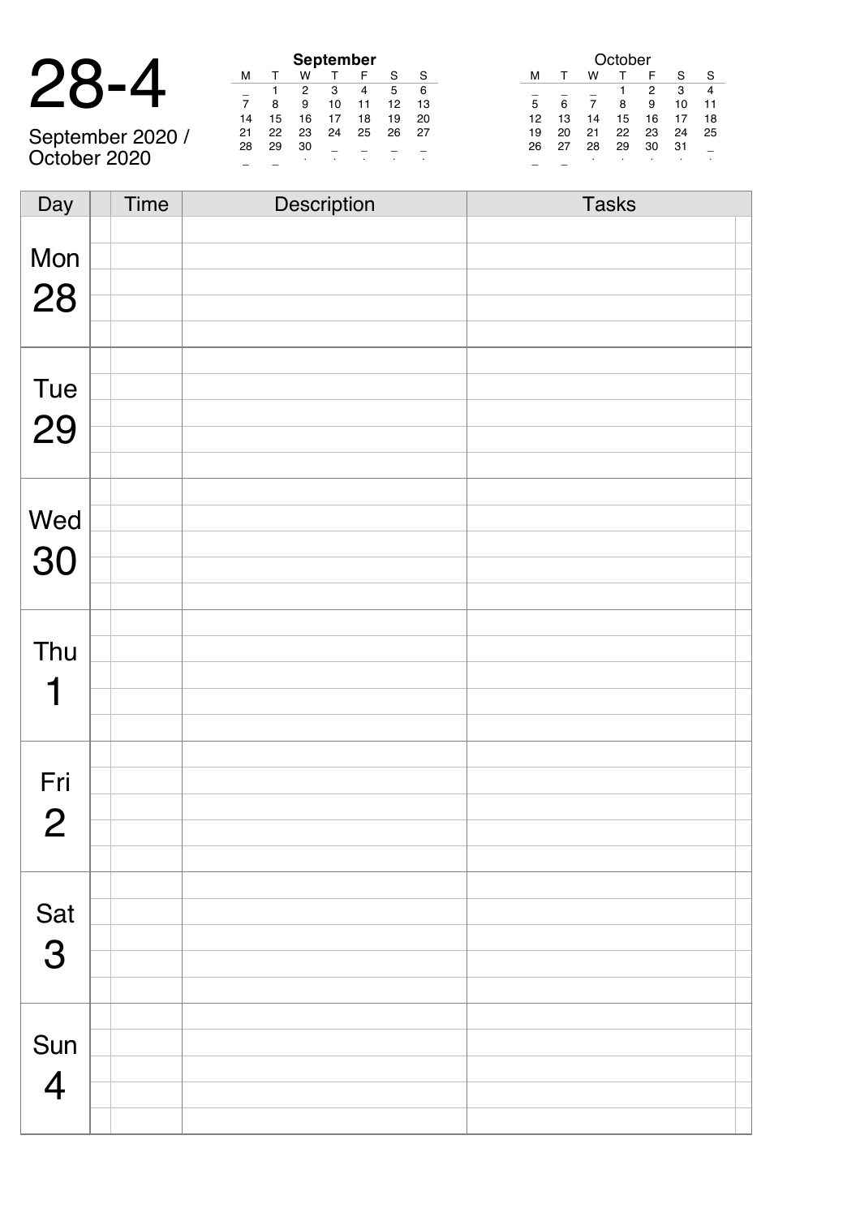# 28-4

September 2020 / October 2020

**September**

| M | T | W | T | F | S | S |
|---|---|---|---|---|---|---|
| _ | 1 | 2 | 3 | 4 | 5 | 6 |
| 7 | 8 | 9 | 10 | 11 | 12 | 13 |
| 14 | 15 | 16 | 17 | 18 | 19 | 20 |
| 21 | 22 | 23 | 24 | 25 | 26 | 27 |
| 28 | 29 | 30 | _ | _ | _ | _ |
| _ | _ | . | . | . | . | . |

October

| M | T | W | T | F | S | S |
|---|---|---|---|---|---|---|
| _ | _ | _ | 1 | 2 | 3 | 4 |
| 5 | 6 | 7 | 8 | 9 | 10 | 11 |
| 12 | 13 | 14 | 15 | 16 | 17 | 18 |
| 19 | 20 | 21 | 22 | 23 | 24 | 25 |
| 26 | 27 | 28 | 29 | 30 | 31 | _ |
| _ | _ | . | . | . | . | . |

| Day | | Time | Description | Tasks | |
|---|---|---|---|---|---|
| Mon 28 | | | | | |
| Tue 29 | | | | | |
| Wed 30 | | | | | |
| Thu 1 | | | | | |
| Fri 2 | | | | | |
| Sat 3 | | | | | |
| Sun 4 | | | | | |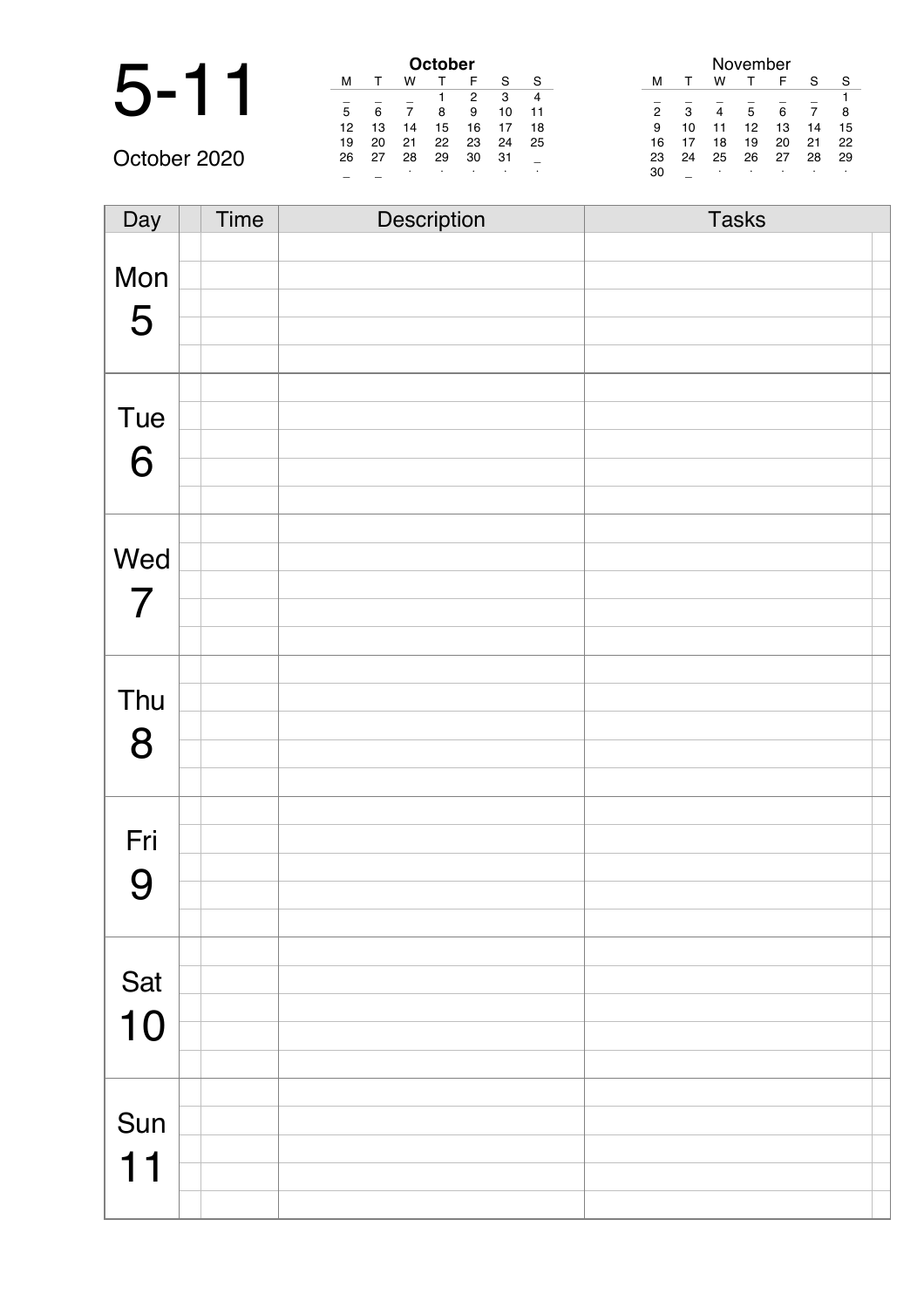# 5-11

October 2020

**October**

| M | T | W | T | F | S | S |
|---|---|---|---|---|---|---|
| _ | _ | _ | 1 | 2 | 3 | 4 |
| 5 | 6 | 7 | 8 | 9 | 10 | 11 |
| 12 | 13 | 14 | 15 | 16 | 17 | 18 |
| 19 | 20 | 21 | 22 | 23 | 24 | 25 |
| 26 | 27 | 28 | 29 | 30 | 31 | _ |
| _ | _ | . | . | . | . | . |

November

| M | T | W | T | F | S | S |
|---|---|---|---|---|---|---|
| _ | _ | _ | _ | _ | _ | 1 |
| 2 | 3 | 4 | 5 | 6 | 7 | 8 |
| 9 | 10 | 11 | 12 | 13 | 14 | 15 |
| 16 | 17 | 18 | 19 | 20 | 21 | 22 |
| 23 | 24 | 25 | 26 | 27 | 28 | 29 |
| 30 | _ | . | . | . | . | . |

| Day | | Time | Description | Tasks | |
|---|---|---|---|---|---|
| Mon 5 | | | | | |
| | | | | | |
| | | | | | |
| | | | | | |
| | | | | | |
| Tue 6 | | | | | |
| | | | | | |
| | | | | | |
| | | | | | |
| | | | | | |
| Wed 7 | | | | | |
| | | | | | |
| | | | | | |
| | | | | | |
| | | | | | |
| Thu 8 | | | | | |
| | | | | | |
| | | | | | |
| | | | | | |
| | | | | | |
| Fri 9 | | | | | |
| | | | | | |
| | | | | | |
| | | | | | |
| | | | | | |
| Sat 10 | | | | | |
| | | | | | |
| | | | | | |
| | | | | | |
| | | | | | |
| Sun 11 | | | | | |
| | | | | | |
| | | | | | |
| | | | | | |
| | | | | | |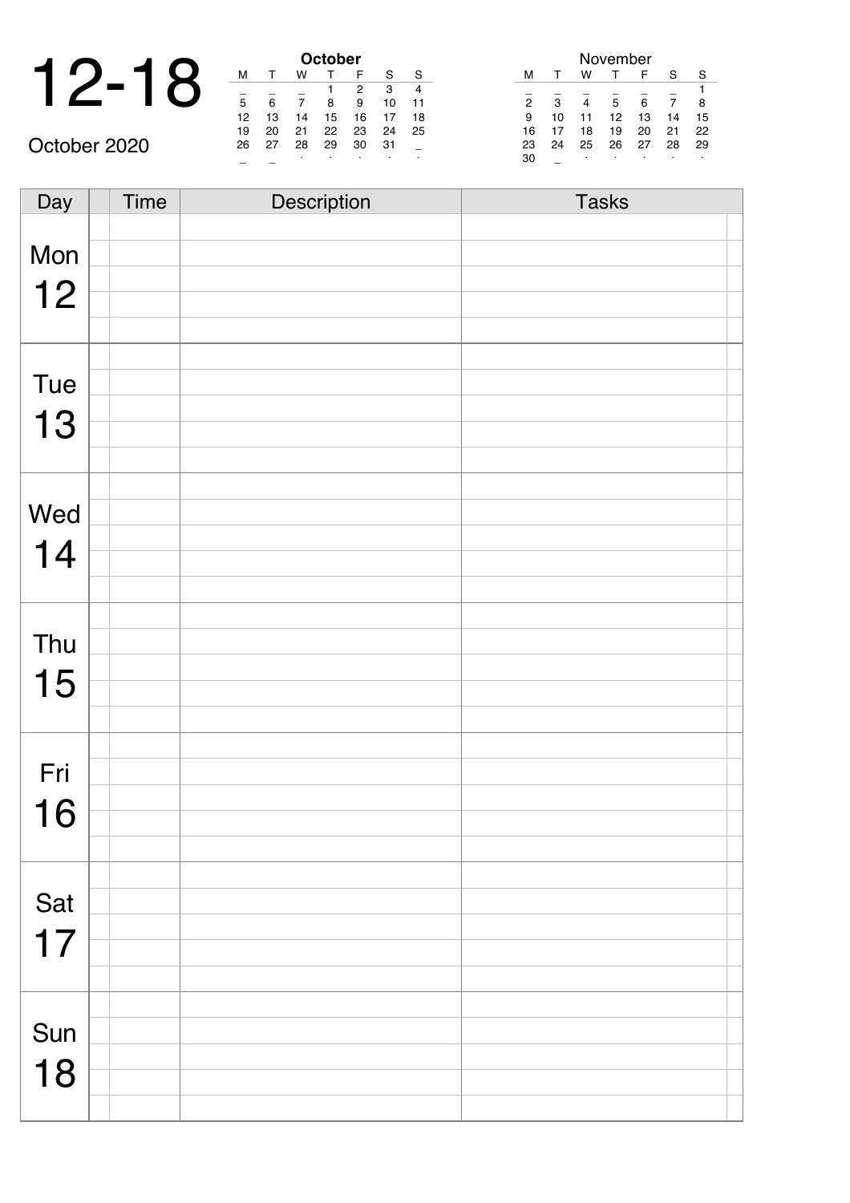# 12-18

October 2020

**October**

| M | T | W | T | F | S | S |
|---|---|---|---|---|---|---|
| _ | _ | _ | 1 | 2 | 3 | 4 |
| 5 | 6 | 7 | 8 | 9 | 10 | 11 |
| 12 | 13 | 14 | 15 | 16 | 17 | 18 |
| 19 | 20 | 21 | 22 | 23 | 24 | 25 |
| 26 | 27 | 28 | 29 | 30 | 31 | _ |

November

| M | T | W | T | F | S | S |
|---|---|---|---|---|---|---|
| _ | _ | _ | _ | _ | _ | 1 |
| 2 | 3 | 4 | 5 | 6 | 7 | 8 |
| 9 | 10 | 11 | 12 | 13 | 14 | 15 |
| 16 | 17 | 18 | 19 | 20 | 21 | 22 |
| 23 | 24 | 25 | 26 | 27 | 28 | 29 |
| 30 | _ | | | | | |

| Day | | Time | Description | Tasks | |
|---|---|---|---|---|---|
| Mon 12 | | | | | |
| Tue 13 | | | | | |
| Wed 14 | | | | | |
| Thu 15 | | | | | |
| Fri 16 | | | | | |
| Sat 17 | | | | | |
| Sun 18 | | | | | |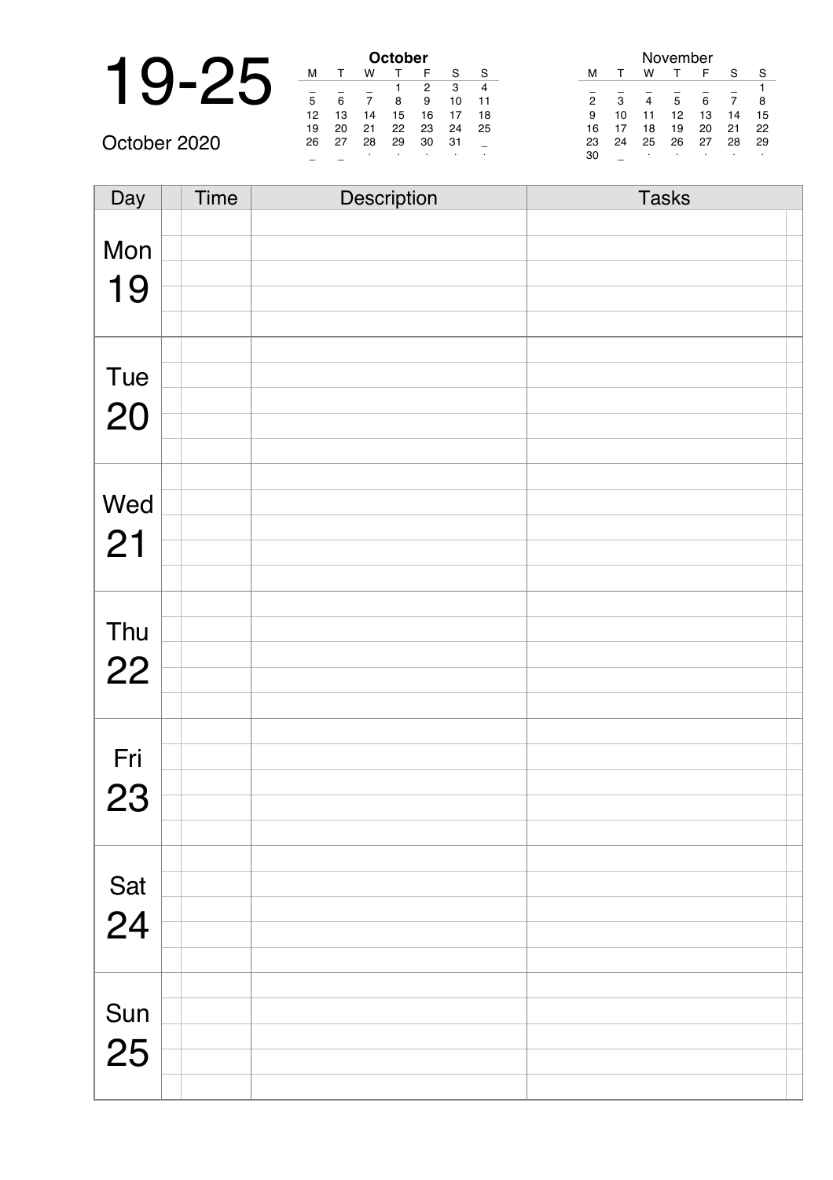# 19-25

October 2020

**October**

| M | T | W | T | F | S | S |
|---|---|---|---|---|---|---|
| _ | _ | _ | 1 | 2 | 3 | 4 |
| 5 | 6 | 7 | 8 | 9 | 10 | 11 |
| 12 | 13 | 14 | 15 | 16 | 17 | 18 |
| 19 | 20 | 21 | 22 | 23 | 24 | 25 |
| 26 | 27 | 28 | 29 | 30 | 31 | _ |
| _ | _ | . | . | . | . | . |

November

| M | T | W | T | F | S | S |
|---|---|---|---|---|---|---|
| _ | _ | _ | _ | _ | _ | 1 |
| 2 | 3 | 4 | 5 | 6 | 7 | 8 |
| 9 | 10 | 11 | 12 | 13 | 14 | 15 |
| 16 | 17 | 18 | 19 | 20 | 21 | 22 |
| 23 | 24 | 25 | 26 | 27 | 28 | 29 |
| 30 | _ | . | . | . | . | . |

| Day | | Time | Description | Tasks | |
|---|---|---|---|---|---|
| Mon 19 | | | | | |
| Tue 20 | | | | | |
| Wed 21 | | | | | |
| Thu 22 | | | | | |
| Fri 23 | | | | | |
| Sat 24 | | | | | |
| Sun 25 | | | | | |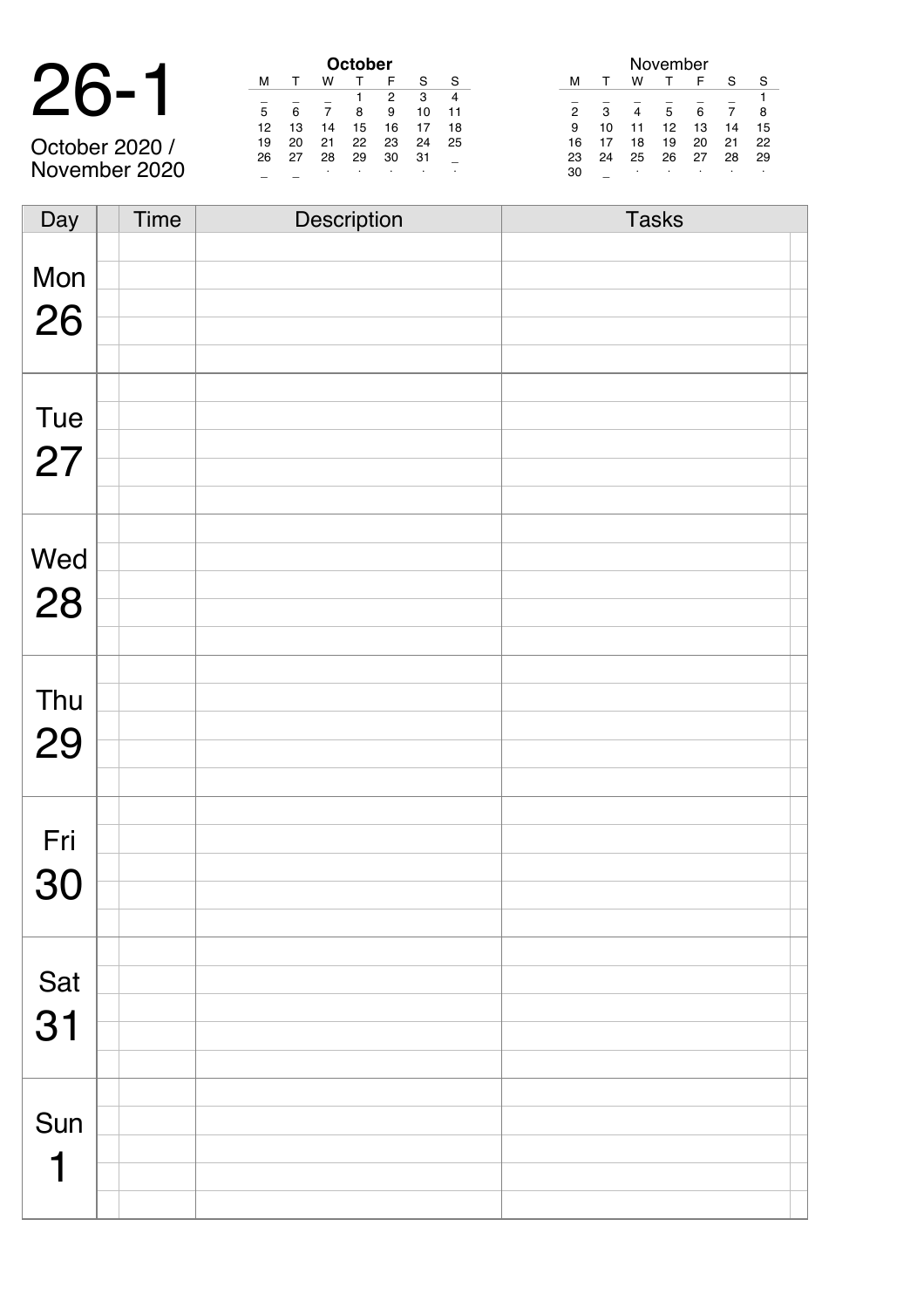# 26-1

October 2020 /
November 2020

**October**

| M | T | W | T | F | S | S |
|---|---|---|---|---|---|---|
| _ | _ | _ | 1 | 2 | 3 | 4 |
| 5 | 6 | 7 | 8 | 9 | 10 | 11 |
| 12 | 13 | 14 | 15 | 16 | 17 | 18 |
| 19 | 20 | 21 | 22 | 23 | 24 | 25 |
| 26 | 27 | 28 | 29 | 30 | 31 | _ |
| _ | _ | . | . | . | . | . |

November

| M | T | W | T | F | S | S |
|---|---|---|---|---|---|---|
| _ | _ | _ | _ | _ | _ | 1 |
| 2 | 3 | 4 | 5 | 6 | 7 | 8 |
| 9 | 10 | 11 | 12 | 13 | 14 | 15 |
| 16 | 17 | 18 | 19 | 20 | 21 | 22 |
| 23 | 24 | 25 | 26 | 27 | 28 | 29 |
| 30 | _ | . | . | . | . | . |

| Day | | Time | Description | Tasks |
|---|---|---|---|---|
| Mon 26 | | | | |
| Tue 27 | | | | |
| Wed 28 | | | | |
| Thu 29 | | | | |
| Fri 30 | | | | |
| Sat 31 | | | | |
| Sun 1 | | | | |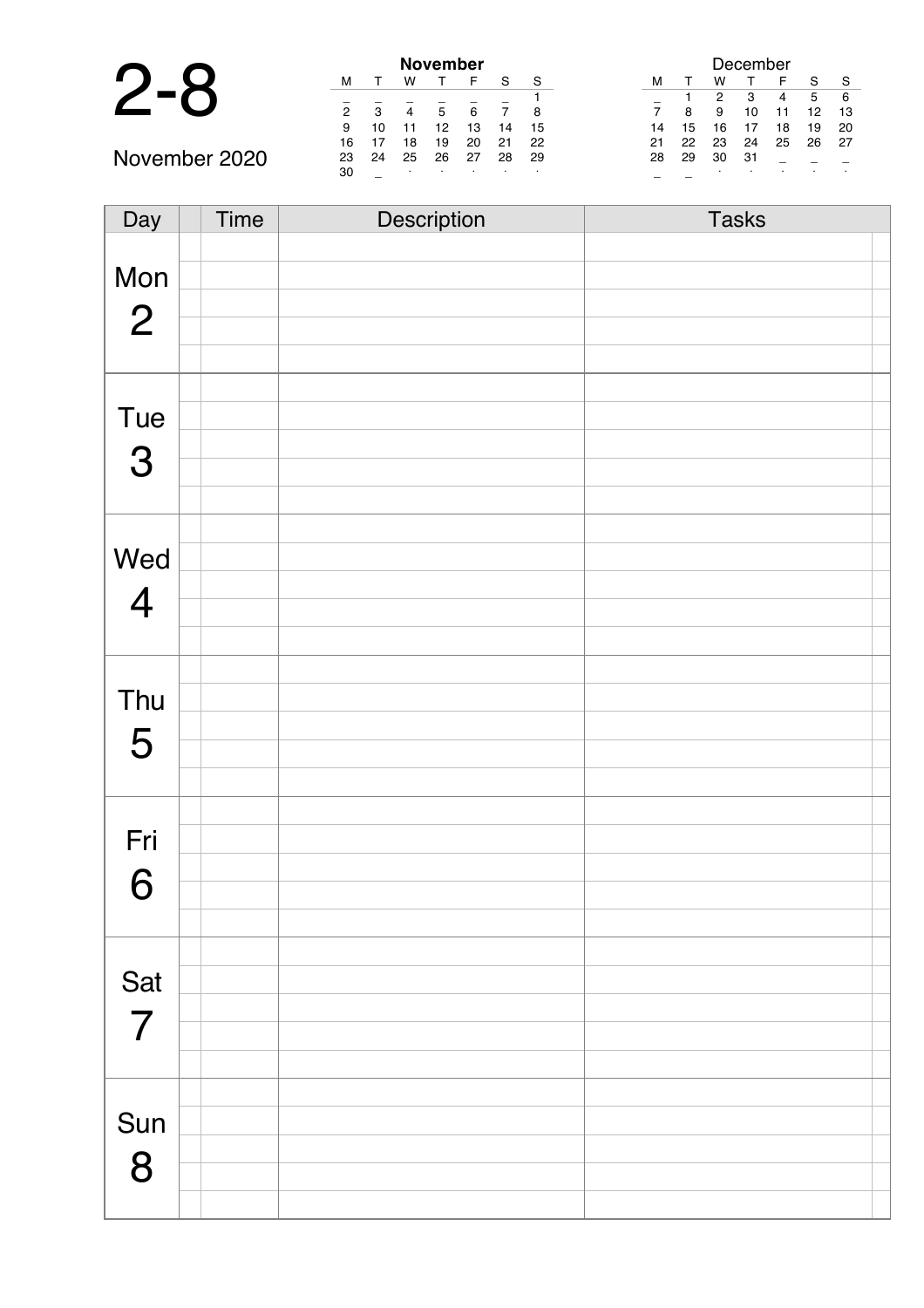# 2-8

November 2020

**November**

| M | T | W | T | F | S | S |
|---|---|---|---|---|---|---|
| _ | _ | _ | _ | _ | _ | 1 |
| 2 | 3 | 4 | 5 | 6 | 7 | 8 |
| 9 | 10 | 11 | 12 | 13 | 14 | 15 |
| 16 | 17 | 18 | 19 | 20 | 21 | 22 |
| 23 | 24 | 25 | 26 | 27 | 28 | 29 |
| 30 | _ | . | . | . | . | . |

December

| M | T | W | T | F | S | S |
|---|---|---|---|---|---|---|
| _ | 1 | 2 | 3 | 4 | 5 | 6 |
| 7 | 8 | 9 | 10 | 11 | 12 | 13 |
| 14 | 15 | 16 | 17 | 18 | 19 | 20 |
| 21 | 22 | 23 | 24 | 25 | 26 | 27 |
| 28 | 29 | 30 | 31 | _ | _ | _ |
| _ | _ | . | . | . | . | . |

| Day | Time | Description | Tasks |
|---|---|---|---|
| Mon 2 | | | |
| | | | |
| | | | |
| | | | |
| | | | |
| Tue 3 | | | |
| | | | |
| | | | |
| | | | |
| | | | |
| Wed 4 | | | |
| | | | |
| | | | |
| | | | |
| | | | |
| Thu 5 | | | |
| | | | |
| | | | |
| | | | |
| | | | |
| Fri 6 | | | |
| | | | |
| | | | |
| | | | |
| | | | |
| Sat 7 | | | |
| | | | |
| | | | |
| | | | |
| | | | |
| Sun 8 | | | |
| | | | |
| | | | |
| | | | |
| | | | |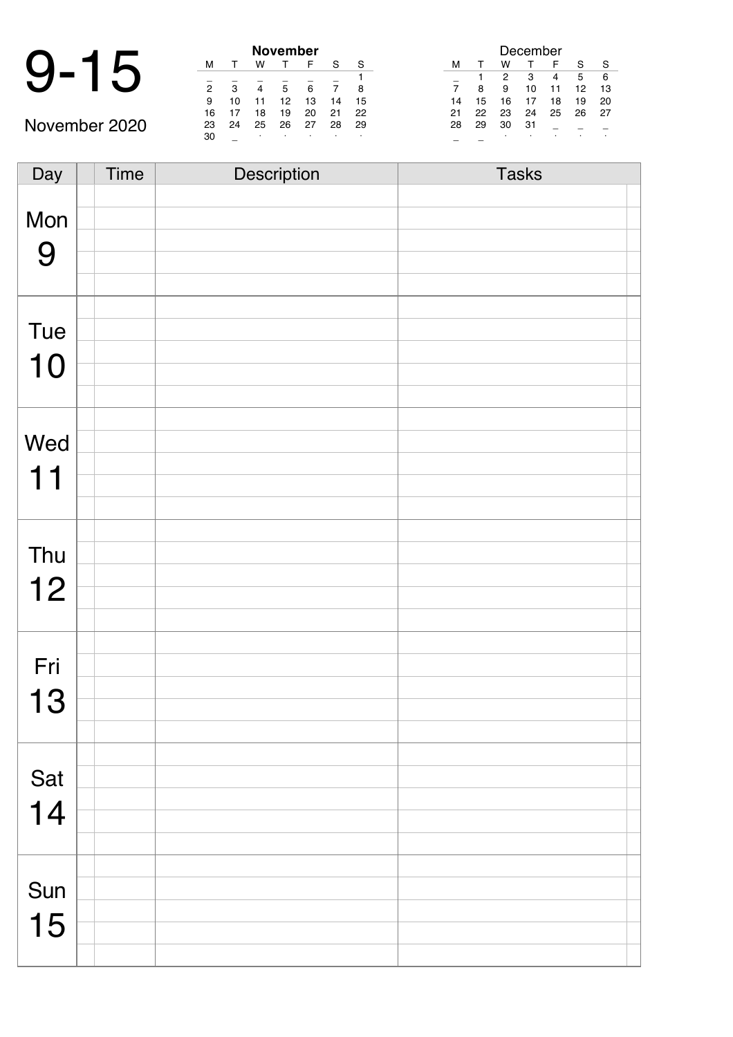# 9-15

November 2020

**November**

| M | T | W | T | F | S | S |
|---|---|---|---|---|---|---|
| _ | _ | _ | _ | _ | _ | 1 |
| 2 | 3 | 4 | 5 | 6 | 7 | 8 |
| 9 | 10 | 11 | 12 | 13 | 14 | 15 |
| 16 | 17 | 18 | 19 | 20 | 21 | 22 |
| 23 | 24 | 25 | 26 | 27 | 28 | 29 |
| 30 | _ | . | . | . | . | . |

December

| M | T | W | T | F | S | S |
|---|---|---|---|---|---|---|
| _ | 1 | 2 | 3 | 4 | 5 | 6 |
| 7 | 8 | 9 | 10 | 11 | 12 | 13 |
| 14 | 15 | 16 | 17 | 18 | 19 | 20 |
| 21 | 22 | 23 | 24 | 25 | 26 | 27 |
| 28 | 29 | 30 | 31 | _ | _ | _ |
| _ | _ | . | . | . | . | . |

| Day | | Time | Description | Tasks | |
|---|---|---|---|---|---|
| Mon 9 | | | | | |
| Tue 10 | | | | | |
| Wed 11 | | | | | |
| Thu 12 | | | | | |
| Fri 13 | | | | | |
| Sat 14 | | | | | |
| Sun 15 | | | | | |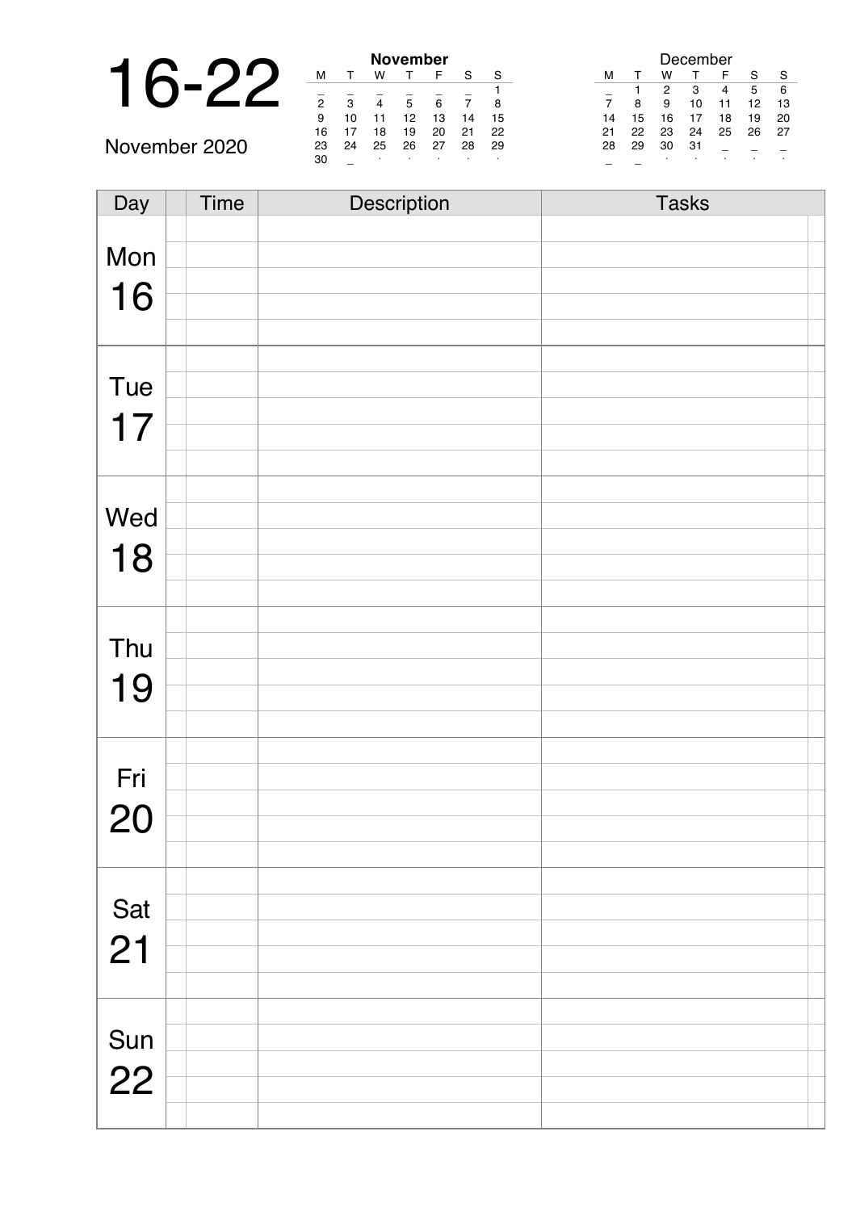# 16-22

November 2020

**November**

| M | T | W | T | F | S | S |
|---|---|---|---|---|---|---|
| _ | _ | _ | _ | _ | _ | 1 |
| 2 | 3 | 4 | 5 | 6 | 7 | 8 |
| 9 | 10 | 11 | 12 | 13 | 14 | 15 |
| 16 | 17 | 18 | 19 | 20 | 21 | 22 |
| 23 | 24 | 25 | 26 | 27 | 28 | 29 |
| 30 | _ | . | . | . | . | . |

December

| M | T | W | T | F | S | S |
|---|---|---|---|---|---|---|
| _ | 1 | 2 | 3 | 4 | 5 | 6 |
| 7 | 8 | 9 | 10 | 11 | 12 | 13 |
| 14 | 15 | 16 | 17 | 18 | 19 | 20 |
| 21 | 22 | 23 | 24 | 25 | 26 | 27 |
| 28 | 29 | 30 | 31 | _ | _ | _ |
| _ | _ | . | . | . | . | . |

| Day | Time | Description | Tasks |
|---|---|---|---|
| Mon 16 | | | |
| Tue 17 | | | |
| Wed 18 | | | |
| Thu 19 | | | |
| Fri 20 | | | |
| Sat 21 | | | |
| Sun 22 | | | |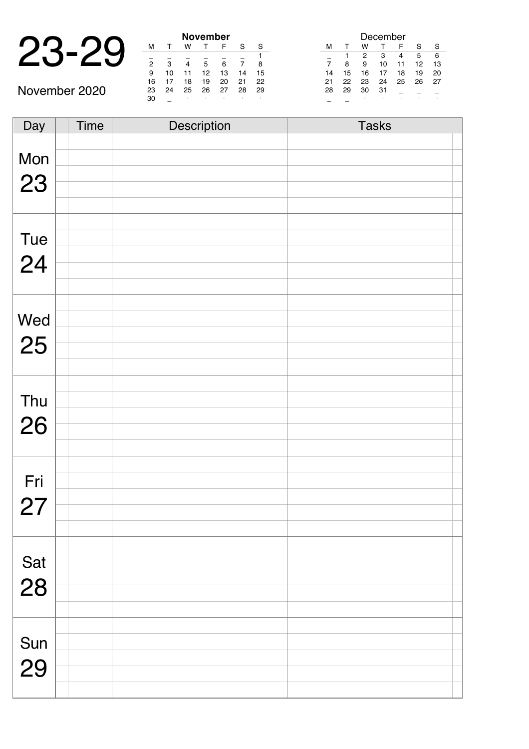# 23-29

November 2020

**November**

| M | T | W | T | F | S | S |
|---|---|---|---|---|---|---|
| _ | _ | _ | _ | _ | _ | 1 |
| 2 | 3 | 4 | 5 | 6 | 7 | 8 |
| 9 | 10 | 11 | 12 | 13 | 14 | 15 |
| 16 | 17 | 18 | 19 | 20 | 21 | 22 |
| 23 | 24 | 25 | 26 | 27 | 28 | 29 |
| 30 | _ | . | . | . | . | . |

December

| M | T | W | T | F | S | S |
|---|---|---|---|---|---|---|
| _ | 1 | 2 | 3 | 4 | 5 | 6 |
| 7 | 8 | 9 | 10 | 11 | 12 | 13 |
| 14 | 15 | 16 | 17 | 18 | 19 | 20 |
| 21 | 22 | 23 | 24 | 25 | 26 | 27 |
| 28 | 29 | 30 | 31 | _ | _ | _ |
| _ | _ | . | . | . | . | . |

| Day | | Time | Description | Tasks | |
|---|---|---|---|---|---|
| Mon 23 | | | | | |
| Tue 24 | | | | | |
| Wed 25 | | | | | |
| Thu 26 | | | | | |
| Fri 27 | | | | | |
| Sat 28 | | | | | |
| Sun 29 | | | | | |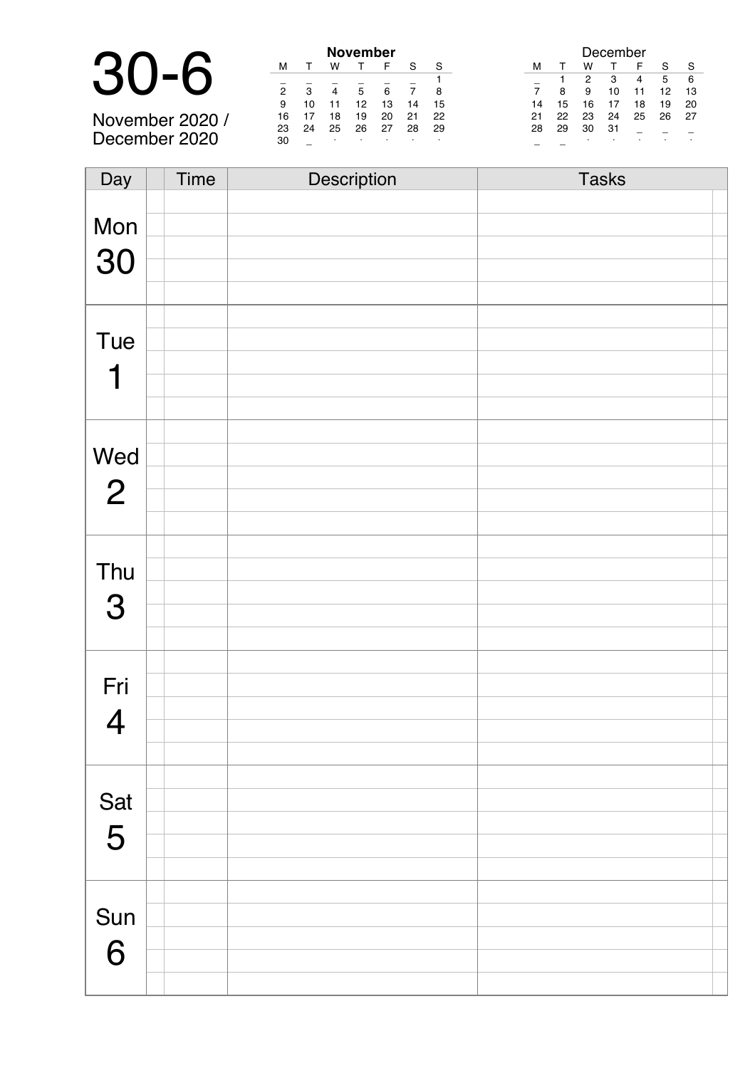# 30-6

November 2020 / December 2020

**November**

| M | T | W | T | F | S | S |
|---|---|---|---|---|---|---|
| _ | _ | _ | _ | _ | _ | 1 |
| 2 | 3 | 4 | 5 | 6 | 7 | 8 |
| 9 | 10 | 11 | 12 | 13 | 14 | 15 |
| 16 | 17 | 18 | 19 | 20 | 21 | 22 |
| 23 | 24 | 25 | 26 | 27 | 28 | 29 |
| 30 | _ | . | . | . | . | . |

December

| M | T | W | T | F | S | S |
|---|---|---|---|---|---|---|
| _ | 1 | 2 | 3 | 4 | 5 | 6 |
| 7 | 8 | 9 | 10 | 11 | 12 | 13 |
| 14 | 15 | 16 | 17 | 18 | 19 | 20 |
| 21 | 22 | 23 | 24 | 25 | 26 | 27 |
| 28 | 29 | 30 | 31 | _ | _ | _ |
| _ | _ | . | . | . | . | . |

| Day | | Time | Description | Tasks | |
|---|---|---|---|---|---|
| Mon 30 | | | | | |
| | | | | | |
| | | | | | |
| | | | | | |
| | | | | | |
| Tue 1 | | | | | |
| | | | | | |
| | | | | | |
| | | | | | |
| | | | | | |
| Wed 2 | | | | | |
| | | | | | |
| | | | | | |
| | | | | | |
| | | | | | |
| Thu 3 | | | | | |
| | | | | | |
| | | | | | |
| | | | | | |
| | | | | | |
| Fri 4 | | | | | |
| | | | | | |
| | | | | | |
| | | | | | |
| | | | | | |
| Sat 5 | | | | | |
| | | | | | |
| | | | | | |
| | | | | | |
| | | | | | |
| Sun 6 | | | | | |
| | | | | | |
| | | | | | |
| | | | | | |
| | | | | | |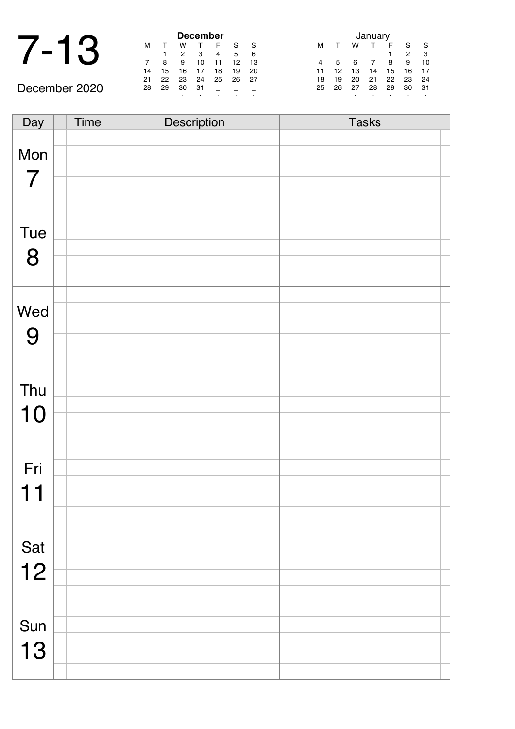# 7-13

December 2020

| December | | | | | | |
|---|---|---|---|---|---|---|
| M | T | W | T | F | S | S |
| _ | 1 | 2 | 3 | 4 | 5 | 6 |
| 7 | 8 | 9 | 10 | 11 | 12 | 13 |
| 14 | 15 | 16 | 17 | 18 | 19 | 20 |
| 21 | 22 | 23 | 24 | 25 | 26 | 27 |
| 28 | 29 | 30 | 31 | _ | _ | _ |

| January | | | | | | |
|---|---|---|---|---|---|---|
| M | T | W | T | F | S | S |
| _ | _ | _ | _ | 1 | 2 | 3 |
| 4 | 5 | 6 | 7 | 8 | 9 | 10 |
| 11 | 12 | 13 | 14 | 15 | 16 | 17 |
| 18 | 19 | 20 | 21 | 22 | 23 | 24 |
| 25 | 26 | 27 | 28 | 29 | 30 | 31 |

| Day | Time | Description | Tasks |
|---|---|---|---|
| Mon 7 | | | |
| | | | |
| | | | |
| | | | |
| | | | |
| Tue 8 | | | |
| | | | |
| | | | |
| | | | |
| | | | |
| Wed 9 | | | |
| | | | |
| | | | |
| | | | |
| | | | |
| Thu 10 | | | |
| | | | |
| | | | |
| | | | |
| | | | |
| Fri 11 | | | |
| | | | |
| | | | |
| | | | |
| | | | |
| Sat 12 | | | |
| | | | |
| | | | |
| | | | |
| | | | |
| Sun 13 | | | |
| | | | |
| | | | |
| | | | |
| | | | |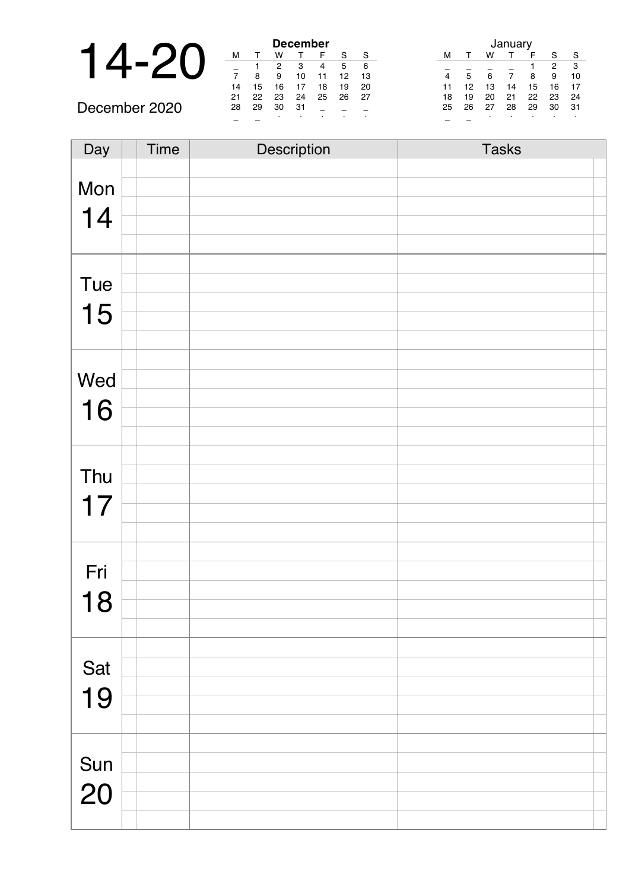# 14-20

December 2020

**December**

| M | T | W | T | F | S | S |
|---|---|---|---|---|---|---|
| _ | 1 | 2 | 3 | 4 | 5 | 6 |
| 7 | 8 | 9 | 10 | 11 | 12 | 13 |
| 14 | 15 | 16 | 17 | 18 | 19 | 20 |
| 21 | 22 | 23 | 24 | 25 | 26 | 27 |
| 28 | 29 | 30 | 31 | _ | _ | _ |

January

| M | T | W | T | F | S | S |
|---|---|---|---|---|---|---|
| _ | _ | _ | _ | 1 | 2 | 3 |
| 4 | 5 | 6 | 7 | 8 | 9 | 10 |
| 11 | 12 | 13 | 14 | 15 | 16 | 17 |
| 18 | 19 | 20 | 21 | 22 | 23 | 24 |
| 25 | 26 | 27 | 28 | 29 | 30 | 31 |

| Day | Time | Description | Tasks |
|---|---|---|---|
| Mon 14 | | | |
| Tue 15 | | | |
| Wed 16 | | | |
| Thu 17 | | | |
| Fri 18 | | | |
| Sat 19 | | | |
| Sun 20 | | | |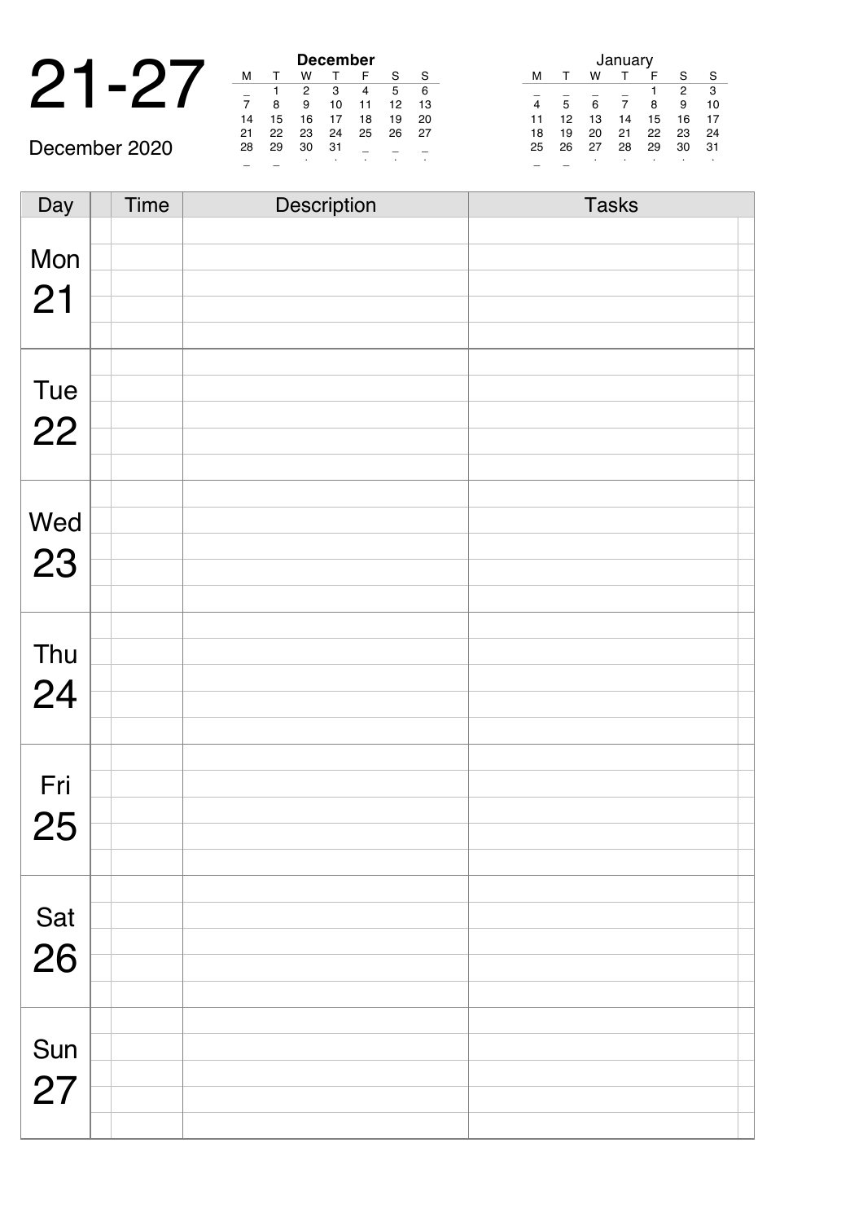# 21-27

December 2020

**December**

| M | T | W | T | F | S | S |
|---|---|---|---|---|---|---|
| _ | 1 | 2 | 3 | 4 | 5 | 6 |
| 7 | 8 | 9 | 10 | 11 | 12 | 13 |
| 14 | 15 | 16 | 17 | 18 | 19 | 20 |
| 21 | 22 | 23 | 24 | 25 | 26 | 27 |
| 28 | 29 | 30 | 31 | _ | _ | _ |

January

| M | T | W | T | F | S | S |
|---|---|---|---|---|---|---|
| _ | _ | _ | _ | 1 | 2 | 3 |
| 4 | 5 | 6 | 7 | 8 | 9 | 10 |
| 11 | 12 | 13 | 14 | 15 | 16 | 17 |
| 18 | 19 | 20 | 21 | 22 | 23 | 24 |
| 25 | 26 | 27 | 28 | 29 | 30 | 31 |

| Day | | Time | Description | Tasks |
|---|---|---|---|---|
| Mon 21 | | | | |
| Tue 22 | | | | |
| Wed 23 | | | | |
| Thu 24 | | | | |
| Fri 25 | | | | |
| Sat 26 | | | | |
| Sun 27 | | | | |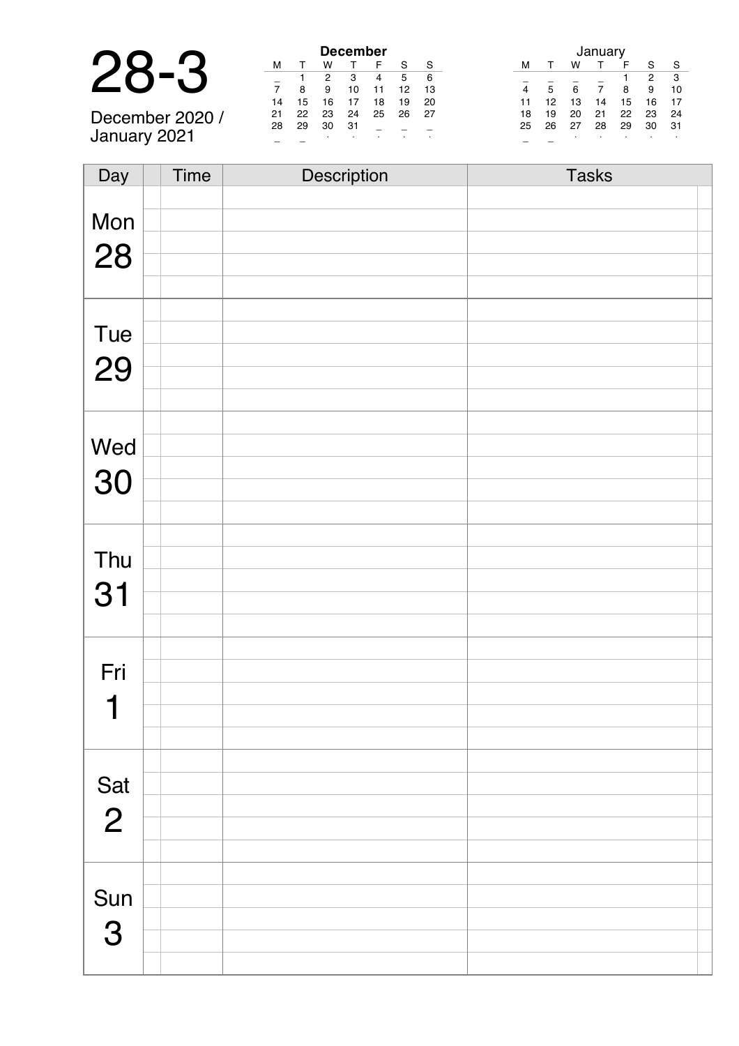# 28-3

December 2020 / January 2021

**December**

| M | T | W | T | F | S | S |
|---|---|---|---|---|---|---|
| _ | 1 | 2 | 3 | 4 | 5 | 6 |
| 7 | 8 | 9 | 10 | 11 | 12 | 13 |
| 14 | 15 | 16 | 17 | 18 | 19 | 20 |
| 21 | 22 | 23 | 24 | 25 | 26 | 27 |
| 28 | 29 | 30 | 31 | _ | _ | _ |
| _ | _ | . | . | . | . | . |

January

| M | T | W | T | F | S | S |
|---|---|---|---|---|---|---|
| _ | _ | _ | _ | 1 | 2 | 3 |
| 4 | 5 | 6 | 7 | 8 | 9 | 10 |
| 11 | 12 | 13 | 14 | 15 | 16 | 17 |
| 18 | 19 | 20 | 21 | 22 | 23 | 24 |
| 25 | 26 | 27 | 28 | 29 | 30 | 31 |
| _ | _ | . | . | . | . | . |

| Day | Time | Description | Tasks |
|---|---|---|---|
| Mon 28 | | | |
| Tue 29 | | | |
| Wed 30 | | | |
| Thu 31 | | | |
| Fri 1 | | | |
| Sat 2 | | | |
| Sun 3 | | | |